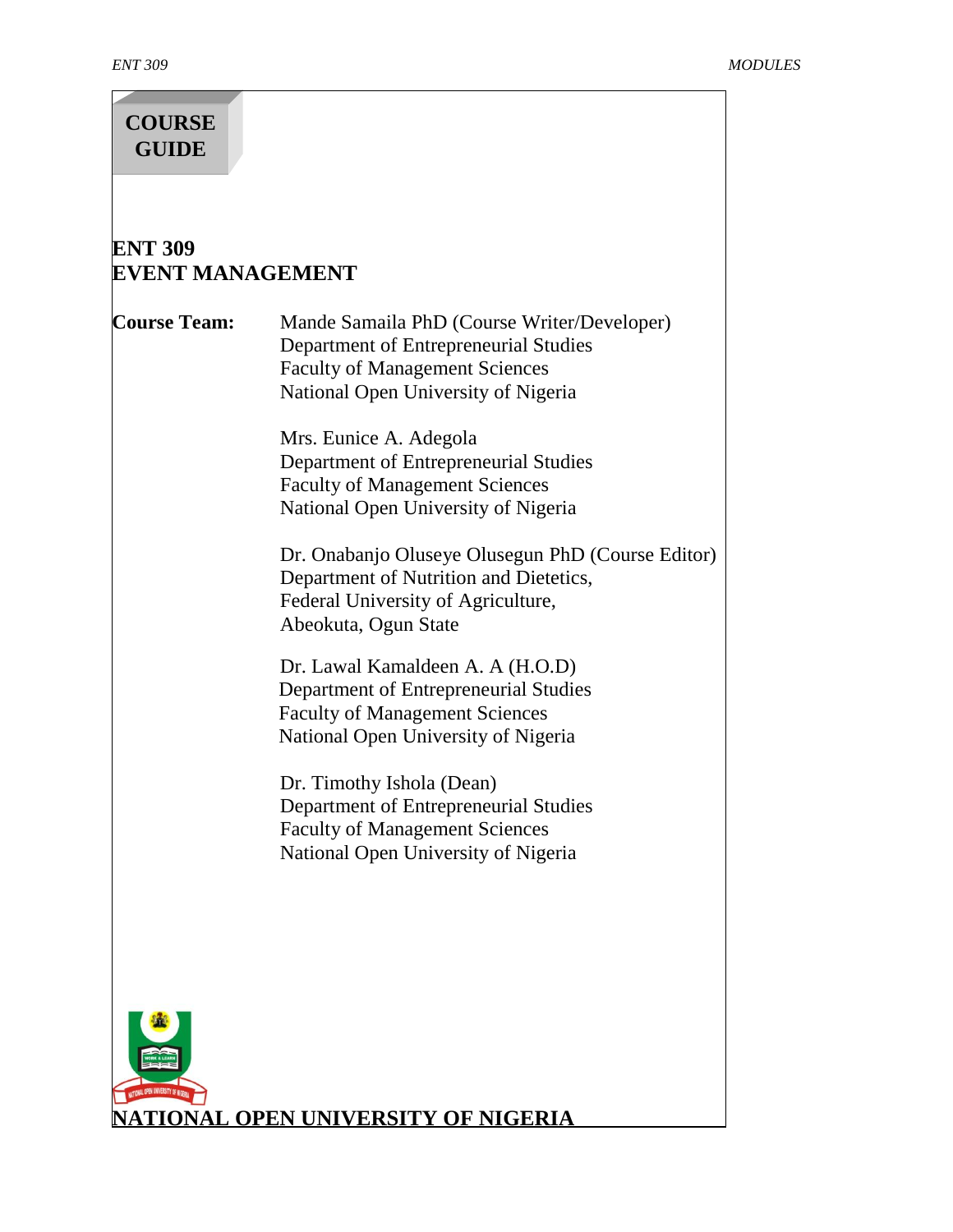**COURSE GUIDE**

# ENT 309
# EVENT MANAGEMENT

**Course Team:**

Mande Samaila PhD (Course Writer/Developer)
Department of Entrepreneurial Studies
Faculty of Management Sciences
National Open University of Nigeria

Mrs. Eunice A. Adegola
Department of Entrepreneurial Studies
Faculty of Management Sciences
National Open University of Nigeria

Dr. Onabanjo Oluseye Olusegun PhD (Course Editor)
Department of Nutrition and Dietetics,
Federal University of Agriculture,
Abeokuta, Ogun State

Dr. Lawal Kamaldeen A. A (H.O.D)
Department of Entrepreneurial Studies
Faculty of Management Sciences
National Open University of Nigeria

Dr. Timothy Ishola (Dean)
Department of Entrepreneurial Studies
Faculty of Management Sciences
National Open University of Nigeria

**NATIONAL OPEN UNIVERSITY OF NIGERIA**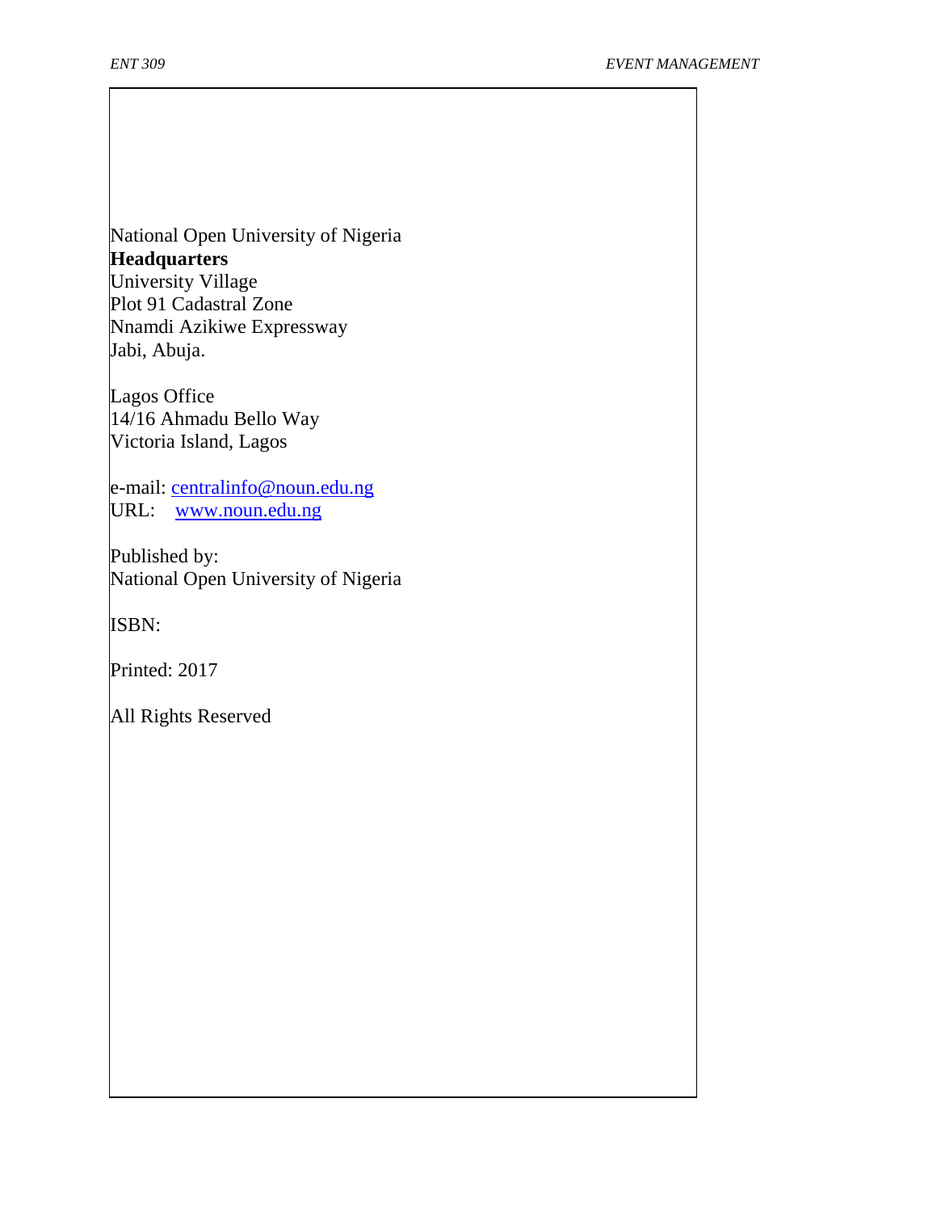National Open University of Nigeria
**Headquarters**
University Village
Plot 91 Cadastral Zone
Nnamdi Azikiwe Expressway
Jabi, Abuja.

Lagos Office
14/16 Ahmadu Bello Way
Victoria Island, Lagos

e-mail: centralinfo@noun.edu.ng
URL: www.noun.edu.ng

Published by:
National Open University of Nigeria

ISBN:

Printed: 2017

All Rights Reserved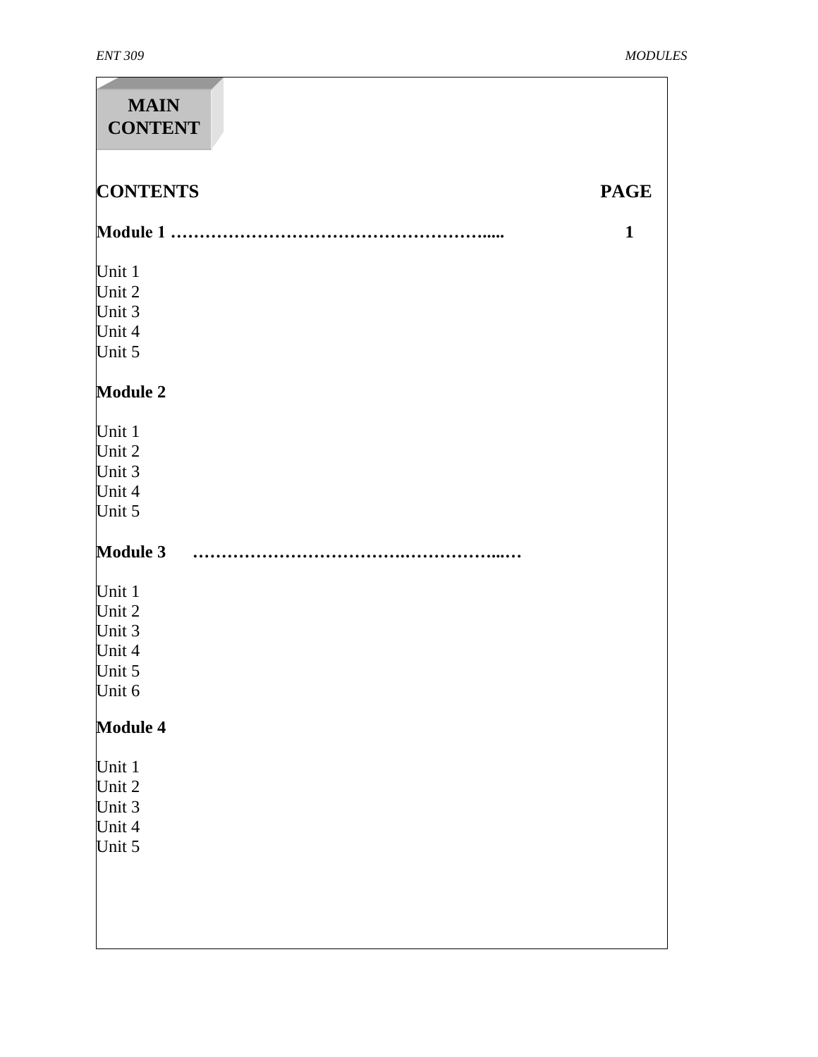# MAIN CONTENT

| CONTENTS | PAGE |
|---|---|
| **Module 1** ……………………………………………….…. | **1** |
| Unit 1 | |
| Unit 2 | |
| Unit 3 | |
| Unit 4 | |
| Unit 5 | |
| **Module 2** | |
| Unit 1 | |
| Unit 2 | |
| Unit 3 | |
| Unit 4 | |
| Unit 5 | |
| **Module 3** ……………………………….……………...… | |
| Unit 1 | |
| Unit 2 | |
| Unit 3 | |
| Unit 4 | |
| Unit 5 | |
| Unit 6 | |
| **Module 4** | |
| Unit 1 | |
| Unit 2 | |
| Unit 3 | |
| Unit 4 | |
| Unit 5 | |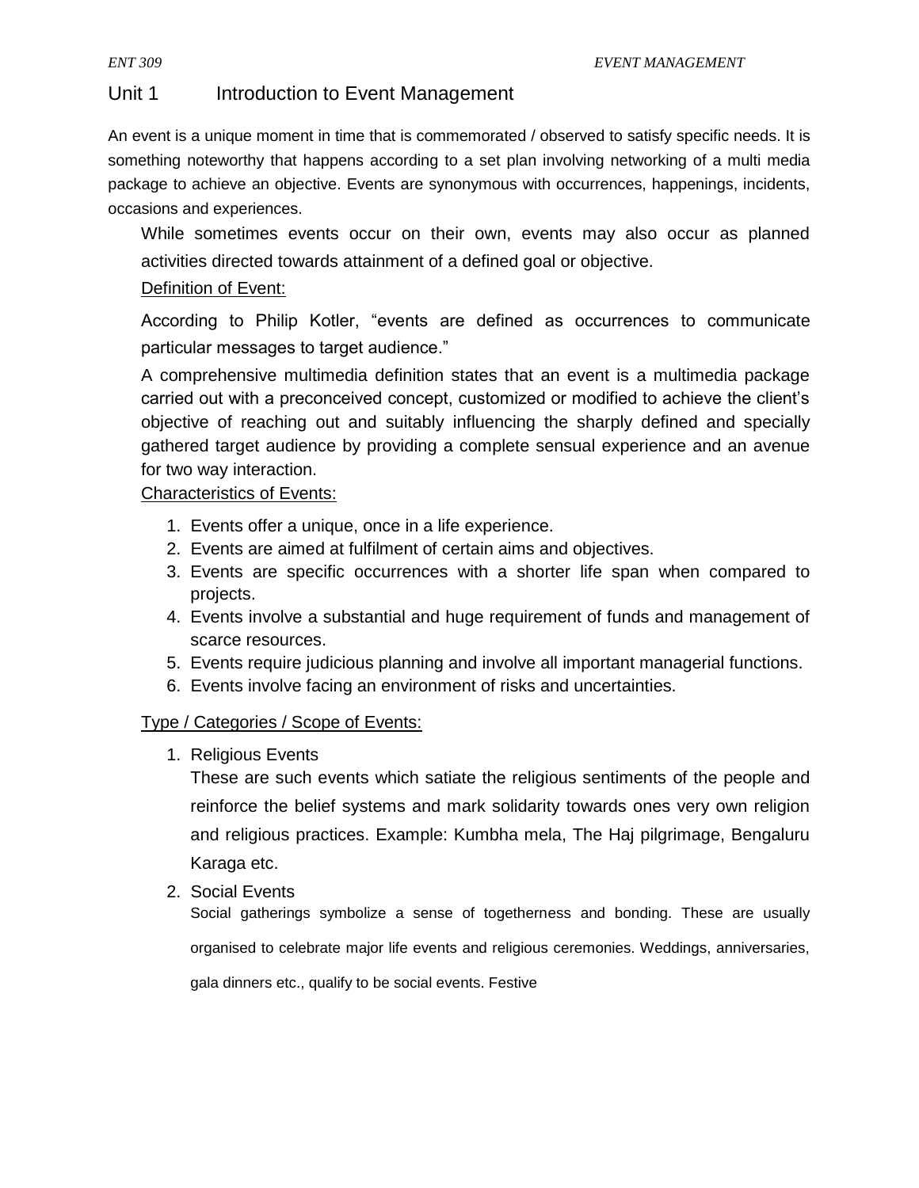## Unit 1 Introduction to Event Management

An event is a unique moment in time that is commemorated / observed to satisfy specific needs. It is something noteworthy that happens according to a set plan involving networking of a multi media package to achieve an objective. Events are synonymous with occurrences, happenings, incidents, occasions and experiences.

While sometimes events occur on their own, events may also occur as planned activities directed towards attainment of a defined goal or objective.

Definition of Event:

According to Philip Kotler, "events are defined as occurrences to communicate particular messages to target audience."

A comprehensive multimedia definition states that an event is a multimedia package carried out with a preconceived concept, customized or modified to achieve the client's objective of reaching out and suitably influencing the sharply defined and specially gathered target audience by providing a complete sensual experience and an avenue for two way interaction.

Characteristics of Events:

1. Events offer a unique, once in a life experience.
2. Events are aimed at fulfilment of certain aims and objectives.
3. Events are specific occurrences with a shorter life span when compared to projects.
4. Events involve a substantial and huge requirement of funds and management of scarce resources.
5. Events require judicious planning and involve all important managerial functions.
6. Events involve facing an environment of risks and uncertainties.

Type / Categories / Scope of Events:

1. Religious Events

   These are such events which satiate the religious sentiments of the people and reinforce the belief systems and mark solidarity towards ones very own religion and religious practices. Example: Kumbha mela, The Haj pilgrimage, Bengaluru Karaga etc.

2. Social Events

   Social gatherings symbolize a sense of togetherness and bonding. These are usually organised to celebrate major life events and religious ceremonies. Weddings, anniversaries, gala dinners etc., qualify to be social events. Festive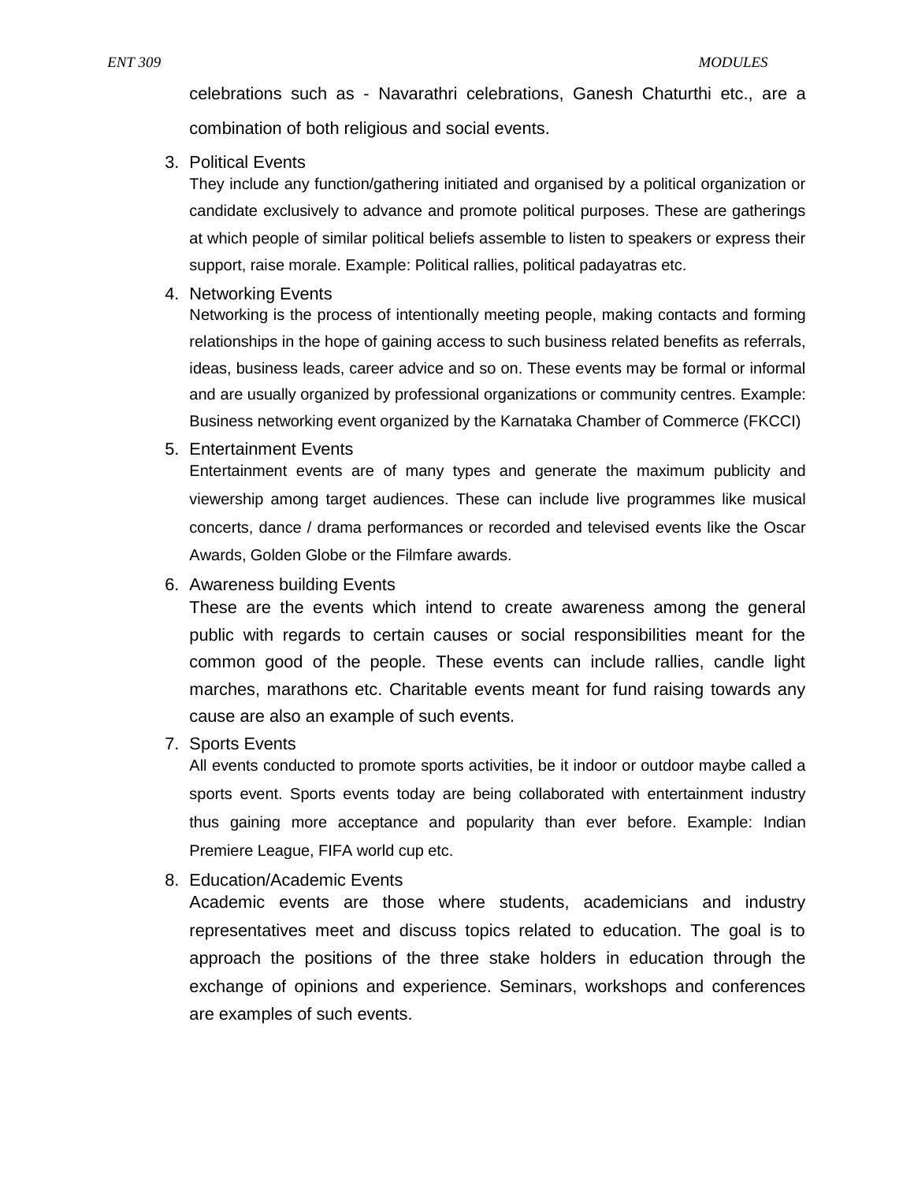celebrations such as - Navarathri celebrations, Ganesh Chaturthi etc., are a combination of both religious and social events.

3. Political Events

   They include any function/gathering initiated and organised by a political organization or candidate exclusively to advance and promote political purposes. These are gatherings at which people of similar political beliefs assemble to listen to speakers or express their support, raise morale. Example: Political rallies, political padayatras etc.

4. Networking Events

   Networking is the process of intentionally meeting people, making contacts and forming relationships in the hope of gaining access to such business related benefits as referrals, ideas, business leads, career advice and so on. These events may be formal or informal and are usually organized by professional organizations or community centres. Example: Business networking event organized by the Karnataka Chamber of Commerce (FKCCI)

5. Entertainment Events

   Entertainment events are of many types and generate the maximum publicity and viewership among target audiences. These can include live programmes like musical concerts, dance / drama performances or recorded and televised events like the Oscar Awards, Golden Globe or the Filmfare awards.

6. Awareness building Events

   These are the events which intend to create awareness among the general public with regards to certain causes or social responsibilities meant for the common good of the people. These events can include rallies, candle light marches, marathons etc. Charitable events meant for fund raising towards any cause are also an example of such events.

7. Sports Events

   All events conducted to promote sports activities, be it indoor or outdoor maybe called a sports event. Sports events today are being collaborated with entertainment industry thus gaining more acceptance and popularity than ever before. Example: Indian Premiere League, FIFA world cup etc.

8. Education/Academic Events

   Academic events are those where students, academicians and industry representatives meet and discuss topics related to education. The goal is to approach the positions of the three stake holders in education through the exchange of opinions and experience. Seminars, workshops and conferences are examples of such events.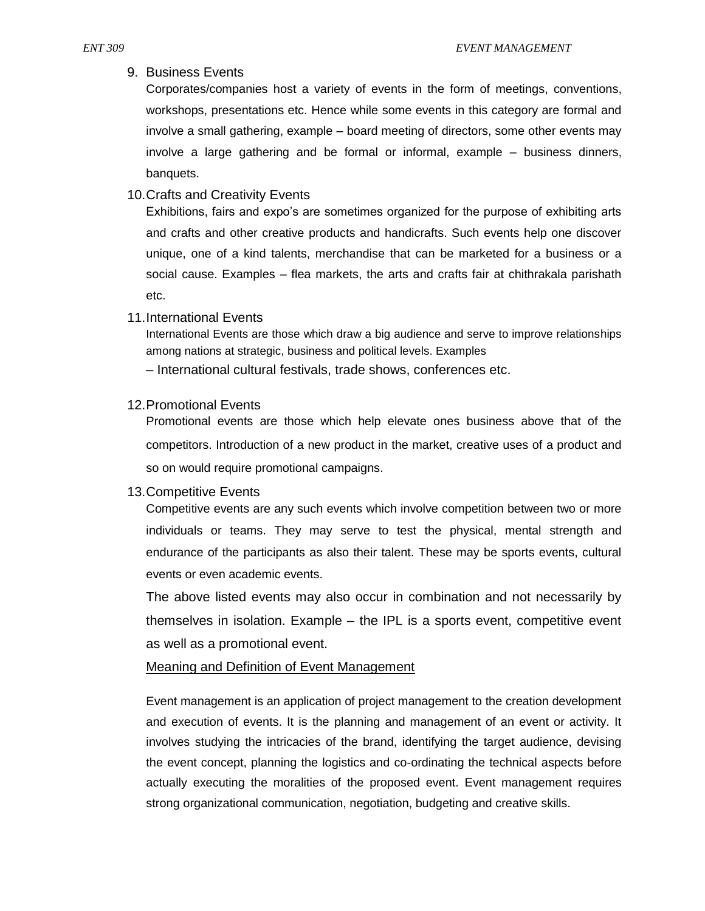9. Business Events

   Corporates/companies host a variety of events in the form of meetings, conventions, workshops, presentations etc. Hence while some events in this category are formal and involve a small gathering, example – board meeting of directors, some other events may involve a large gathering and be formal or informal, example – business dinners, banquets.

10. Crafts and Creativity Events

    Exhibitions, fairs and expo's are sometimes organized for the purpose of exhibiting arts and crafts and other creative products and handicrafts. Such events help one discover unique, one of a kind talents, merchandise that can be marketed for a business or a social cause. Examples – flea markets, the arts and crafts fair at chithrakala parishath etc.

11. International Events

    International Events are those which draw a big audience and serve to improve relationships among nations at strategic, business and political levels. Examples – International cultural festivals, trade shows, conferences etc.

12. Promotional Events

    Promotional events are those which help elevate ones business above that of the competitors. Introduction of a new product in the market, creative uses of a product and so on would require promotional campaigns.

13. Competitive Events

    Competitive events are any such events which involve competition between two or more individuals or teams. They may serve to test the physical, mental strength and endurance of the participants as also their talent. These may be sports events, cultural events or even academic events.

    The above listed events may also occur in combination and not necessarily by themselves in isolation. Example – the IPL is a sports event, competitive event as well as a promotional event.

## Meaning and Definition of Event Management

Event management is an application of project management to the creation development and execution of events. It is the planning and management of an event or activity. It involves studying the intricacies of the brand, identifying the target audience, devising the event concept, planning the logistics and co-ordinating the technical aspects before actually executing the moralities of the proposed event. Event management requires strong organizational communication, negotiation, budgeting and creative skills.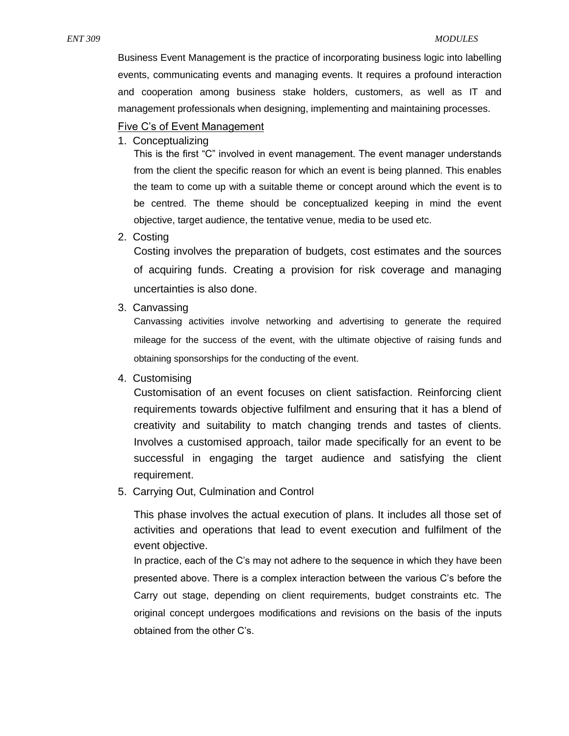Business Event Management is the practice of incorporating business logic into labelling events, communicating events and managing events. It requires a profound interaction and cooperation among business stake holders, customers, as well as IT and management professionals when designing, implementing and maintaining processes.

## Five C's of Event Management

1. Conceptualizing

   This is the first "C" involved in event management. The event manager understands from the client the specific reason for which an event is being planned. This enables the team to come up with a suitable theme or concept around which the event is to be centred. The theme should be conceptualized keeping in mind the event objective, target audience, the tentative venue, media to be used etc.

2. Costing

   Costing involves the preparation of budgets, cost estimates and the sources of acquiring funds. Creating a provision for risk coverage and managing uncertainties is also done.

3. Canvassing

   Canvassing activities involve networking and advertising to generate the required mileage for the success of the event, with the ultimate objective of raising funds and obtaining sponsorships for the conducting of the event.

4. Customising

   Customisation of an event focuses on client satisfaction. Reinforcing client requirements towards objective fulfilment and ensuring that it has a blend of creativity and suitability to match changing trends and tastes of clients. Involves a customised approach, tailor made specifically for an event to be successful in engaging the target audience and satisfying the client requirement.

5. Carrying Out, Culmination and Control

   This phase involves the actual execution of plans. It includes all those set of activities and operations that lead to event execution and fulfilment of the event objective.

   In practice, each of the C's may not adhere to the sequence in which they have been presented above. There is a complex interaction between the various C's before the Carry out stage, depending on client requirements, budget constraints etc. The original concept undergoes modifications and revisions on the basis of the inputs obtained from the other C's.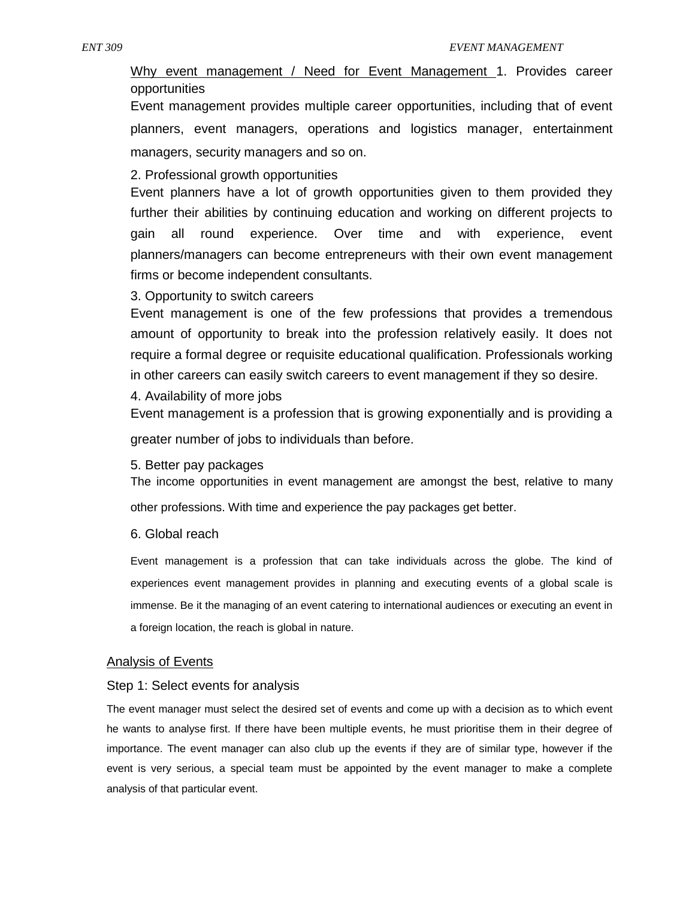<u>Why event management / Need for Event Management</u> 1. Provides career opportunities

Event management provides multiple career opportunities, including that of event planners, event managers, operations and logistics manager, entertainment managers, security managers and so on.

2. Professional growth opportunities

Event planners have a lot of growth opportunities given to them provided they further their abilities by continuing education and working on different projects to gain all round experience. Over time and with experience, event planners/managers can become entrepreneurs with their own event management firms or become independent consultants.

3. Opportunity to switch careers

Event management is one of the few professions that provides a tremendous amount of opportunity to break into the profession relatively easily. It does not require a formal degree or requisite educational qualification. Professionals working in other careers can easily switch careers to event management if they so desire.

4. Availability of more jobs

Event management is a profession that is growing exponentially and is providing a greater number of jobs to individuals than before.

5. Better pay packages

The income opportunities in event management are amongst the best, relative to many other professions. With time and experience the pay packages get better.

6. Global reach

Event management is a profession that can take individuals across the globe. The kind of experiences event management provides in planning and executing events of a global scale is immense. Be it the managing of an event catering to international audiences or executing an event in a foreign location, the reach is global in nature.

<u>Analysis of Events</u>

Step 1: Select events for analysis

The event manager must select the desired set of events and come up with a decision as to which event he wants to analyse first. If there have been multiple events, he must prioritise them in their degree of importance. The event manager can also club up the events if they are of similar type, however if the event is very serious, a special team must be appointed by the event manager to make a complete analysis of that particular event.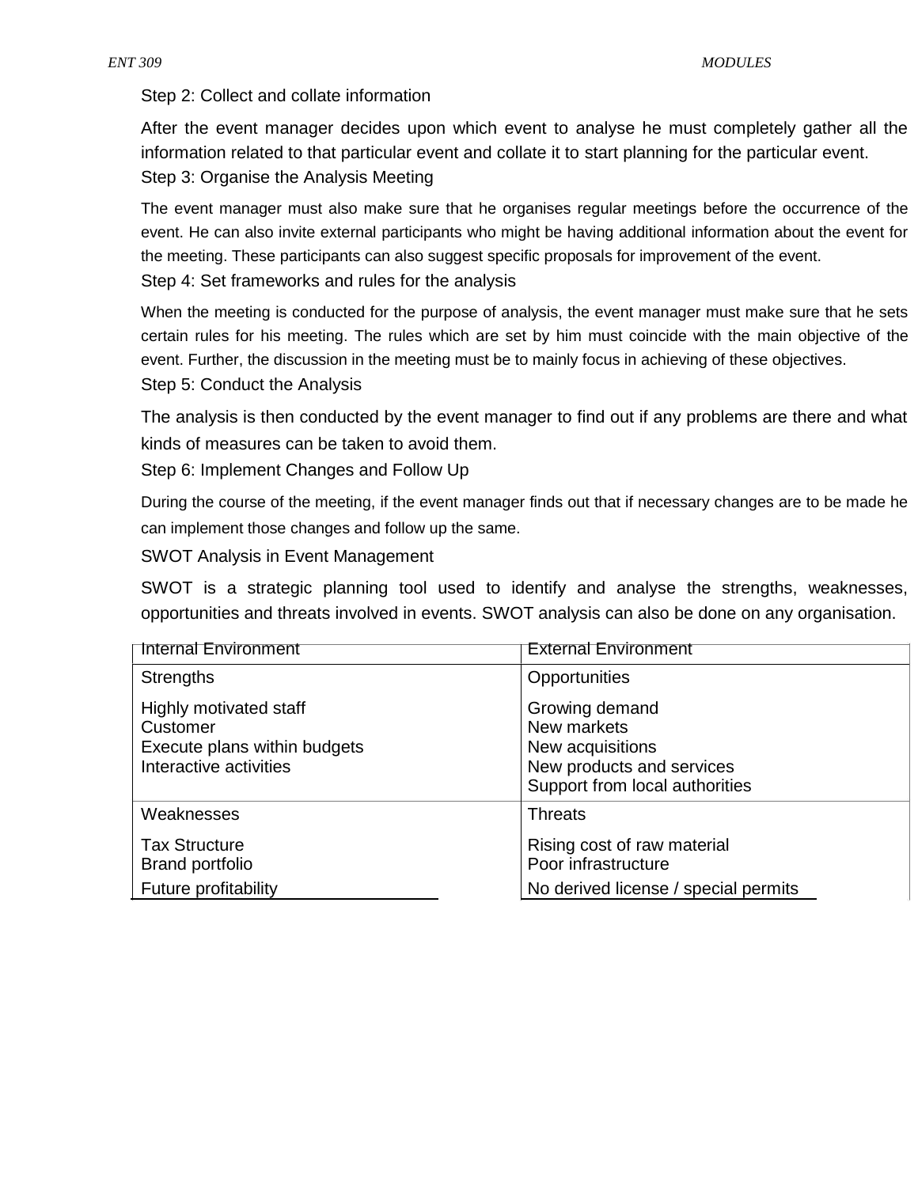Step 2: Collect and collate information

After the event manager decides upon which event to analyse he must completely gather all the information related to that particular event and collate it to start planning for the particular event.

Step 3: Organise the Analysis Meeting

The event manager must also make sure that he organises regular meetings before the occurrence of the event. He can also invite external participants who might be having additional information about the event for the meeting. These participants can also suggest specific proposals for improvement of the event.

Step 4: Set frameworks and rules for the analysis

When the meeting is conducted for the purpose of analysis, the event manager must make sure that he sets certain rules for his meeting. The rules which are set by him must coincide with the main objective of the event. Further, the discussion in the meeting must be to mainly focus in achieving of these objectives.

Step 5: Conduct the Analysis

The analysis is then conducted by the event manager to find out if any problems are there and what kinds of measures can be taken to avoid them.

Step 6: Implement Changes and Follow Up

During the course of the meeting, if the event manager finds out that if necessary changes are to be made he can implement those changes and follow up the same.

SWOT Analysis in Event Management

SWOT is a strategic planning tool used to identify and analyse the strengths, weaknesses, opportunities and threats involved in events. SWOT analysis can also be done on any organisation.

| Internal Environment | External Environment |
|---|---|
| Strengths | Opportunities |
| Highly motivated staff<br>Customer<br>Execute plans within budgets<br>Interactive activities | Growing demand<br>New markets<br>New acquisitions<br>New products and services<br>Support from local authorities |
| Weaknesses | Threats |
| Tax Structure<br>Brand portfolio<br>Future profitability | Rising cost of raw material<br>Poor infrastructure<br>No derived license / special permits |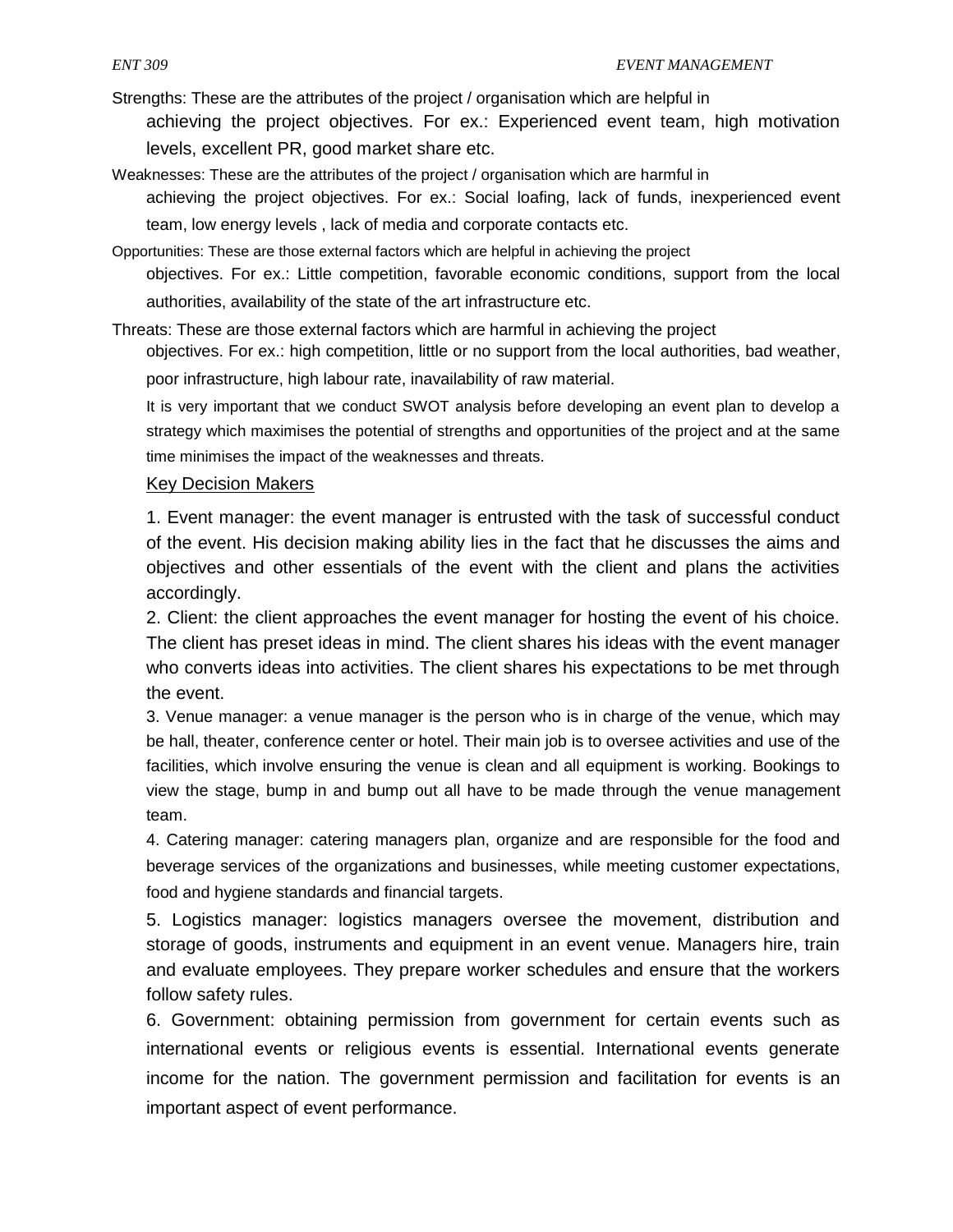Strengths: These are the attributes of the project / organisation which are helpful in achieving the project objectives. For ex.: Experienced event team, high motivation levels, excellent PR, good market share etc.

Weaknesses: These are the attributes of the project / organisation which are harmful in achieving the project objectives. For ex.: Social loafing, lack of funds, inexperienced event team, low energy levels , lack of media and corporate contacts etc.

Opportunities: These are those external factors which are helpful in achieving the project objectives. For ex.: Little competition, favorable economic conditions, support from the local authorities, availability of the state of the art infrastructure etc.

Threats: These are those external factors which are harmful in achieving the project objectives. For ex.: high competition, little or no support from the local authorities, bad weather, poor infrastructure, high labour rate, inavailability of raw material.

It is very important that we conduct SWOT analysis before developing an event plan to develop a strategy which maximises the potential of strengths and opportunities of the project and at the same time minimises the impact of the weaknesses and threats.

## Key Decision Makers

1. Event manager: the event manager is entrusted with the task of successful conduct of the event. His decision making ability lies in the fact that he discusses the aims and objectives and other essentials of the event with the client and plans the activities accordingly.

2. Client: the client approaches the event manager for hosting the event of his choice. The client has preset ideas in mind. The client shares his ideas with the event manager who converts ideas into activities. The client shares his expectations to be met through the event.

3. Venue manager: a venue manager is the person who is in charge of the venue, which may be hall, theater, conference center or hotel. Their main job is to oversee activities and use of the facilities, which involve ensuring the venue is clean and all equipment is working. Bookings to view the stage, bump in and bump out all have to be made through the venue management team.

4. Catering manager: catering managers plan, organize and are responsible for the food and beverage services of the organizations and businesses, while meeting customer expectations, food and hygiene standards and financial targets.

5. Logistics manager: logistics managers oversee the movement, distribution and storage of goods, instruments and equipment in an event venue. Managers hire, train and evaluate employees. They prepare worker schedules and ensure that the workers follow safety rules.

6. Government: obtaining permission from government for certain events such as international events or religious events is essential. International events generate income for the nation. The government permission and facilitation for events is an important aspect of event performance.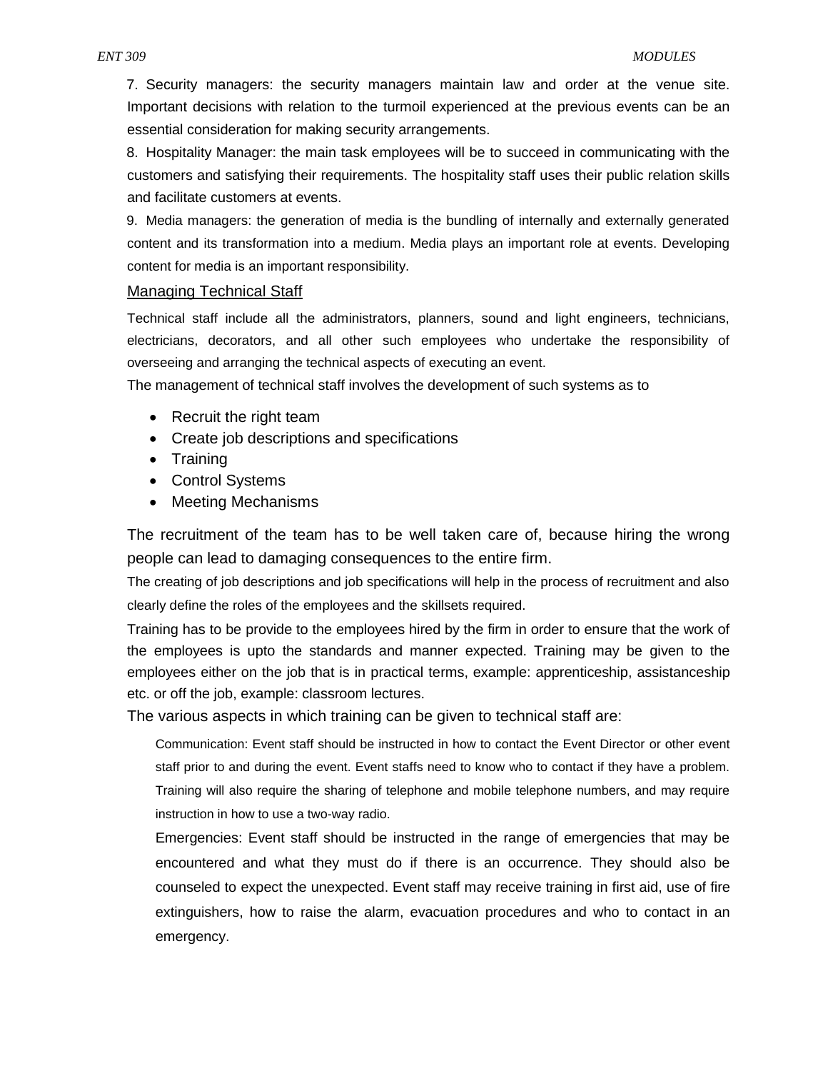7. Security managers: the security managers maintain law and order at the venue site. Important decisions with relation to the turmoil experienced at the previous events can be an essential consideration for making security arrangements.

8. Hospitality Manager: the main task employees will be to succeed in communicating with the customers and satisfying their requirements. The hospitality staff uses their public relation skills and facilitate customers at events.

9. Media managers: the generation of media is the bundling of internally and externally generated content and its transformation into a medium. Media plays an important role at events. Developing content for media is an important responsibility.

<u>Managing Technical Staff</u>

Technical staff include all the administrators, planners, sound and light engineers, technicians, electricians, decorators, and all other such employees who undertake the responsibility of overseeing and arranging the technical aspects of executing an event.

The management of technical staff involves the development of such systems as to

- Recruit the right team
- Create job descriptions and specifications
- Training
- Control Systems
- Meeting Mechanisms

The recruitment of the team has to be well taken care of, because hiring the wrong people can lead to damaging consequences to the entire firm.

The creating of job descriptions and job specifications will help in the process of recruitment and also clearly define the roles of the employees and the skillsets required.

Training has to be provide to the employees hired by the firm in order to ensure that the work of the employees is upto the standards and manner expected. Training may be given to the employees either on the job that is in practical terms, example: apprenticeship, assistanceship etc. or off the job, example: classroom lectures.

The various aspects in which training can be given to technical staff are:

Communication: Event staff should be instructed in how to contact the Event Director or other event staff prior to and during the event. Event staffs need to know who to contact if they have a problem. Training will also require the sharing of telephone and mobile telephone numbers, and may require instruction in how to use a two-way radio.

Emergencies: Event staff should be instructed in the range of emergencies that may be encountered and what they must do if there is an occurrence. They should also be counseled to expect the unexpected. Event staff may receive training in first aid, use of fire extinguishers, how to raise the alarm, evacuation procedures and who to contact in an emergency.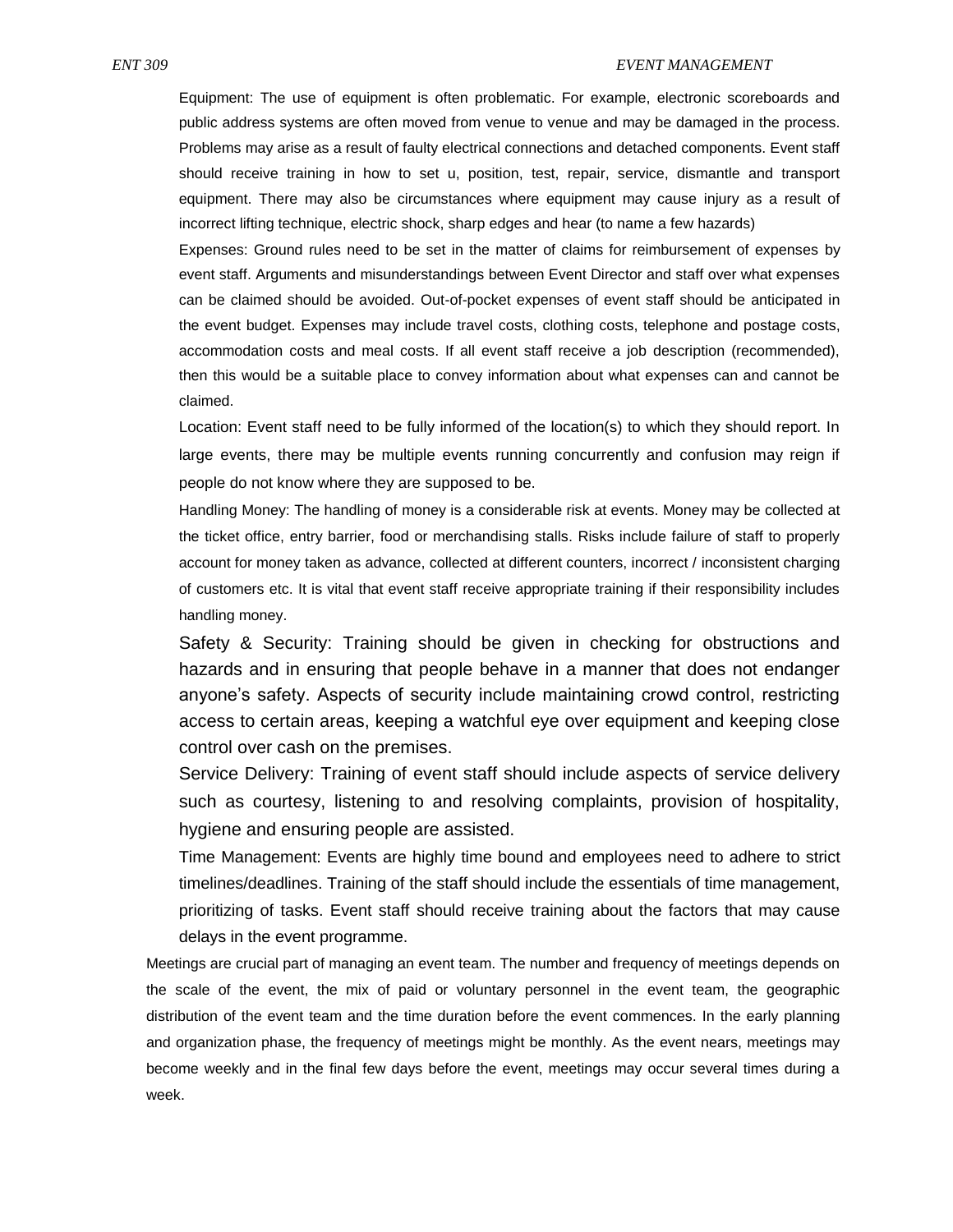Equipment: The use of equipment is often problematic. For example, electronic scoreboards and public address systems are often moved from venue to venue and may be damaged in the process. Problems may arise as a result of faulty electrical connections and detached components. Event staff should receive training in how to set u, position, test, repair, service, dismantle and transport equipment. There may also be circumstances where equipment may cause injury as a result of incorrect lifting technique, electric shock, sharp edges and hear (to name a few hazards)

Expenses: Ground rules need to be set in the matter of claims for reimbursement of expenses by event staff. Arguments and misunderstandings between Event Director and staff over what expenses can be claimed should be avoided. Out-of-pocket expenses of event staff should be anticipated in the event budget. Expenses may include travel costs, clothing costs, telephone and postage costs, accommodation costs and meal costs. If all event staff receive a job description (recommended), then this would be a suitable place to convey information about what expenses can and cannot be claimed.

Location: Event staff need to be fully informed of the location(s) to which they should report. In large events, there may be multiple events running concurrently and confusion may reign if people do not know where they are supposed to be.

Handling Money: The handling of money is a considerable risk at events. Money may be collected at the ticket office, entry barrier, food or merchandising stalls. Risks include failure of staff to properly account for money taken as advance, collected at different counters, incorrect / inconsistent charging of customers etc. It is vital that event staff receive appropriate training if their responsibility includes handling money.

Safety & Security: Training should be given in checking for obstructions and hazards and in ensuring that people behave in a manner that does not endanger anyone's safety. Aspects of security include maintaining crowd control, restricting access to certain areas, keeping a watchful eye over equipment and keeping close control over cash on the premises.

Service Delivery: Training of event staff should include aspects of service delivery such as courtesy, listening to and resolving complaints, provision of hospitality, hygiene and ensuring people are assisted.

Time Management: Events are highly time bound and employees need to adhere to strict timelines/deadlines. Training of the staff should include the essentials of time management, prioritizing of tasks. Event staff should receive training about the factors that may cause delays in the event programme.

Meetings are crucial part of managing an event team. The number and frequency of meetings depends on the scale of the event, the mix of paid or voluntary personnel in the event team, the geographic distribution of the event team and the time duration before the event commences. In the early planning and organization phase, the frequency of meetings might be monthly. As the event nears, meetings may become weekly and in the final few days before the event, meetings may occur several times during a week.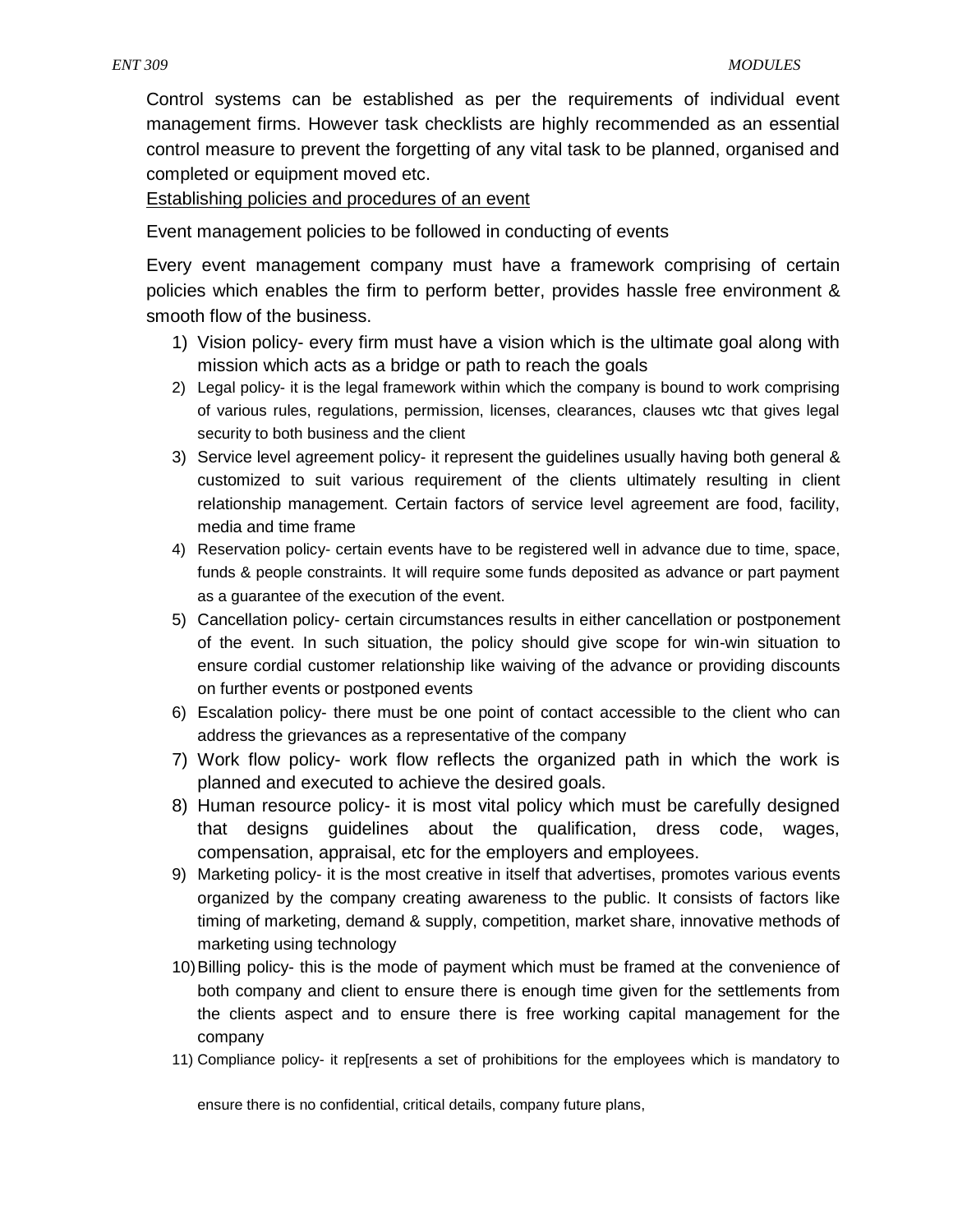Control systems can be established as per the requirements of individual event management firms. However task checklists are highly recommended as an essential control measure to prevent the forgetting of any vital task to be planned, organised and completed or equipment moved etc.

<u>Establishing policies and procedures of an event</u>

Event management policies to be followed in conducting of events

Every event management company must have a framework comprising of certain policies which enables the firm to perform better, provides hassle free environment & smooth flow of the business.

1) Vision policy- every firm must have a vision which is the ultimate goal along with mission which acts as a bridge or path to reach the goals
2) Legal policy- it is the legal framework within which the company is bound to work comprising of various rules, regulations, permission, licenses, clearances, clauses wtc that gives legal security to both business and the client
3) Service level agreement policy- it represent the guidelines usually having both general & customized to suit various requirement of the clients ultimately resulting in client relationship management. Certain factors of service level agreement are food, facility, media and time frame
4) Reservation policy- certain events have to be registered well in advance due to time, space, funds & people constraints. It will require some funds deposited as advance or part payment as a guarantee of the execution of the event.
5) Cancellation policy- certain circumstances results in either cancellation or postponement of the event. In such situation, the policy should give scope for win-win situation to ensure cordial customer relationship like waiving of the advance or providing discounts on further events or postponed events
6) Escalation policy- there must be one point of contact accessible to the client who can address the grievances as a representative of the company
7) Work flow policy- work flow reflects the organized path in which the work is planned and executed to achieve the desired goals.
8) Human resource policy- it is most vital policy which must be carefully designed that designs guidelines about the qualification, dress code, wages, compensation, appraisal, etc for the employers and employees.
9) Marketing policy- it is the most creative in itself that advertises, promotes various events organized by the company creating awareness to the public. It consists of factors like timing of marketing, demand & supply, competition, market share, innovative methods of marketing using technology
10) Billing policy- this is the mode of payment which must be framed at the convenience of both company and client to ensure there is enough time given for the settlements from the clients aspect and to ensure there is free working capital management for the company
11) Compliance policy- it rep[resents a set of prohibitions for the employees which is mandatory to ensure there is no confidential, critical details, company future plans,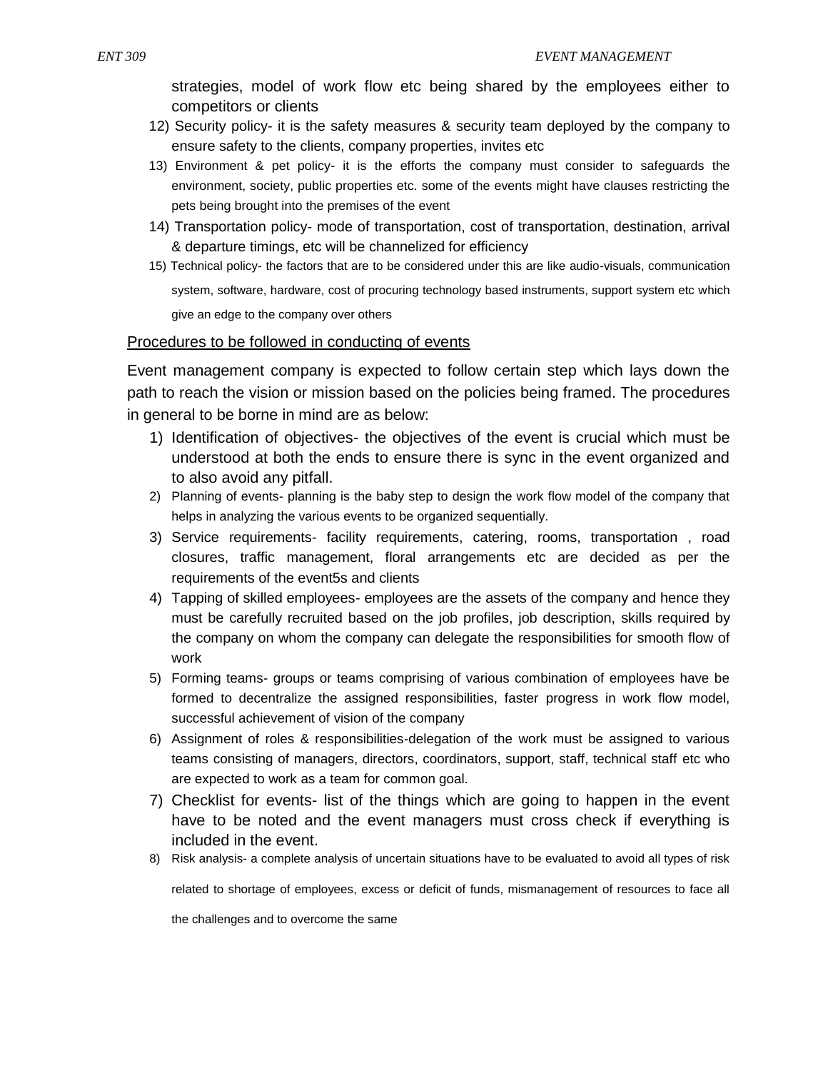strategies, model of work flow etc being shared by the employees either to competitors or clients

12) Security policy- it is the safety measures & security team deployed by the company to ensure safety to the clients, company properties, invites etc
13) Environment & pet policy- it is the efforts the company must consider to safeguards the environment, society, public properties etc. some of the events might have clauses restricting the pets being brought into the premises of the event
14) Transportation policy- mode of transportation, cost of transportation, destination, arrival & departure timings, etc will be channelized for efficiency
15) Technical policy- the factors that are to be considered under this are like audio-visuals, communication system, software, hardware, cost of procuring technology based instruments, support system etc which give an edge to the company over others

<u>Procedures to be followed in conducting of events</u>

Event management company is expected to follow certain step which lays down the path to reach the vision or mission based on the policies being framed. The procedures in general to be borne in mind are as below:

1) Identification of objectives- the objectives of the event is crucial which must be understood at both the ends to ensure there is sync in the event organized and to also avoid any pitfall.
2) Planning of events- planning is the baby step to design the work flow model of the company that helps in analyzing the various events to be organized sequentially.
3) Service requirements- facility requirements, catering, rooms, transportation , road closures, traffic management, floral arrangements etc are decided as per the requirements of the event5s and clients
4) Tapping of skilled employees- employees are the assets of the company and hence they must be carefully recruited based on the job profiles, job description, skills required by the company on whom the company can delegate the responsibilities for smooth flow of work
5) Forming teams- groups or teams comprising of various combination of employees have be formed to decentralize the assigned responsibilities, faster progress in work flow model, successful achievement of vision of the company
6) Assignment of roles & responsibilities-delegation of the work must be assigned to various teams consisting of managers, directors, coordinators, support, staff, technical staff etc who are expected to work as a team for common goal.
7) Checklist for events- list of the things which are going to happen in the event have to be noted and the event managers must cross check if everything is included in the event.
8) Risk analysis- a complete analysis of uncertain situations have to be evaluated to avoid all types of risk related to shortage of employees, excess or deficit of funds, mismanagement of resources to face all the challenges and to overcome the same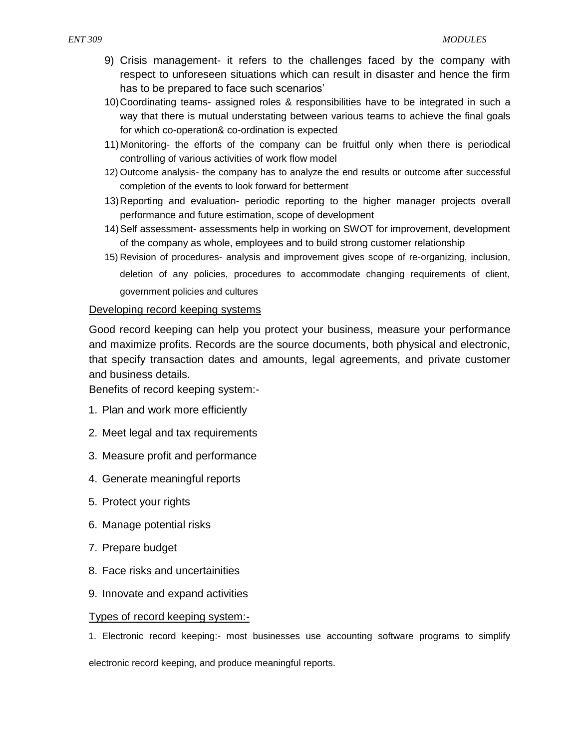9) Crisis management- it refers to the challenges faced by the company with respect to unforeseen situations which can result in disaster and hence the firm has to be prepared to face such scenarios'
10) Coordinating teams- assigned roles & responsibilities have to be integrated in such a way that there is mutual understating between various teams to achieve the final goals for which co-operation& co-ordination is expected
11) Monitoring- the efforts of the company can be fruitful only when there is periodical controlling of various activities of work flow model
12) Outcome analysis- the company has to analyze the end results or outcome after successful completion of the events to look forward for betterment
13) Reporting and evaluation- periodic reporting to the higher manager projects overall performance and future estimation, scope of development
14) Self assessment- assessments help in working on SWOT for improvement, development of the company as whole, employees and to build strong customer relationship
15) Revision of procedures- analysis and improvement gives scope of re-organizing, inclusion, deletion of any policies, procedures to accommodate changing requirements of client, government policies and cultures

<u>Developing record keeping systems</u>

Good record keeping can help you protect your business, measure your performance and maximize profits. Records are the source documents, both physical and electronic, that specify transaction dates and amounts, legal agreements, and private customer and business details.

Benefits of record keeping system:-

1. Plan and work more efficiently
2. Meet legal and tax requirements
3. Measure profit and performance
4. Generate meaningful reports
5. Protect your rights
6. Manage potential risks
7. Prepare budget
8. Face risks and uncertainities
9. Innovate and expand activities

<u>Types of record keeping system:-</u>

1. Electronic record keeping:- most businesses use accounting software programs to simplify electronic record keeping, and produce meaningful reports.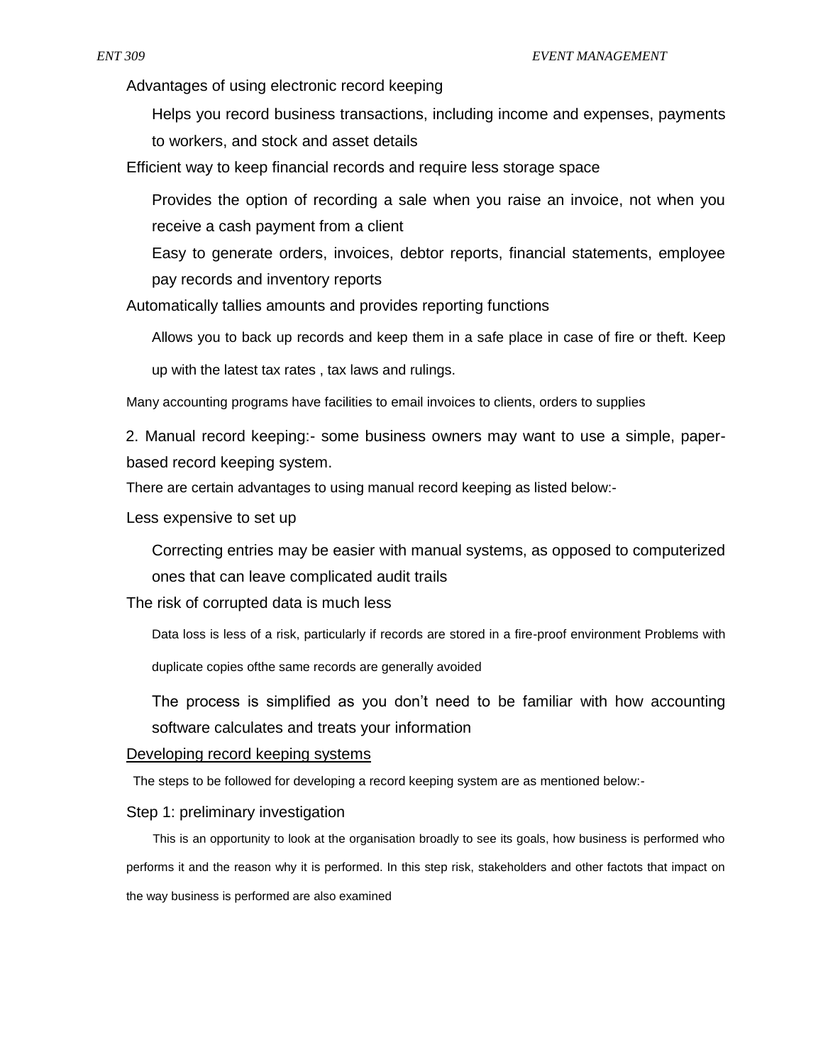Advantages of using electronic record keeping

- Helps you record business transactions, including income and expenses, payments to workers, and stock and asset details
- Efficient way to keep financial records and require less storage space
- Provides the option of recording a sale when you raise an invoice, not when you receive a cash payment from a client
- Easy to generate orders, invoices, debtor reports, financial statements, employee pay records and inventory reports
- Automatically tallies amounts and provides reporting functions
- Allows you to back up records and keep them in a safe place in case of fire or theft. Keep up with the latest tax rates , tax laws and rulings.
- Many accounting programs have facilities to email invoices to clients, orders to supplies

2. Manual record keeping:- some business owners may want to use a simple, paper-based record keeping system.

There are certain advantages to using manual record keeping as listed below:-

- Less expensive to set up
- Correcting entries may be easier with manual systems, as opposed to computerized ones that can leave complicated audit trails
- The risk of corrupted data is much less
- Data loss is less of a risk, particularly if records are stored in a fire-proof environment Problems with duplicate copies ofthe same records are generally avoided
- The process is simplified as you don't need to be familiar with how accounting software calculates and treats your information

<u>Developing record keeping systems</u>

The steps to be followed for developing a record keeping system are as mentioned below:-

Step 1: preliminary investigation

This is an opportunity to look at the organisation broadly to see its goals, how business is performed who performs it and the reason why it is performed. In this step risk, stakeholders and other factots that impact on the way business is performed are also examined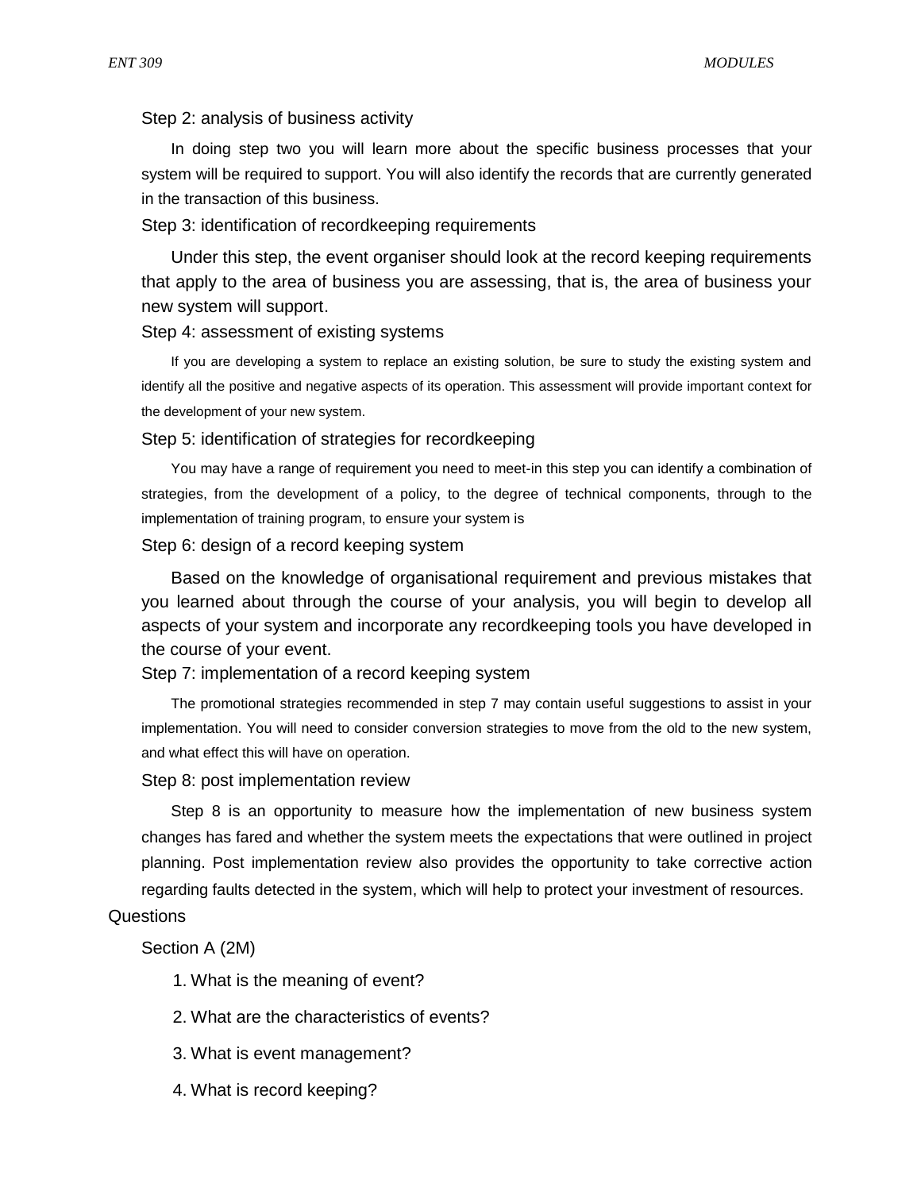Step 2: analysis of business activity

In doing step two you will learn more about the specific business processes that your system will be required to support. You will also identify the records that are currently generated in the transaction of this business.

Step 3: identification of recordkeeping requirements

Under this step, the event organiser should look at the record keeping requirements that apply to the area of business you are assessing, that is, the area of business your new system will support.

Step 4: assessment of existing systems

If you are developing a system to replace an existing solution, be sure to study the existing system and identify all the positive and negative aspects of its operation. This assessment will provide important context for the development of your new system.

Step 5: identification of strategies for recordkeeping

You may have a range of requirement you need to meet-in this step you can identify a combination of strategies, from the development of a policy, to the degree of technical components, through to the implementation of training program, to ensure your system is

Step 6: design of a record keeping system

Based on the knowledge of organisational requirement and previous mistakes that you learned about through the course of your analysis, you will begin to develop all aspects of your system and incorporate any recordkeeping tools you have developed in the course of your event.

Step 7: implementation of a record keeping system

The promotional strategies recommended in step 7 may contain useful suggestions to assist in your implementation. You will need to consider conversion strategies to move from the old to the new system, and what effect this will have on operation.

Step 8: post implementation review

Step 8 is an opportunity to measure how the implementation of new business system changes has fared and whether the system meets the expectations that were outlined in project planning. Post implementation review also provides the opportunity to take corrective action regarding faults detected in the system, which will help to protect your investment of resources.

Questions

Section A (2M)

1. What is the meaning of event?
2. What are the characteristics of events?
3. What is event management?
4. What is record keeping?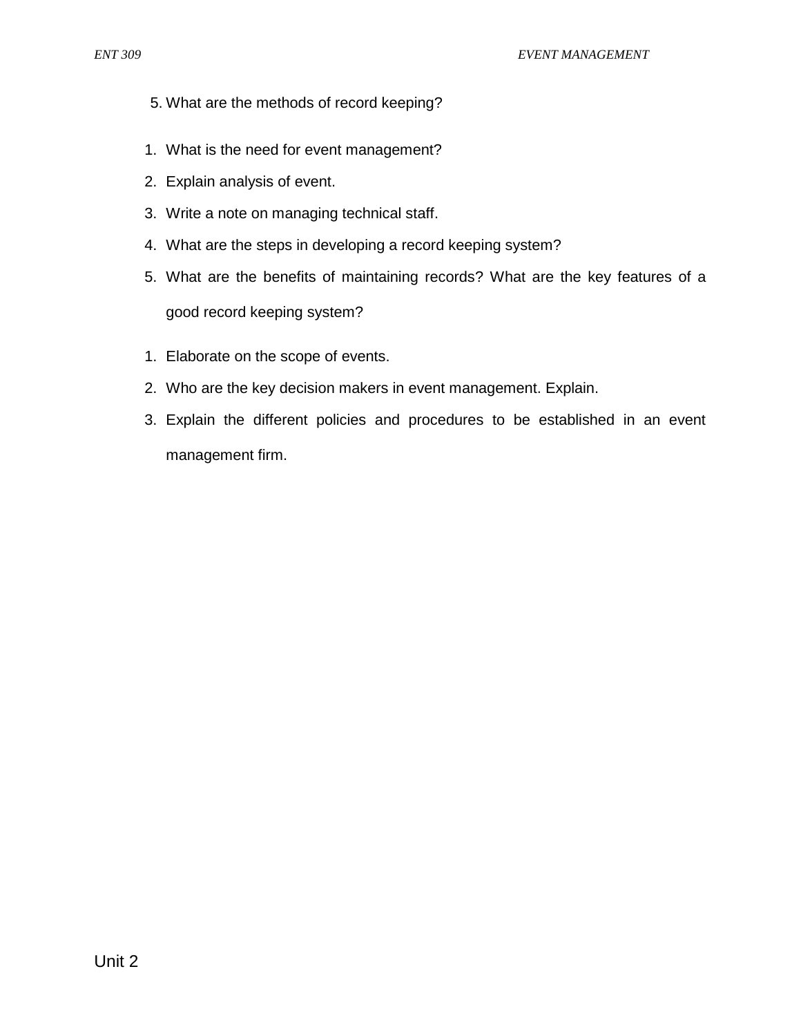5. What are the methods of record keeping?

1. What is the need for event management?
2. Explain analysis of event.
3. Write a note on managing technical staff.
4. What are the steps in developing a record keeping system?
5. What are the benefits of maintaining records? What are the key features of a good record keeping system?

1. Elaborate on the scope of events.
2. Who are the key decision makers in event management. Explain.
3. Explain the different policies and procedures to be established in an event management firm.

Unit 2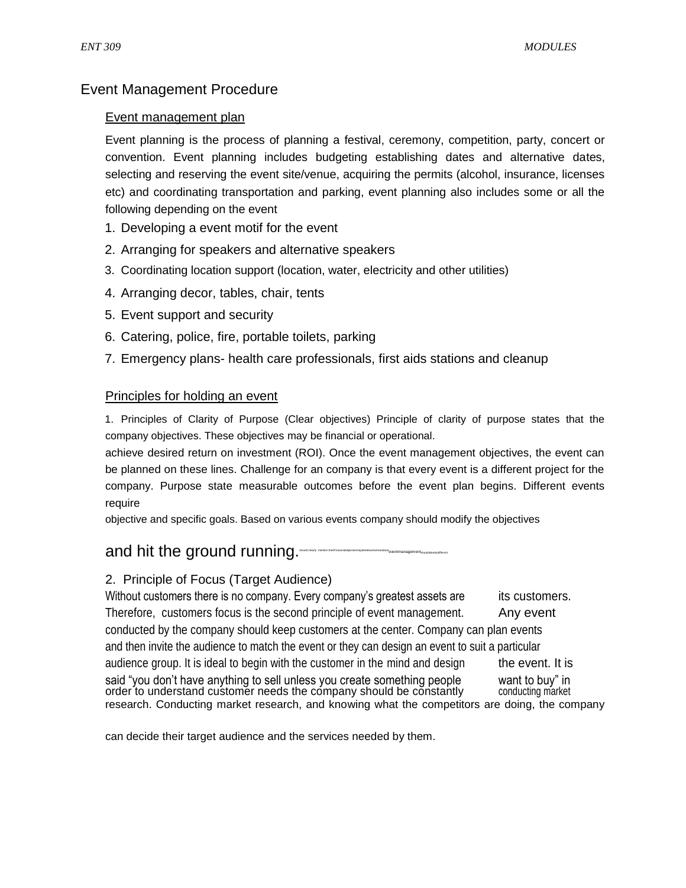## Event Management Procedure

### Event management plan

Event planning is the process of planning a festival, ceremony, competition, party, concert or convention. Event planning includes budgeting establishing dates and alternative dates, selecting and reserving the event site/venue, acquiring the permits (alcohol, insurance, licenses etc) and coordinating transportation and parking, event planning also includes some or all the following depending on the event

1. Developing a event motif for the event
2. Arranging for speakers and alternative speakers
3. Coordinating location support (location, water, electricity and other utilities)
4. Arranging decor, tables, chair, tents
5. Event support and security
6. Catering, police, fire, portable toilets, parking
7. Emergency plans- health care professionals, first aids stations and cleanup

### Principles for holding an event

1. Principles of Clarity of Purpose (Clear objectives) Principle of clarity of purpose states that the company objectives. These objectives may be financial or operational.

achieve desired return on investment (ROI). Once the event management objectives, the event can be planned on these lines. Challenge for an company is that every event is a different project for the company. Purpose state measurable outcomes before the event plan begins. Different events require

objective and specific goals. Based on various events company should modify the objectives

and hit the ground running. should clearly mention theirFinancialobjectivesmaybetoteeetrtucoeutabout eventmanagement shouldclearlydifferent

2. Principle of Focus (Target Audience)

Without customers there is no company. Every company's greatest assets are its customers. Therefore, customers focus is the second principle of event management. Any event conducted by the company should keep customers at the center. Company can plan events and then invite the audience to match the event or they can design an event to suit a particular audience group. It is ideal to begin with the customer in the mind and design the event. It is said "you don't have anything to sell unless you create something people want to buy" in order to understand customer needs the company should be constantly conducting market research. Conducting market research, and knowing what the competitors are doing, the company

can decide their target audience and the services needed by them.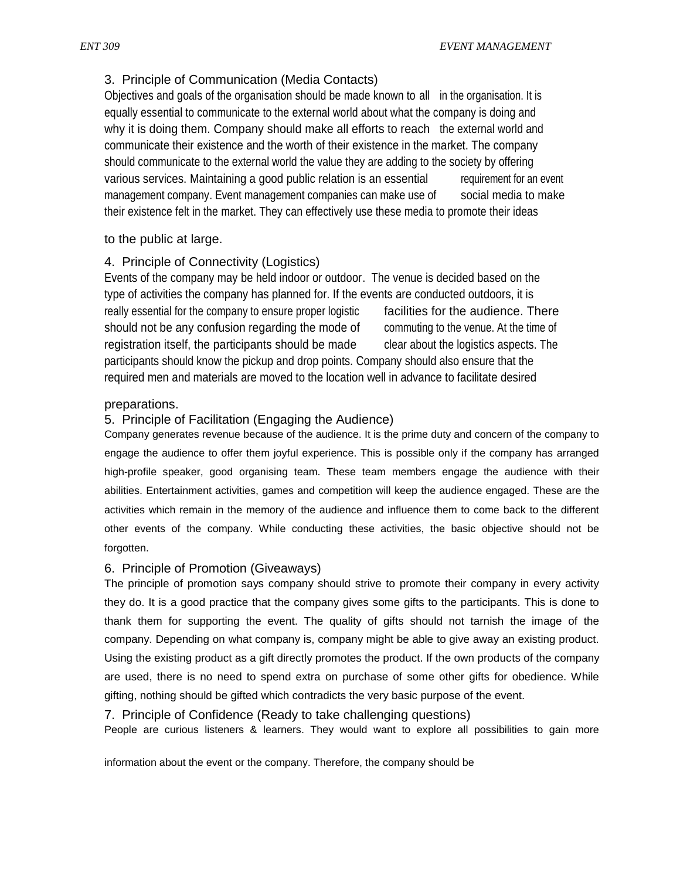### 3. Principle of Communication (Media Contacts)

Objectives and goals of the organisation should be made known to all in the organisation. It is equally essential to communicate to the external world about what the company is doing and why it is doing them. Company should make all efforts to reach the external world and communicate their existence and the worth of their existence in the market. The company should communicate to the external world the value they are adding to the society by offering various services. Maintaining a good public relation is an essential requirement for an event management company. Event management companies can make use of social media to make their existence felt in the market. They can effectively use these media to promote their ideas to the public at large.

### 4. Principle of Connectivity (Logistics)

Events of the company may be held indoor or outdoor. The venue is decided based on the type of activities the company has planned for. If the events are conducted outdoors, it is really essential for the company to ensure proper logistic facilities for the audience. There should not be any confusion regarding the mode of commuting to the venue. At the time of registration itself, the participants should be made clear about the logistics aspects. The participants should know the pickup and drop points. Company should also ensure that the required men and materials are moved to the location well in advance to facilitate desired preparations.

### 5. Principle of Facilitation (Engaging the Audience)

Company generates revenue because of the audience. It is the prime duty and concern of the company to engage the audience to offer them joyful experience. This is possible only if the company has arranged high-profile speaker, good organising team. These team members engage the audience with their abilities. Entertainment activities, games and competition will keep the audience engaged. These are the activities which remain in the memory of the audience and influence them to come back to the different other events of the company. While conducting these activities, the basic objective should not be forgotten.

### 6. Principle of Promotion (Giveaways)

The principle of promotion says company should strive to promote their company in every activity they do. It is a good practice that the company gives some gifts to the participants. This is done to thank them for supporting the event. The quality of gifts should not tarnish the image of the company. Depending on what company is, company might be able to give away an existing product. Using the existing product as a gift directly promotes the product. If the own products of the company are used, there is no need to spend extra on purchase of some other gifts for obedience. While gifting, nothing should be gifted which contradicts the very basic purpose of the event.

### 7. Principle of Confidence (Ready to take challenging questions)

People are curious listeners & learners. They would want to explore all possibilities to gain more information about the event or the company. Therefore, the company should be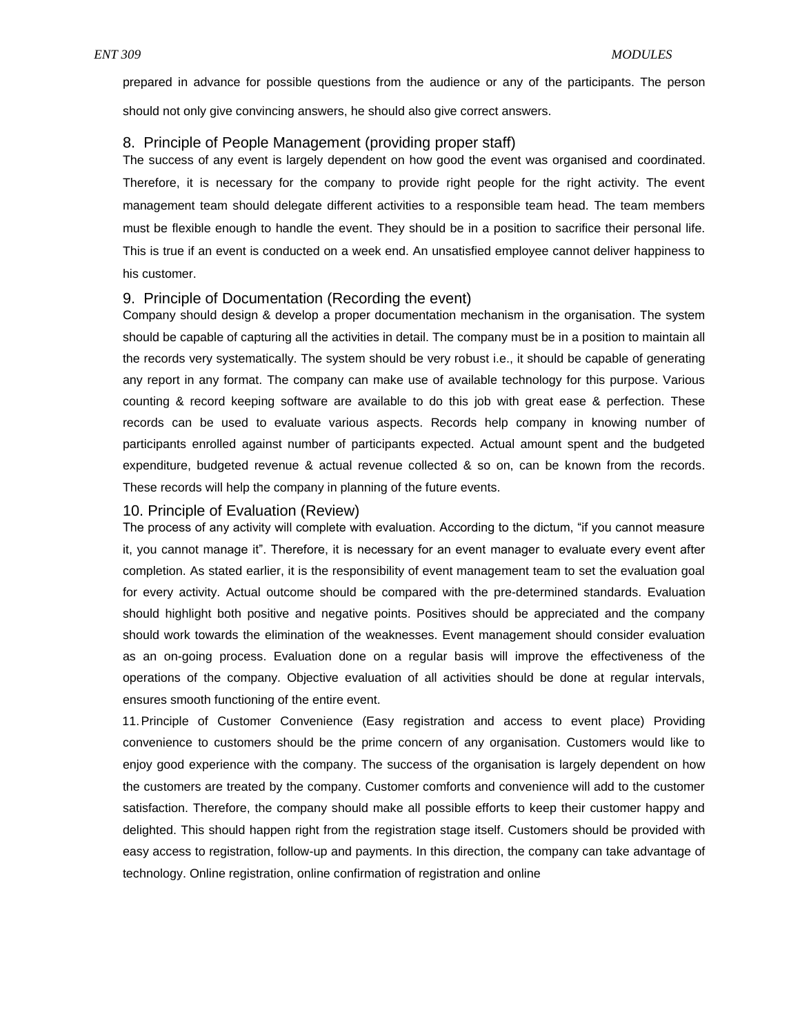prepared in advance for possible questions from the audience or any of the participants. The person should not only give convincing answers, he should also give correct answers.

### 8. Principle of People Management (providing proper staff)

The success of any event is largely dependent on how good the event was organised and coordinated. Therefore, it is necessary for the company to provide right people for the right activity. The event management team should delegate different activities to a responsible team head. The team members must be flexible enough to handle the event. They should be in a position to sacrifice their personal life. This is true if an event is conducted on a week end. An unsatisfied employee cannot deliver happiness to his customer.

### 9. Principle of Documentation (Recording the event)

Company should design & develop a proper documentation mechanism in the organisation. The system should be capable of capturing all the activities in detail. The company must be in a position to maintain all the records very systematically. The system should be very robust i.e., it should be capable of generating any report in any format. The company can make use of available technology for this purpose. Various counting & record keeping software are available to do this job with great ease & perfection. These records can be used to evaluate various aspects. Records help company in knowing number of participants enrolled against number of participants expected. Actual amount spent and the budgeted expenditure, budgeted revenue & actual revenue collected & so on, can be known from the records. These records will help the company in planning of the future events.

### 10. Principle of Evaluation (Review)

The process of any activity will complete with evaluation. According to the dictum, "if you cannot measure it, you cannot manage it". Therefore, it is necessary for an event manager to evaluate every event after completion. As stated earlier, it is the responsibility of event management team to set the evaluation goal for every activity. Actual outcome should be compared with the pre-determined standards. Evaluation should highlight both positive and negative points. Positives should be appreciated and the company should work towards the elimination of the weaknesses. Event management should consider evaluation as an on-going process. Evaluation done on a regular basis will improve the effectiveness of the operations of the company. Objective evaluation of all activities should be done at regular intervals, ensures smooth functioning of the entire event.

11. Principle of Customer Convenience (Easy registration and access to event place) Providing convenience to customers should be the prime concern of any organisation. Customers would like to enjoy good experience with the company. The success of the organisation is largely dependent on how the customers are treated by the company. Customer comforts and convenience will add to the customer satisfaction. Therefore, the company should make all possible efforts to keep their customer happy and delighted. This should happen right from the registration stage itself. Customers should be provided with easy access to registration, follow-up and payments. In this direction, the company can take advantage of technology. Online registration, online confirmation of registration and online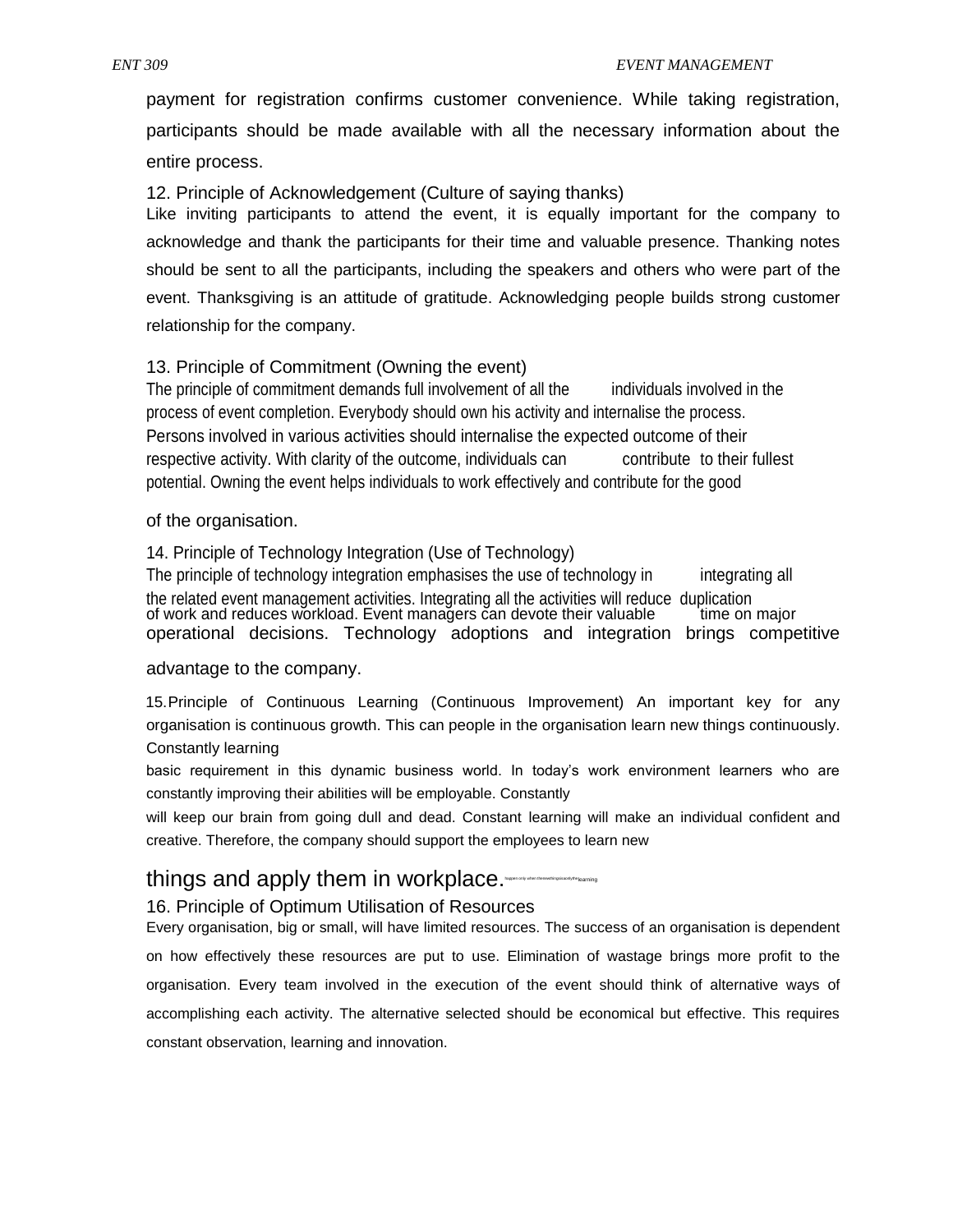payment for registration confirms customer convenience. While taking registration, participants should be made available with all the necessary information about the entire process.

### 12. Principle of Acknowledgement (Culture of saying thanks)

Like inviting participants to attend the event, it is equally important for the company to acknowledge and thank the participants for their time and valuable presence. Thanking notes should be sent to all the participants, including the speakers and others who were part of the event. Thanksgiving is an attitude of gratitude. Acknowledging people builds strong customer relationship for the company.

### 13. Principle of Commitment (Owning the event)

The principle of commitment demands full involvement of all the individuals involved in the process of event completion. Everybody should own his activity and internalise the process. Persons involved in various activities should internalise the expected outcome of their respective activity. With clarity of the outcome, individuals can contribute to their fullest potential. Owning the event helps individuals to work effectively and contribute for the good of the organisation.

### 14. Principle of Technology Integration (Use of Technology)

The principle of technology integration emphasises the use of technology in integrating all the related event management activities. Integrating all the activities will reduce duplication of work and reduces workload. Event managers can devote their valuable time on major operational decisions. Technology adoptions and integration brings competitive advantage to the company.

### 15. Principle of Continuous Learning (Continuous Improvement)

An important key for any organisation is continuous growth. This can people in the organisation learn new things continuously. Constantly learning basic requirement in this dynamic business world. In today's work environment learners who are constantly improving their abilities will be employable. Constantly will keep our brain from going dull and dead. Constant learning will make an individual confident and creative. Therefore, the company should support the employees to learn new things and apply them in workplace. happen only when there exist the learning

### 16. Principle of Optimum Utilisation of Resources

Every organisation, big or small, will have limited resources. The success of an organisation is dependent on how effectively these resources are put to use. Elimination of wastage brings more profit to the organisation. Every team involved in the execution of the event should think of alternative ways of accomplishing each activity. The alternative selected should be economical but effective. This requires constant observation, learning and innovation.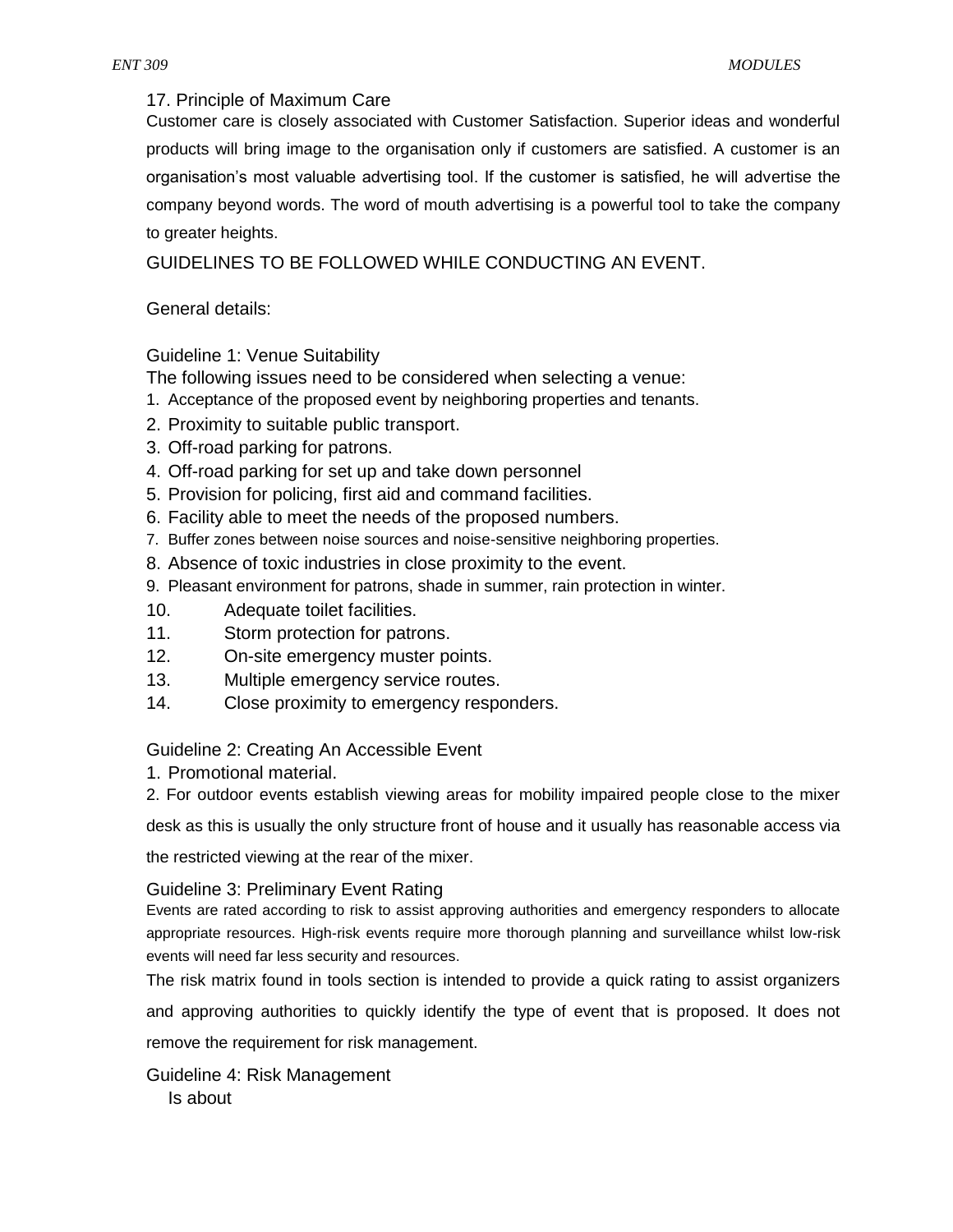### 17. Principle of Maximum Care

Customer care is closely associated with Customer Satisfaction. Superior ideas and wonderful products will bring image to the organisation only if customers are satisfied. A customer is an organisation's most valuable advertising tool. If the customer is satisfied, he will advertise the company beyond words. The word of mouth advertising is a powerful tool to take the company to greater heights.

## GUIDELINES TO BE FOLLOWED WHILE CONDUCTING AN EVENT.

General details:

### Guideline 1: Venue Suitability

The following issues need to be considered when selecting a venue:

1. Acceptance of the proposed event by neighboring properties and tenants.
2. Proximity to suitable public transport.
3. Off-road parking for patrons.
4. Off-road parking for set up and take down personnel
5. Provision for policing, first aid and command facilities.
6. Facility able to meet the needs of the proposed numbers.
7. Buffer zones between noise sources and noise-sensitive neighboring properties.
8. Absence of toxic industries in close proximity to the event.
9. Pleasant environment for patrons, shade in summer, rain protection in winter.
10. Adequate toilet facilities.
11. Storm protection for patrons.
12. On-site emergency muster points.
13. Multiple emergency service routes.
14. Close proximity to emergency responders.

### Guideline 2: Creating An Accessible Event

1. Promotional material.
2. For outdoor events establish viewing areas for mobility impaired people close to the mixer desk as this is usually the only structure front of house and it usually has reasonable access via the restricted viewing at the rear of the mixer.

### Guideline 3: Preliminary Event Rating

Events are rated according to risk to assist approving authorities and emergency responders to allocate appropriate resources. High-risk events require more thorough planning and surveillance whilst low-risk events will need far less security and resources.

The risk matrix found in tools section is intended to provide a quick rating to assist organizers and approving authorities to quickly identify the type of event that is proposed. It does not remove the requirement for risk management.

### Guideline 4: Risk Management

Is about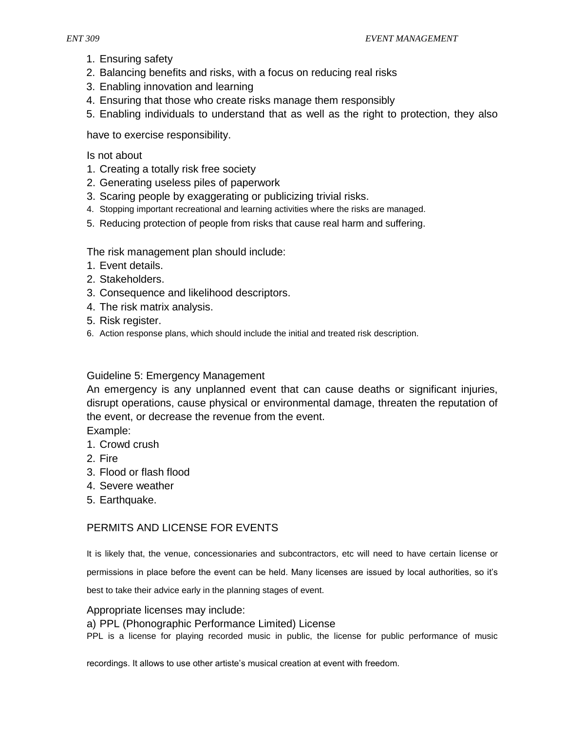1. Ensuring safety
2. Balancing benefits and risks, with a focus on reducing real risks
3. Enabling innovation and learning
4. Ensuring that those who create risks manage them responsibly
5. Enabling individuals to understand that as well as the right to protection, they also have to exercise responsibility.

Is not about

1. Creating a totally risk free society
2. Generating useless piles of paperwork
3. Scaring people by exaggerating or publicizing trivial risks.
4. Stopping important recreational and learning activities where the risks are managed.
5. Reducing protection of people from risks that cause real harm and suffering.

The risk management plan should include:

1. Event details.
2. Stakeholders.
3. Consequence and likelihood descriptors.
4. The risk matrix analysis.
5. Risk register.
6. Action response plans, which should include the initial and treated risk description.

Guideline 5: Emergency Management

An emergency is any unplanned event that can cause deaths or significant injuries, disrupt operations, cause physical or environmental damage, threaten the reputation of the event, or decrease the revenue from the event.

Example:

1. Crowd crush
2. Fire
3. Flood or flash flood
4. Severe weather
5. Earthquake.

## PERMITS AND LICENSE FOR EVENTS

It is likely that, the venue, concessionaries and subcontractors, etc will need to have certain license or permissions in place before the event can be held. Many licenses are issued by local authorities, so it's best to take their advice early in the planning stages of event.

Appropriate licenses may include:

a) PPL (Phonographic Performance Limited) License

PPL is a license for playing recorded music in public, the license for public performance of music recordings. It allows to use other artiste's musical creation at event with freedom.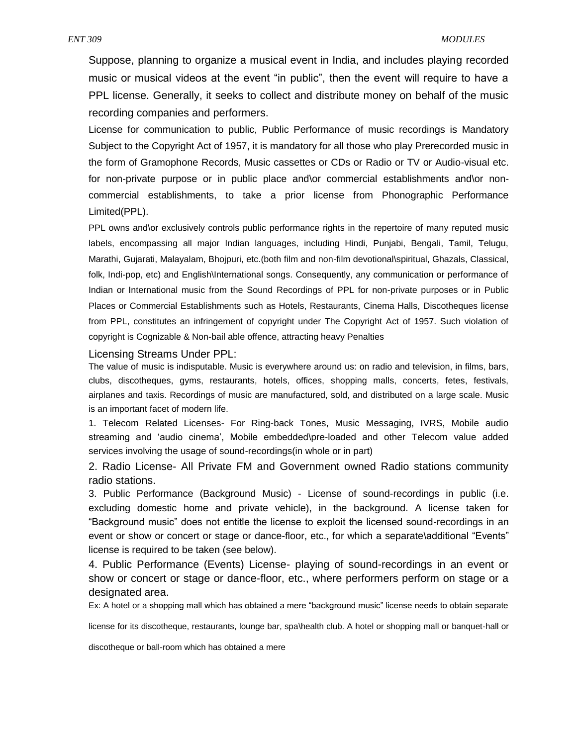Suppose, planning to organize a musical event in India, and includes playing recorded music or musical videos at the event "in public", then the event will require to have a PPL license. Generally, it seeks to collect and distribute money on behalf of the music recording companies and performers.

License for communication to public, Public Performance of music recordings is Mandatory Subject to the Copyright Act of 1957, it is mandatory for all those who play Prerecorded music in the form of Gramophone Records, Music cassettes or CDs or Radio or TV or Audio-visual etc. for non-private purpose or in public place and\or commercial establishments and\or non-commercial establishments, to take a prior license from Phonographic Performance Limited(PPL).

PPL owns and\or exclusively controls public performance rights in the repertoire of many reputed music labels, encompassing all major Indian languages, including Hindi, Punjabi, Bengali, Tamil, Telugu, Marathi, Gujarati, Malayalam, Bhojpuri, etc.(both film and non-film devotional\spiritual, Ghazals, Classical, folk, Indi-pop, etc) and English\International songs. Consequently, any communication or performance of Indian or International music from the Sound Recordings of PPL for non-private purposes or in Public Places or Commercial Establishments such as Hotels, Restaurants, Cinema Halls, Discotheques license from PPL, constitutes an infringement of copyright under The Copyright Act of 1957. Such violation of copyright is Cognizable & Non-bail able offence, attracting heavy Penalties

Licensing Streams Under PPL:

The value of music is indisputable. Music is everywhere around us: on radio and television, in films, bars, clubs, discotheques, gyms, restaurants, hotels, offices, shopping malls, concerts, fetes, festivals, airplanes and taxis. Recordings of music are manufactured, sold, and distributed on a large scale. Music is an important facet of modern life.

1. Telecom Related Licenses- For Ring-back Tones, Music Messaging, IVRS, Mobile audio streaming and 'audio cinema', Mobile embedded\pre-loaded and other Telecom value added services involving the usage of sound-recordings(in whole or in part)

2. Radio License- All Private FM and Government owned Radio stations community radio stations.

3. Public Performance (Background Music) - License of sound-recordings in public (i.e. excluding domestic home and private vehicle), in the background. A license taken for "Background music" does not entitle the license to exploit the licensed sound-recordings in an event or show or concert or stage or dance-floor, etc., for which a separate\additional "Events" license is required to be taken (see below).

4. Public Performance (Events) License- playing of sound-recordings in an event or show or concert or stage or dance-floor, etc., where performers perform on stage or a designated area.

Ex: A hotel or a shopping mall which has obtained a mere "background music" license needs to obtain separate license for its discotheque, restaurants, lounge bar, spa\health club. A hotel or shopping mall or banquet-hall or discotheque or ball-room which has obtained a mere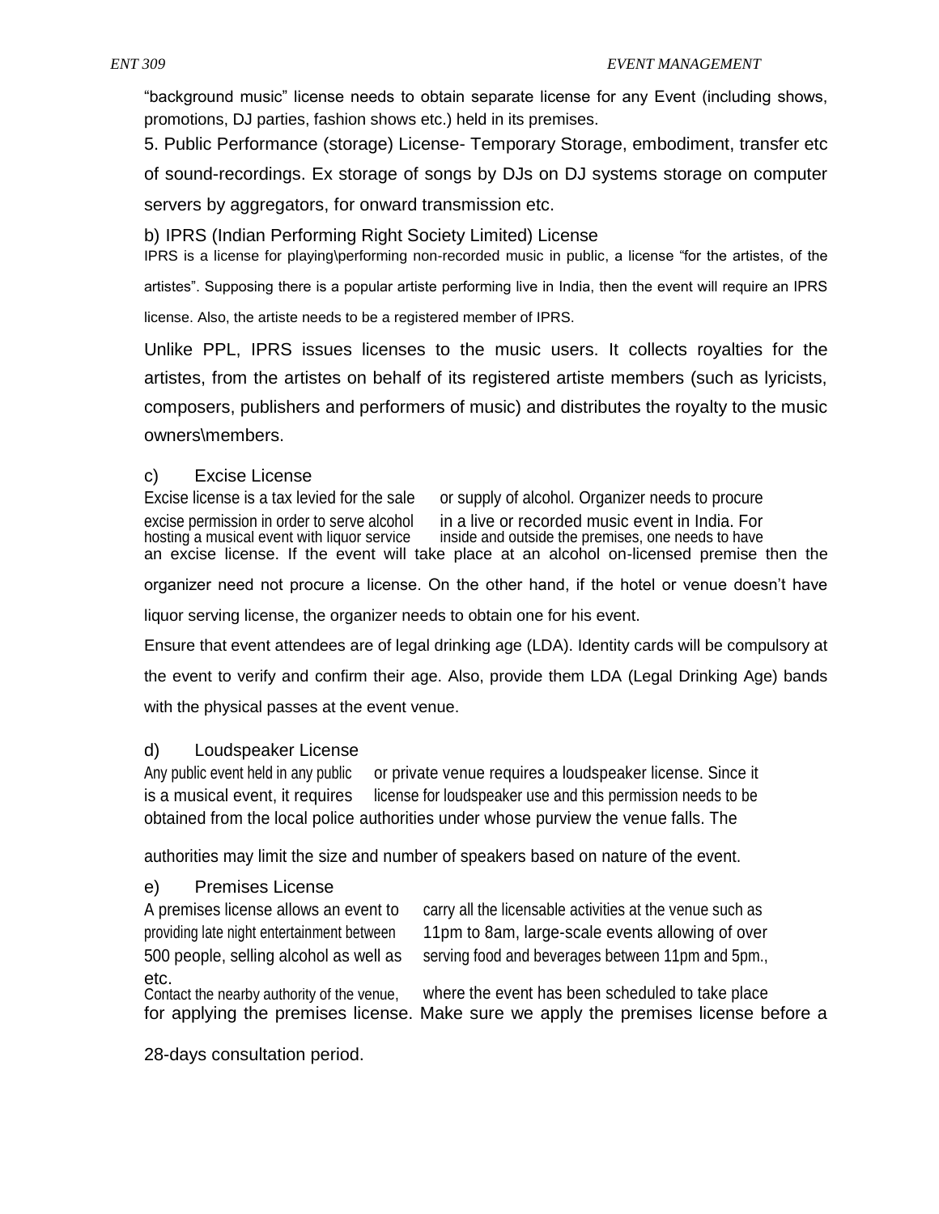"background music" license needs to obtain separate license for any Event (including shows, promotions, DJ parties, fashion shows etc.) held in its premises.

5. Public Performance (storage) License- Temporary Storage, embodiment, transfer etc of sound-recordings. Ex storage of songs by DJs on DJ systems storage on computer servers by aggregators, for onward transmission etc.

### b) IPRS (Indian Performing Right Society Limited) License

IPRS is a license for playing\performing non-recorded music in public, a license "for the artistes, of the artistes". Supposing there is a popular artiste performing live in India, then the event will require an IPRS license. Also, the artiste needs to be a registered member of IPRS.

Unlike PPL, IPRS issues licenses to the music users. It collects royalties for the artistes, from the artistes on behalf of its registered artiste members (such as lyricists, composers, publishers and performers of music) and distributes the royalty to the music owners\members.

### c) Excise License

Excise license is a tax levied for the sale or supply of alcohol. Organizer needs to procure excise permission in order to serve alcohol in a live or recorded music event in India. For hosting a musical event with liquor service inside and outside the premises, one needs to have an excise license. If the event will take place at an alcohol on-licensed premise then the organizer need not procure a license. On the other hand, if the hotel or venue doesn't have liquor serving license, the organizer needs to obtain one for his event.

Ensure that event attendees are of legal drinking age (LDA). Identity cards will be compulsory at the event to verify and confirm their age. Also, provide them LDA (Legal Drinking Age) bands with the physical passes at the event venue.

### d) Loudspeaker License

Any public event held in any public or private venue requires a loudspeaker license. Since it is a musical event, it requires license for loudspeaker use and this permission needs to be obtained from the local police authorities under whose purview the venue falls. The authorities may limit the size and number of speakers based on nature of the event.

### e) Premises License

A premises license allows an event to carry all the licensable activities at the venue such as providing late night entertainment between 11pm to 8am, large-scale events allowing of over 500 people, selling alcohol as well as serving food and beverages between 11pm and 5pm., etc.

Contact the nearby authority of the venue, where the event has been scheduled to take place for applying the premises license. Make sure we apply the premises license before a 28-days consultation period.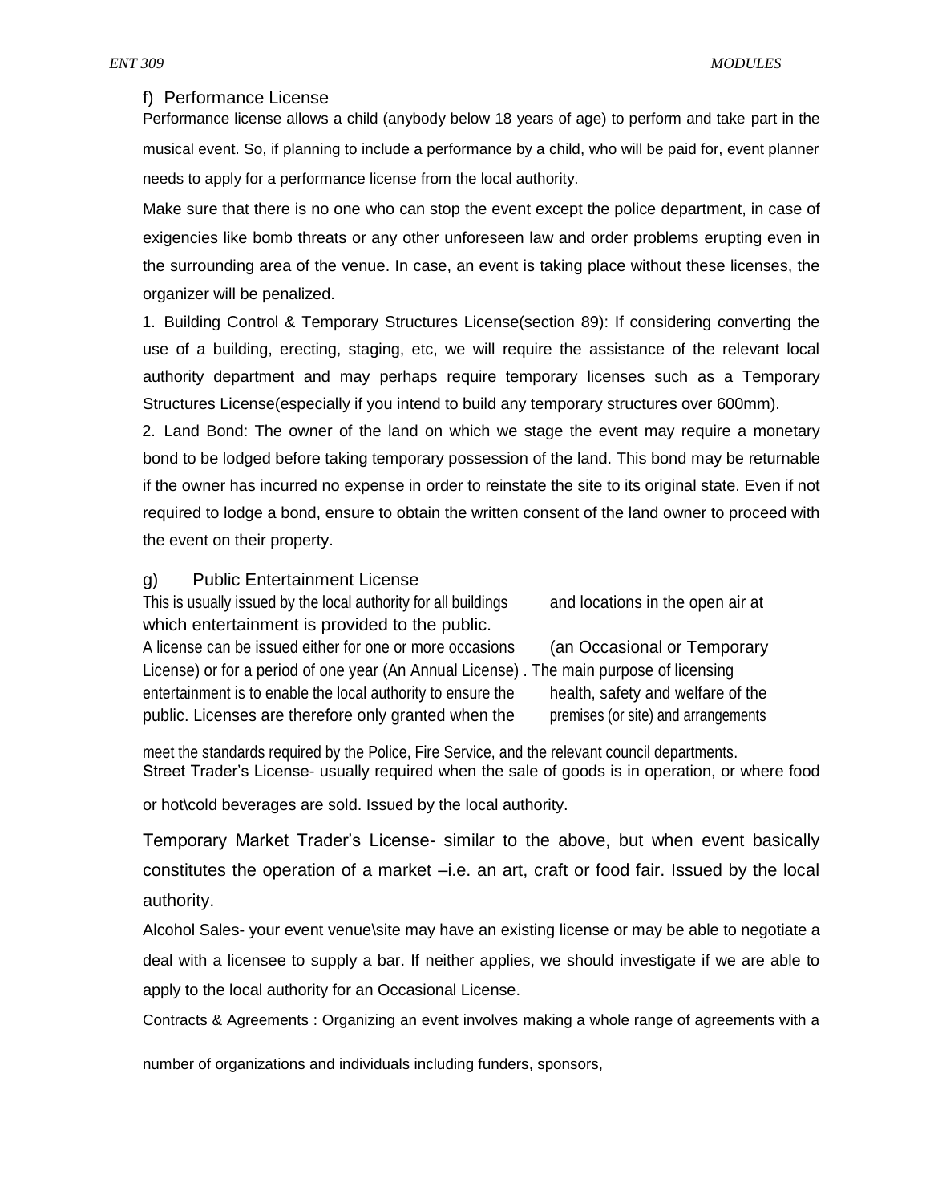### f) Performance License

Performance license allows a child (anybody below 18 years of age) to perform and take part in the musical event. So, if planning to include a performance by a child, who will be paid for, event planner needs to apply for a performance license from the local authority.

Make sure that there is no one who can stop the event except the police department, in case of exigencies like bomb threats or any other unforeseen law and order problems erupting even in the surrounding area of the venue. In case, an event is taking place without these licenses, the organizer will be penalized.

1. Building Control & Temporary Structures License(section 89): If considering converting the use of a building, erecting, staging, etc, we will require the assistance of the relevant local authority department and may perhaps require temporary licenses such as a Temporary Structures License(especially if you intend to build any temporary structures over 600mm).
2. Land Bond: The owner of the land on which we stage the event may require a monetary bond to be lodged before taking temporary possession of the land. This bond may be returnable if the owner has incurred no expense in order to reinstate the site to its original state. Even if not required to lodge a bond, ensure to obtain the written consent of the land owner to proceed with the event on their property.

### g) Public Entertainment License

This is usually issued by the local authority for all buildings and locations in the open air at which entertainment is provided to the public.

A license can be issued either for one or more occasions (an Occasional or Temporary License) or for a period of one year (An Annual License) . The main purpose of licensing entertainment is to enable the local authority to ensure the health, safety and welfare of the public. Licenses are therefore only granted when the premises (or site) and arrangements meet the standards required by the Police, Fire Service, and the relevant council departments.

Street Trader's License- usually required when the sale of goods is in operation, or where food or hot\cold beverages are sold. Issued by the local authority.

Temporary Market Trader's License- similar to the above, but when event basically constitutes the operation of a market –i.e. an art, craft or food fair. Issued by the local authority.

Alcohol Sales- your event venue\site may have an existing license or may be able to negotiate a deal with a licensee to supply a bar. If neither applies, we should investigate if we are able to apply to the local authority for an Occasional License.

Contracts & Agreements : Organizing an event involves making a whole range of agreements with a number of organizations and individuals including funders, sponsors,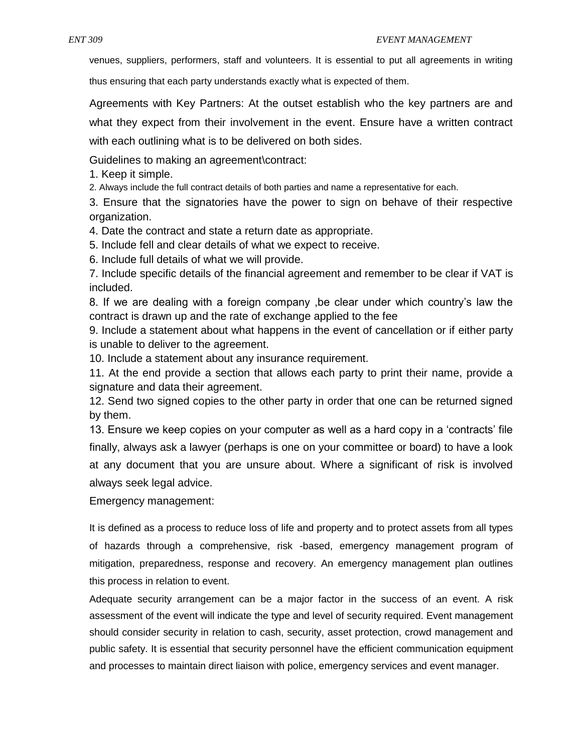venues, suppliers, performers, staff and volunteers. It is essential to put all agreements in writing thus ensuring that each party understands exactly what is expected of them.

Agreements with Key Partners: At the outset establish who the key partners are and what they expect from their involvement in the event. Ensure have a written contract with each outlining what is to be delivered on both sides.

Guidelines to making an agreement\contract:

1. Keep it simple.
2. Always include the full contract details of both parties and name a representative for each.
3. Ensure that the signatories have the power to sign on behave of their respective organization.
4. Date the contract and state a return date as appropriate.
5. Include fell and clear details of what we expect to receive.
6. Include full details of what we will provide.
7. Include specific details of the financial agreement and remember to be clear if VAT is included.
8. If we are dealing with a foreign company ,be clear under which country's law the contract is drawn up and the rate of exchange applied to the fee
9. Include a statement about what happens in the event of cancellation or if either party is unable to deliver to the agreement.
10. Include a statement about any insurance requirement.
11. At the end provide a section that allows each party to print their name, provide a signature and data their agreement.
12. Send two signed copies to the other party in order that one can be returned signed by them.
13. Ensure we keep copies on your computer as well as a hard copy in a 'contracts' file

finally, always ask a lawyer (perhaps is one on your committee or board) to have a look at any document that you are unsure about. Where a significant of risk is involved always seek legal advice.

Emergency management:

It is defined as a process to reduce loss of life and property and to protect assets from all types of hazards through a comprehensive, risk -based, emergency management program of mitigation, preparedness, response and recovery. An emergency management plan outlines this process in relation to event.

Adequate security arrangement can be a major factor in the success of an event. A risk assessment of the event will indicate the type and level of security required. Event management should consider security in relation to cash, security, asset protection, crowd management and public safety. It is essential that security personnel have the efficient communication equipment and processes to maintain direct liaison with police, emergency services and event manager.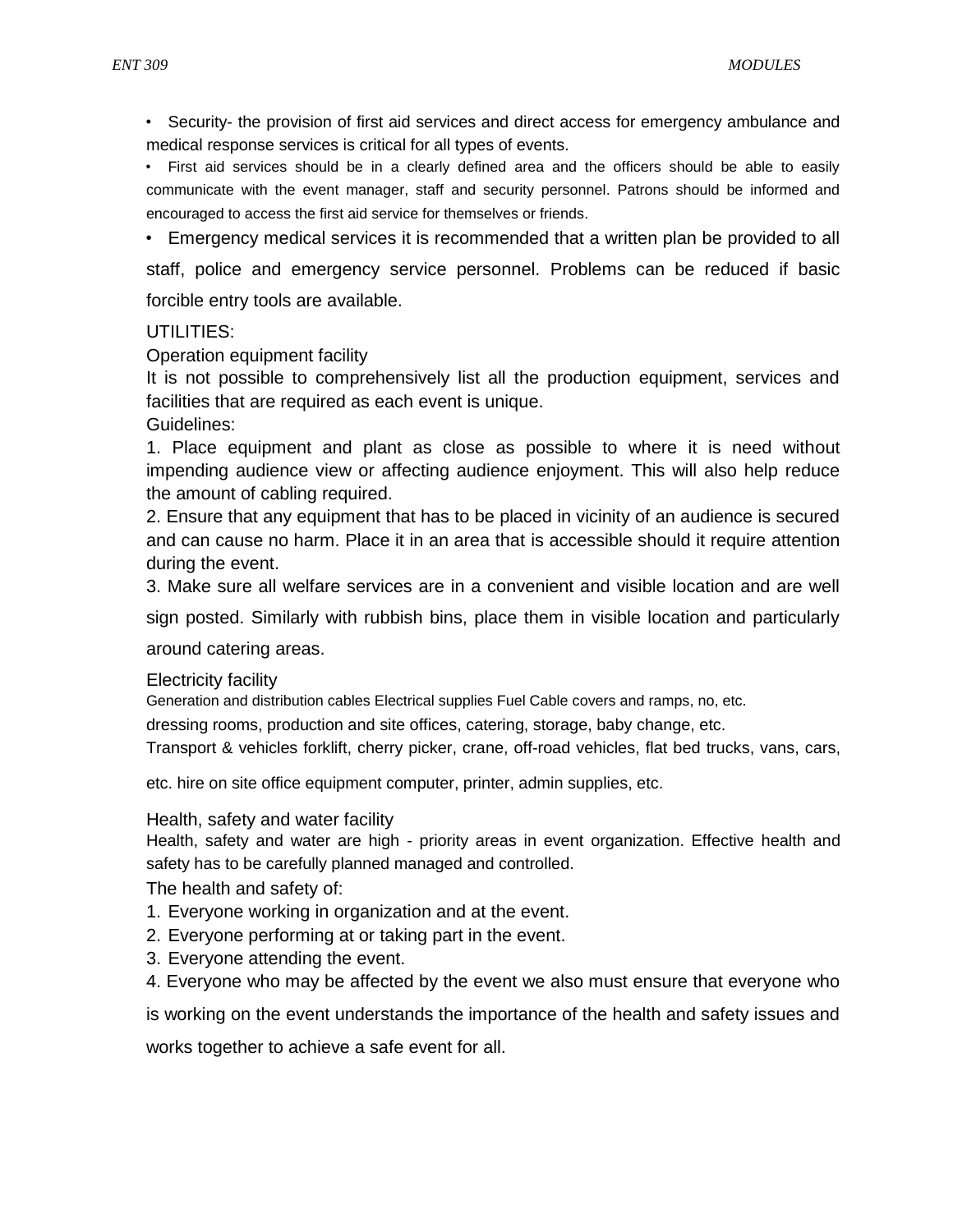- Security- the provision of first aid services and direct access for emergency ambulance and medical response services is critical for all types of events.
- First aid services should be in a clearly defined area and the officers should be able to easily communicate with the event manager, staff and security personnel. Patrons should be informed and encouraged to access the first aid service for themselves or friends.
- Emergency medical services it is recommended that a written plan be provided to all staff, police and emergency service personnel. Problems can be reduced if basic forcible entry tools are available.

UTILITIES:

Operation equipment facility

It is not possible to comprehensively list all the production equipment, services and facilities that are required as each event is unique.

Guidelines:

1. Place equipment and plant as close as possible to where it is need without impending audience view or affecting audience enjoyment. This will also help reduce the amount of cabling required.
2. Ensure that any equipment that has to be placed in vicinity of an audience is secured and can cause no harm. Place it in an area that is accessible should it require attention during the event.
3. Make sure all welfare services are in a convenient and visible location and are well sign posted. Similarly with rubbish bins, place them in visible location and particularly around catering areas.

Electricity facility

Generation and distribution cables Electrical supplies Fuel Cable covers and ramps, no, etc.

dressing rooms, production and site offices, catering, storage, baby change, etc.

Transport & vehicles forklift, cherry picker, crane, off-road vehicles, flat bed trucks, vans, cars,

etc. hire on site office equipment computer, printer, admin supplies, etc.

Health, safety and water facility

Health, safety and water are high - priority areas in event organization. Effective health and safety has to be carefully planned managed and controlled.

The health and safety of:

1. Everyone working in organization and at the event.
2. Everyone performing at or taking part in the event.
3. Everyone attending the event.
4. Everyone who may be affected by the event we also must ensure that everyone who is working on the event understands the importance of the health and safety issues and works together to achieve a safe event for all.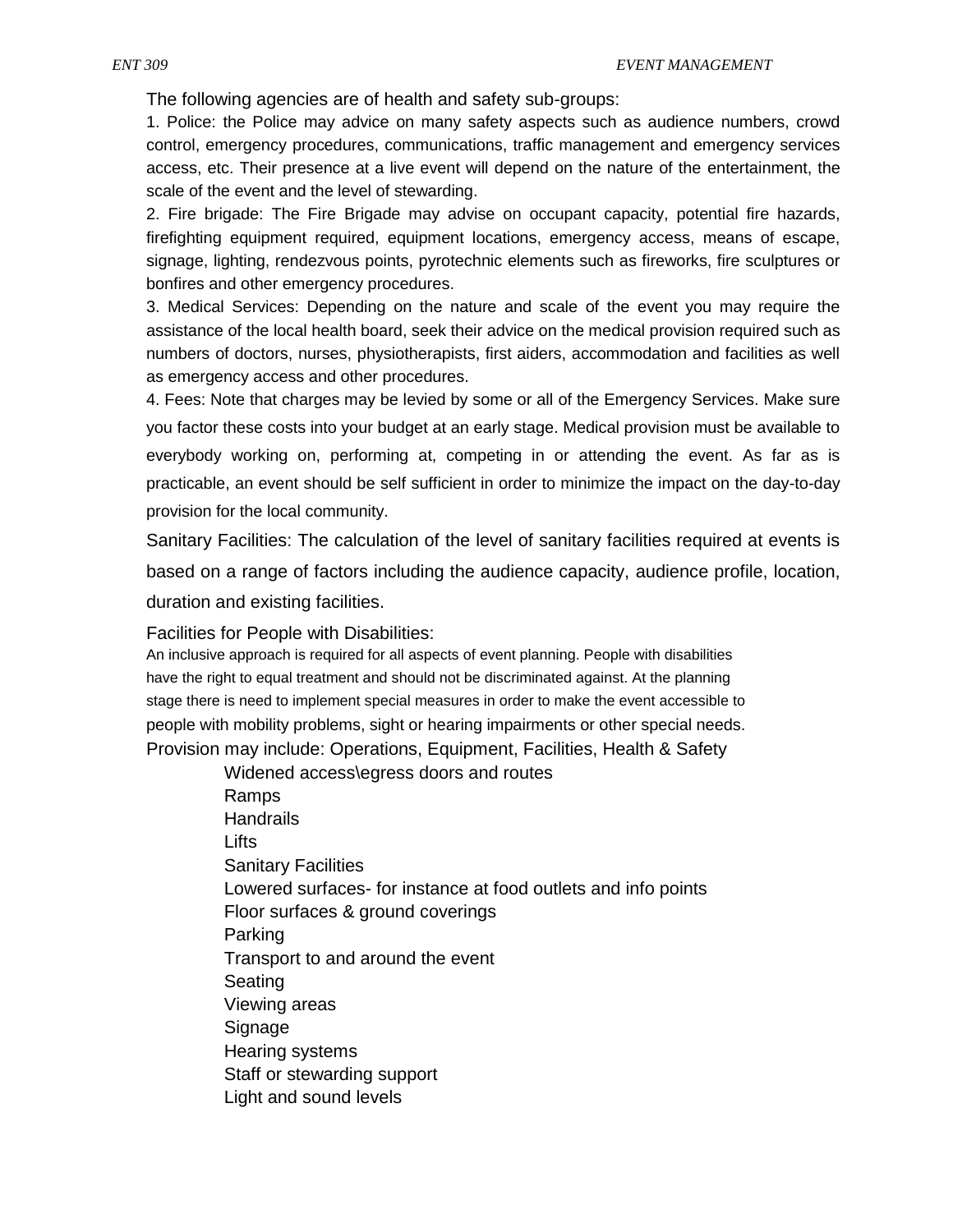The following agencies are of health and safety sub-groups:

1. Police: the Police may advice on many safety aspects such as audience numbers, crowd control, emergency procedures, communications, traffic management and emergency services access, etc. Their presence at a live event will depend on the nature of the entertainment, the scale of the event and the level of stewarding.
2. Fire brigade: The Fire Brigade may advise on occupant capacity, potential fire hazards, firefighting equipment required, equipment locations, emergency access, means of escape, signage, lighting, rendezvous points, pyrotechnic elements such as fireworks, fire sculptures or bonfires and other emergency procedures.
3. Medical Services: Depending on the nature and scale of the event you may require the assistance of the local health board, seek their advice on the medical provision required such as numbers of doctors, nurses, physiotherapists, first aiders, accommodation and facilities as well as emergency access and other procedures.
4. Fees: Note that charges may be levied by some or all of the Emergency Services. Make sure you factor these costs into your budget at an early stage. Medical provision must be available to everybody working on, performing at, competing in or attending the event. As far as is practicable, an event should be self sufficient in order to minimize the impact on the day-to-day provision for the local community.

Sanitary Facilities: The calculation of the level of sanitary facilities required at events is based on a range of factors including the audience capacity, audience profile, location, duration and existing facilities.

Facilities for People with Disabilities:

An inclusive approach is required for all aspects of event planning. People with disabilities have the right to equal treatment and should not be discriminated against. At the planning stage there is need to implement special measures in order to make the event accessible to people with mobility problems, sight or hearing impairments or other special needs.

Provision may include: Operations, Equipment, Facilities, Health & Safety

- Widened access\egress doors and routes
- Ramps
- Handrails
- Lifts
- Sanitary Facilities
- Lowered surfaces- for instance at food outlets and info points
- Floor surfaces & ground coverings
- Parking
- Transport to and around the event
- Seating
- Viewing areas
- Signage
- Hearing systems
- Staff or stewarding support
- Light and sound levels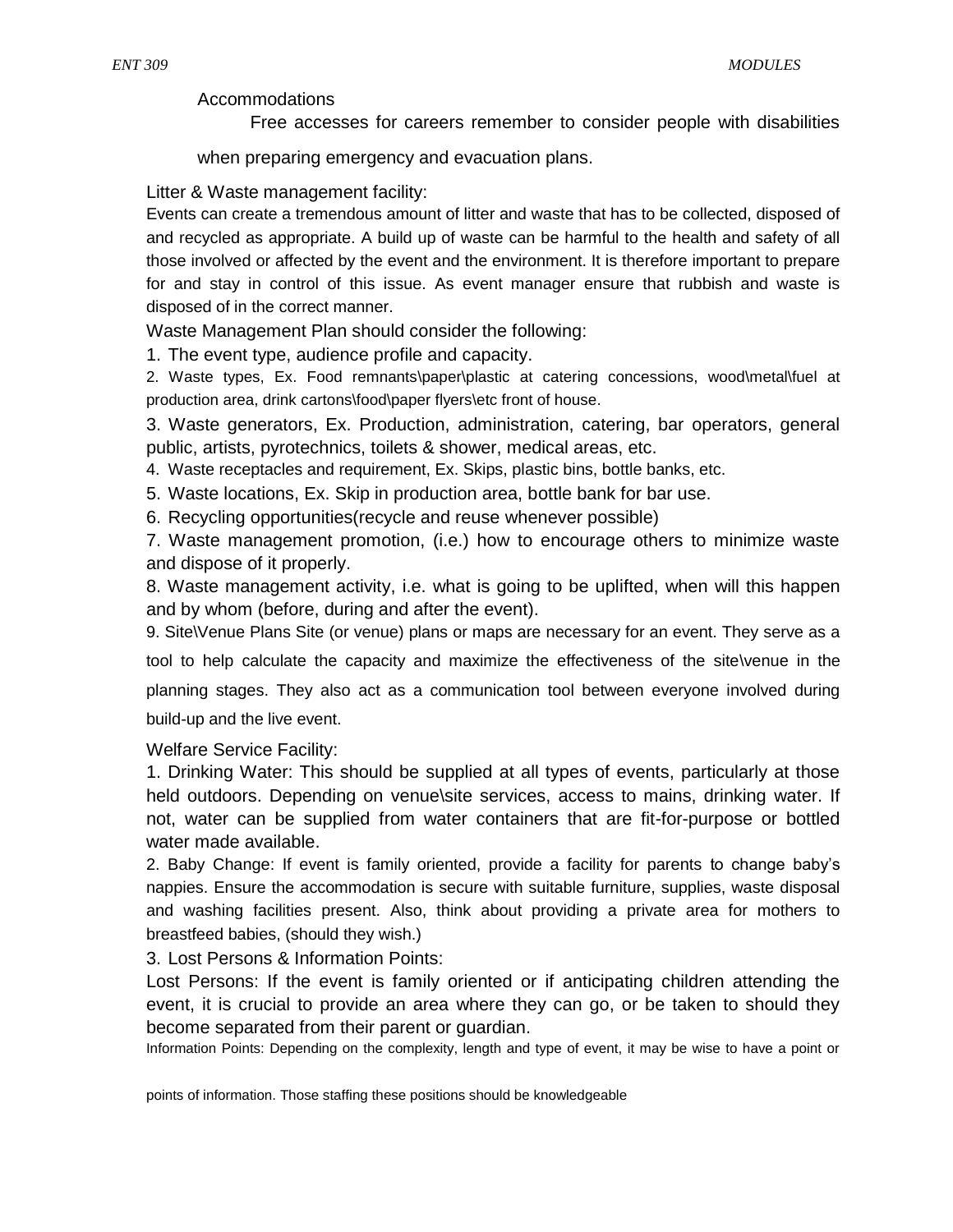Accommodations

Free accesses for careers remember to consider people with disabilities when preparing emergency and evacuation plans.

Litter & Waste management facility:

Events can create a tremendous amount of litter and waste that has to be collected, disposed of and recycled as appropriate. A build up of waste can be harmful to the health and safety of all those involved or affected by the event and the environment. It is therefore important to prepare for and stay in control of this issue. As event manager ensure that rubbish and waste is disposed of in the correct manner.

Waste Management Plan should consider the following:

1. The event type, audience profile and capacity.
2. Waste types, Ex. Food remnants\paper\plastic at catering concessions, wood\metal\fuel at production area, drink cartons\food\paper flyers\etc front of house.
3. Waste generators, Ex. Production, administration, catering, bar operators, general public, artists, pyrotechnics, toilets & shower, medical areas, etc.
4. Waste receptacles and requirement, Ex. Skips, plastic bins, bottle banks, etc.
5. Waste locations, Ex. Skip in production area, bottle bank for bar use.
6. Recycling opportunities(recycle and reuse whenever possible)
7. Waste management promotion, (i.e.) how to encourage others to minimize waste and dispose of it properly.
8. Waste management activity, i.e. what is going to be uplifted, when will this happen and by whom (before, during and after the event).
9. Site\Venue Plans Site (or venue) plans or maps are necessary for an event. They serve as a tool to help calculate the capacity and maximize the effectiveness of the site\venue in the planning stages. They also act as a communication tool between everyone involved during build-up and the live event.

Welfare Service Facility:

1. Drinking Water: This should be supplied at all types of events, particularly at those held outdoors. Depending on venue\site services, access to mains, drinking water. If not, water can be supplied from water containers that are fit-for-purpose or bottled water made available.
2. Baby Change: If event is family oriented, provide a facility for parents to change baby's nappies. Ensure the accommodation is secure with suitable furniture, supplies, waste disposal and washing facilities present. Also, think about providing a private area for mothers to breastfeed babies, (should they wish.)
3. Lost Persons & Information Points:

Lost Persons: If the event is family oriented or if anticipating children attending the event, it is crucial to provide an area where they can go, or be taken to should they become separated from their parent or guardian.

Information Points: Depending on the complexity, length and type of event, it may be wise to have a point or points of information. Those staffing these positions should be knowledgeable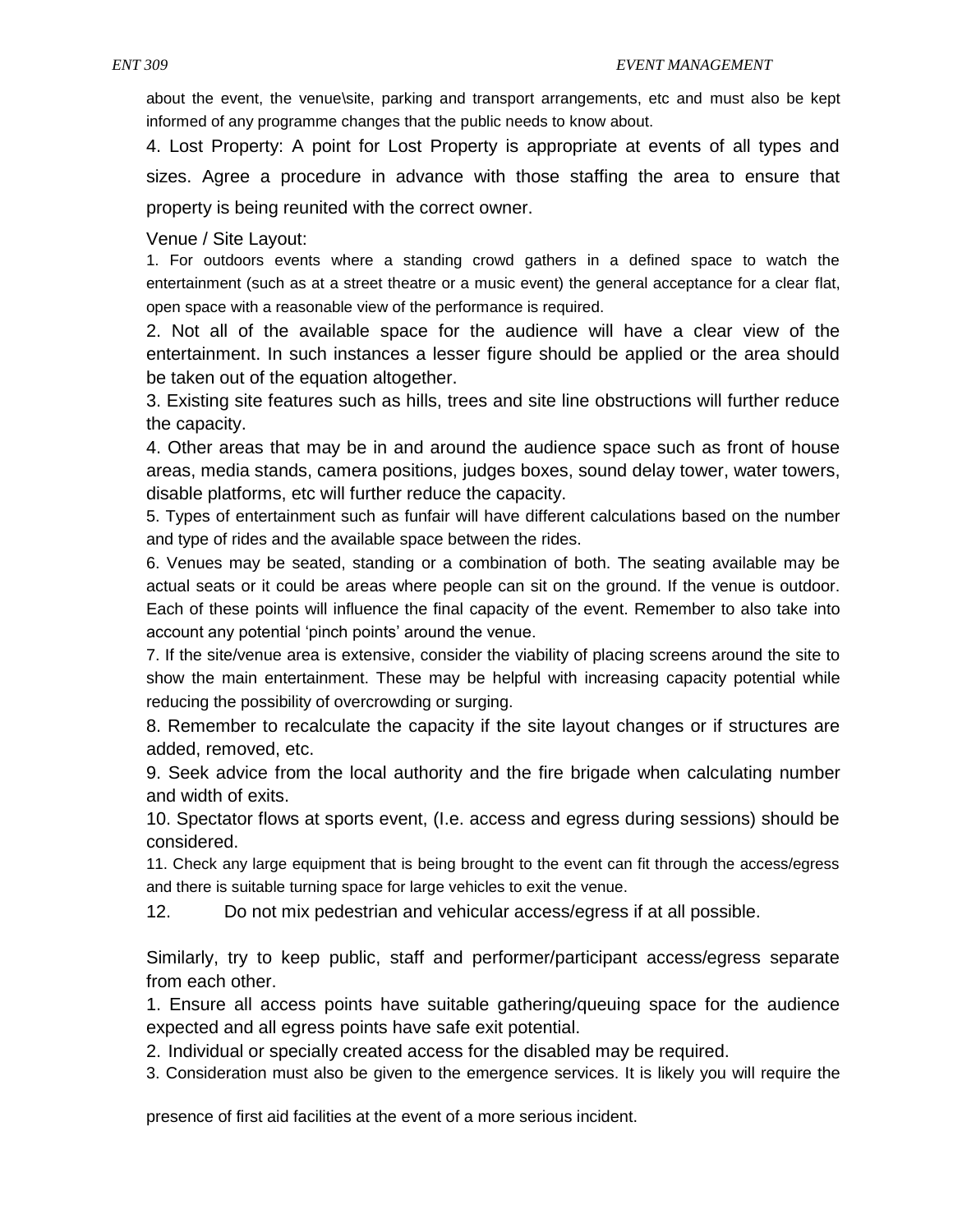about the event, the venue\site, parking and transport arrangements, etc and must also be kept informed of any programme changes that the public needs to know about.

4. Lost Property: A point for Lost Property is appropriate at events of all types and sizes. Agree a procedure in advance with those staffing the area to ensure that property is being reunited with the correct owner.

Venue / Site Layout:

1. For outdoors events where a standing crowd gathers in a defined space to watch the entertainment (such as at a street theatre or a music event) the general acceptance for a clear flat, open space with a reasonable view of the performance is required.

2. Not all of the available space for the audience will have a clear view of the entertainment. In such instances a lesser figure should be applied or the area should be taken out of the equation altogether.

3. Existing site features such as hills, trees and site line obstructions will further reduce the capacity.

4. Other areas that may be in and around the audience space such as front of house areas, media stands, camera positions, judges boxes, sound delay tower, water towers, disable platforms, etc will further reduce the capacity.

5. Types of entertainment such as funfair will have different calculations based on the number and type of rides and the available space between the rides.

6. Venues may be seated, standing or a combination of both. The seating available may be actual seats or it could be areas where people can sit on the ground. If the venue is outdoor. Each of these points will influence the final capacity of the event. Remember to also take into account any potential 'pinch points' around the venue.

7. If the site/venue area is extensive, consider the viability of placing screens around the site to show the main entertainment. These may be helpful with increasing capacity potential while reducing the possibility of overcrowding or surging.

8. Remember to recalculate the capacity if the site layout changes or if structures are added, removed, etc.

9. Seek advice from the local authority and the fire brigade when calculating number and width of exits.

10. Spectator flows at sports event, (I.e. access and egress during sessions) should be considered.

11. Check any large equipment that is being brought to the event can fit through the access/egress and there is suitable turning space for large vehicles to exit the venue.

12. Do not mix pedestrian and vehicular access/egress if at all possible.

Similarly, try to keep public, staff and performer/participant access/egress separate from each other.

1. Ensure all access points have suitable gathering/queuing space for the audience expected and all egress points have safe exit potential.

2. Individual or specially created access for the disabled may be required.

3. Consideration must also be given to the emergence services. It is likely you will require the presence of first aid facilities at the event of a more serious incident.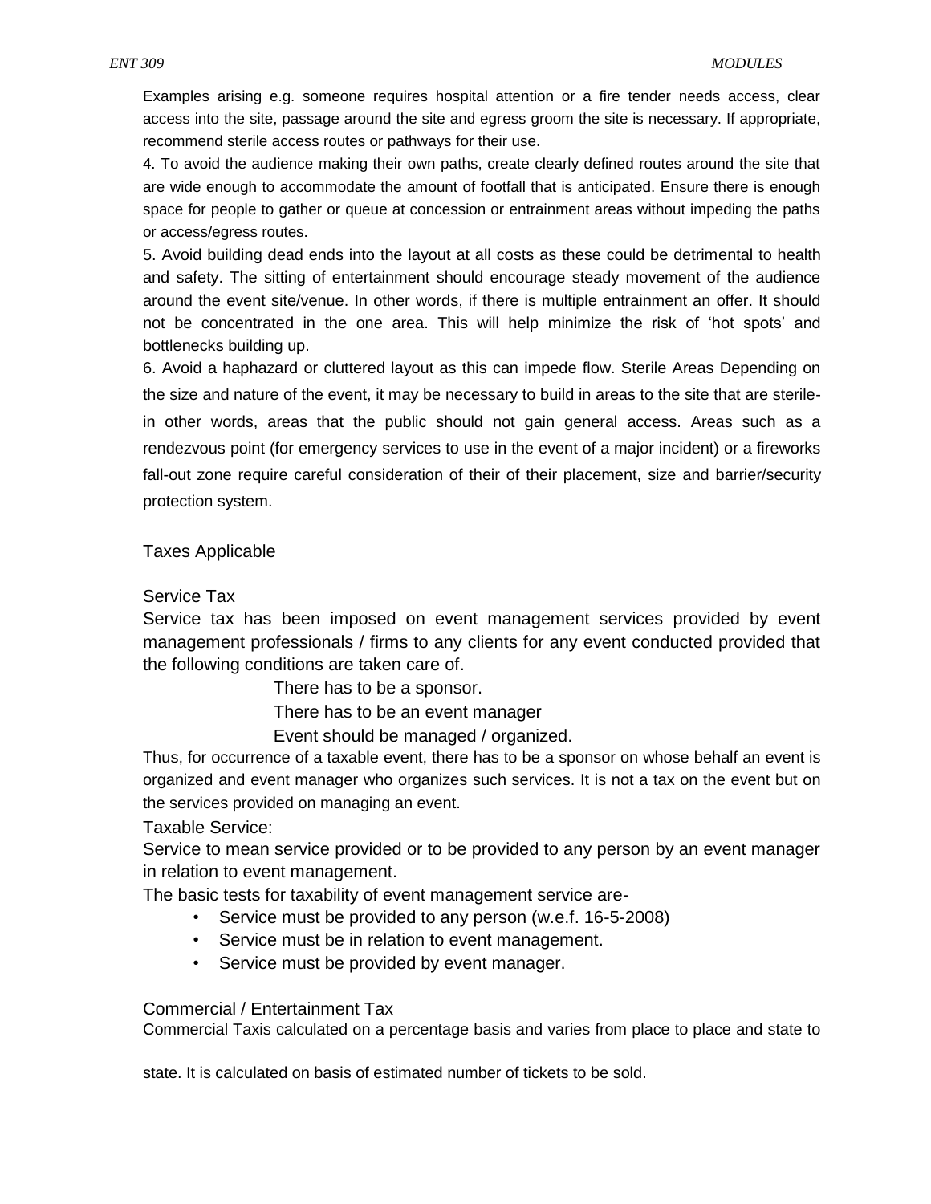Examples arising e.g. someone requires hospital attention or a fire tender needs access, clear access into the site, passage around the site and egress groom the site is necessary. If appropriate, recommend sterile access routes or pathways for their use.

4. To avoid the audience making their own paths, create clearly defined routes around the site that are wide enough to accommodate the amount of footfall that is anticipated. Ensure there is enough space for people to gather or queue at concession or entrainment areas without impeding the paths or access/egress routes.

5. Avoid building dead ends into the layout at all costs as these could be detrimental to health and safety. The sitting of entertainment should encourage steady movement of the audience around the event site/venue. In other words, if there is multiple entrainment an offer. It should not be concentrated in the one area. This will help minimize the risk of 'hot spots' and bottlenecks building up.

6. Avoid a haphazard or cluttered layout as this can impede flow. Sterile Areas Depending on the size and nature of the event, it may be necessary to build in areas to the site that are sterile- in other words, areas that the public should not gain general access. Areas such as a rendezvous point (for emergency services to use in the event of a major incident) or a fireworks fall-out zone require careful consideration of their of their placement, size and barrier/security protection system.

## Taxes Applicable

### Service Tax

Service tax has been imposed on event management services provided by event management professionals / firms to any clients for any event conducted provided that the following conditions are taken care of.

- There has to be a sponsor.
- There has to be an event manager
- Event should be managed / organized.

Thus, for occurrence of a taxable event, there has to be a sponsor on whose behalf an event is organized and event manager who organizes such services. It is not a tax on the event but on the services provided on managing an event.

Taxable Service:

Service to mean service provided or to be provided to any person by an event manager in relation to event management.

The basic tests for taxability of event management service are-

- Service must be provided to any person (w.e.f. 16-5-2008)
- Service must be in relation to event management.
- Service must be provided by event manager.

### Commercial / Entertainment Tax

Commercial Taxis calculated on a percentage basis and varies from place to place and state to state. It is calculated on basis of estimated number of tickets to be sold.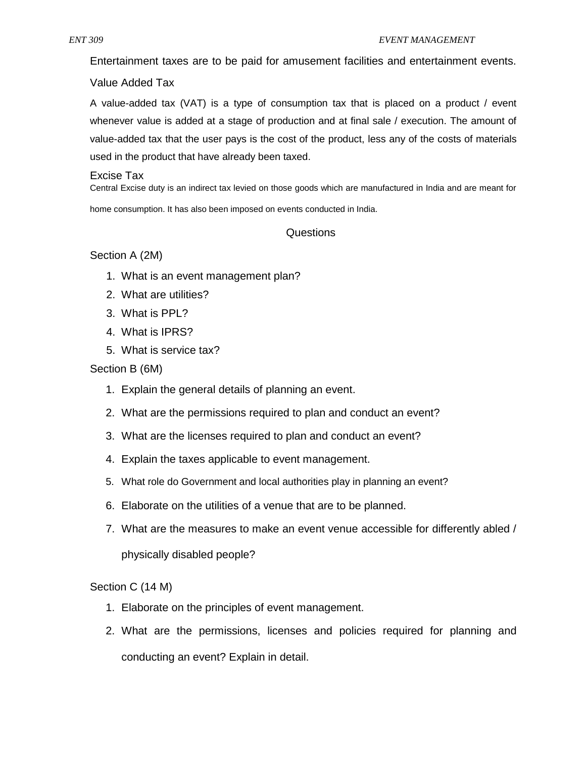Entertainment taxes are to be paid for amusement facilities and entertainment events.

### Value Added Tax

A value-added tax (VAT) is a type of consumption tax that is placed on a product / event whenever value is added at a stage of production and at final sale / execution. The amount of value-added tax that the user pays is the cost of the product, less any of the costs of materials used in the product that have already been taxed.

### Excise Tax

Central Excise duty is an indirect tax levied on those goods which are manufactured in India and are meant for home consumption. It has also been imposed on events conducted in India.

## Questions

### Section A (2M)

1. What is an event management plan?
2. What are utilities?
3. What is PPL?
4. What is IPRS?
5. What is service tax?

### Section B (6M)

1. Explain the general details of planning an event.
2. What are the permissions required to plan and conduct an event?
3. What are the licenses required to plan and conduct an event?
4. Explain the taxes applicable to event management.
5. What role do Government and local authorities play in planning an event?
6. Elaborate on the utilities of a venue that are to be planned.
7. What are the measures to make an event venue accessible for differently abled / physically disabled people?

### Section C (14 M)

1. Elaborate on the principles of event management.
2. What are the permissions, licenses and policies required for planning and conducting an event? Explain in detail.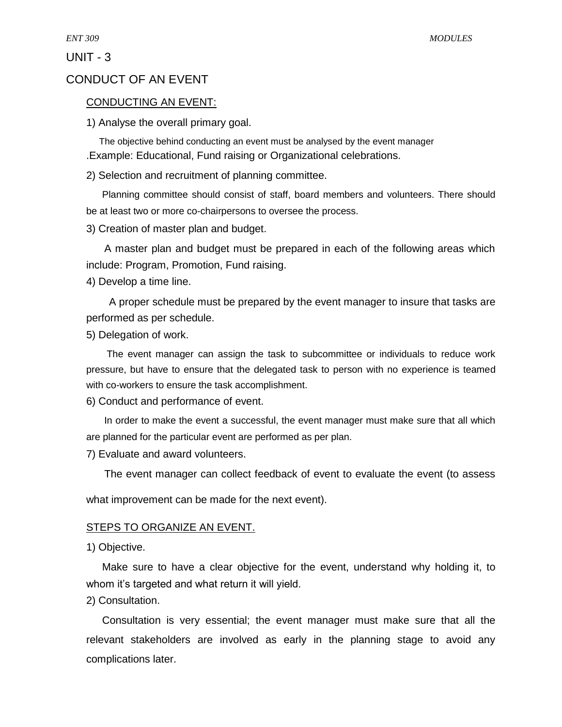# UNIT - 3

## CONDUCT OF AN EVENT

### CONDUCTING AN EVENT:

1) Analyse the overall primary goal.

The objective behind conducting an event must be analysed by the event manager .Example: Educational, Fund raising or Organizational celebrations.

2) Selection and recruitment of planning committee.

Planning committee should consist of staff, board members and volunteers. There should be at least two or more co-chairpersons to oversee the process.

3) Creation of master plan and budget.

A master plan and budget must be prepared in each of the following areas which include: Program, Promotion, Fund raising.

4) Develop a time line.

A proper schedule must be prepared by the event manager to insure that tasks are performed as per schedule.

5) Delegation of work.

The event manager can assign the task to subcommittee or individuals to reduce work pressure, but have to ensure that the delegated task to person with no experience is teamed with co-workers to ensure the task accomplishment.

6) Conduct and performance of event.

In order to make the event a successful, the event manager must make sure that all which are planned for the particular event are performed as per plan.

7) Evaluate and award volunteers.

The event manager can collect feedback of event to evaluate the event (to assess what improvement can be made for the next event).

### STEPS TO ORGANIZE AN EVENT.

1) Objective.

Make sure to have a clear objective for the event, understand why holding it, to whom it's targeted and what return it will yield.

2) Consultation.

Consultation is very essential; the event manager must make sure that all the relevant stakeholders are involved as early in the planning stage to avoid any complications later.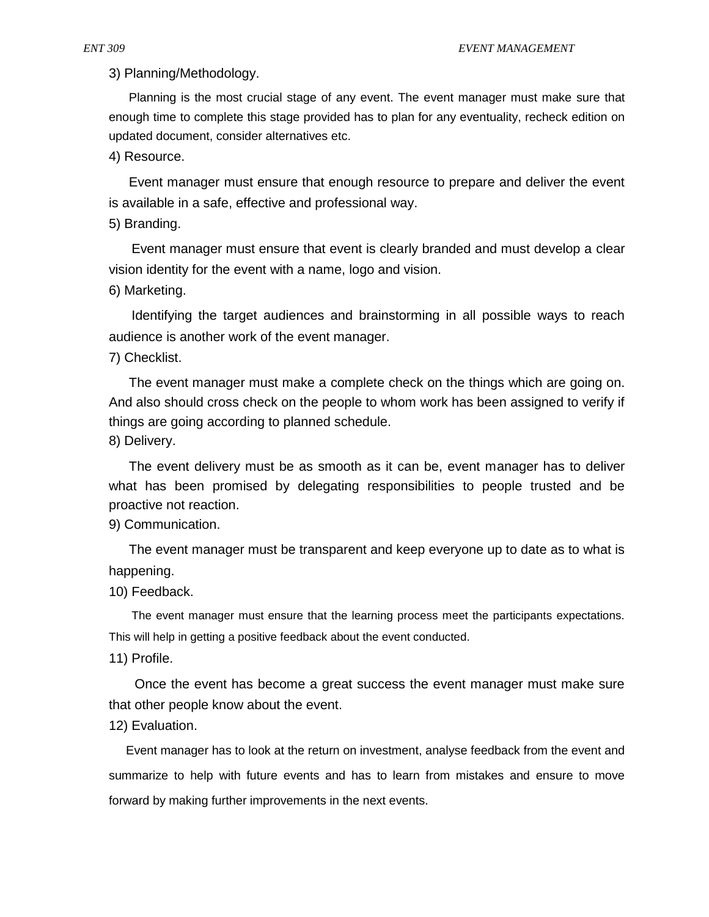3) Planning/Methodology.

Planning is the most crucial stage of any event. The event manager must make sure that enough time to complete this stage provided has to plan for any eventuality, recheck edition on updated document, consider alternatives etc.

4) Resource.

Event manager must ensure that enough resource to prepare and deliver the event is available in a safe, effective and professional way.

5) Branding.

Event manager must ensure that event is clearly branded and must develop a clear vision identity for the event with a name, logo and vision.

6) Marketing.

Identifying the target audiences and brainstorming in all possible ways to reach audience is another work of the event manager.

7) Checklist.

The event manager must make a complete check on the things which are going on. And also should cross check on the people to whom work has been assigned to verify if things are going according to planned schedule.

8) Delivery.

The event delivery must be as smooth as it can be, event manager has to deliver what has been promised by delegating responsibilities to people trusted and be proactive not reaction.

9) Communication.

The event manager must be transparent and keep everyone up to date as to what is happening.

10) Feedback.

The event manager must ensure that the learning process meet the participants expectations. This will help in getting a positive feedback about the event conducted.

11) Profile.

Once the event has become a great success the event manager must make sure that other people know about the event.

12) Evaluation.

Event manager has to look at the return on investment, analyse feedback from the event and summarize to help with future events and has to learn from mistakes and ensure to move forward by making further improvements in the next events.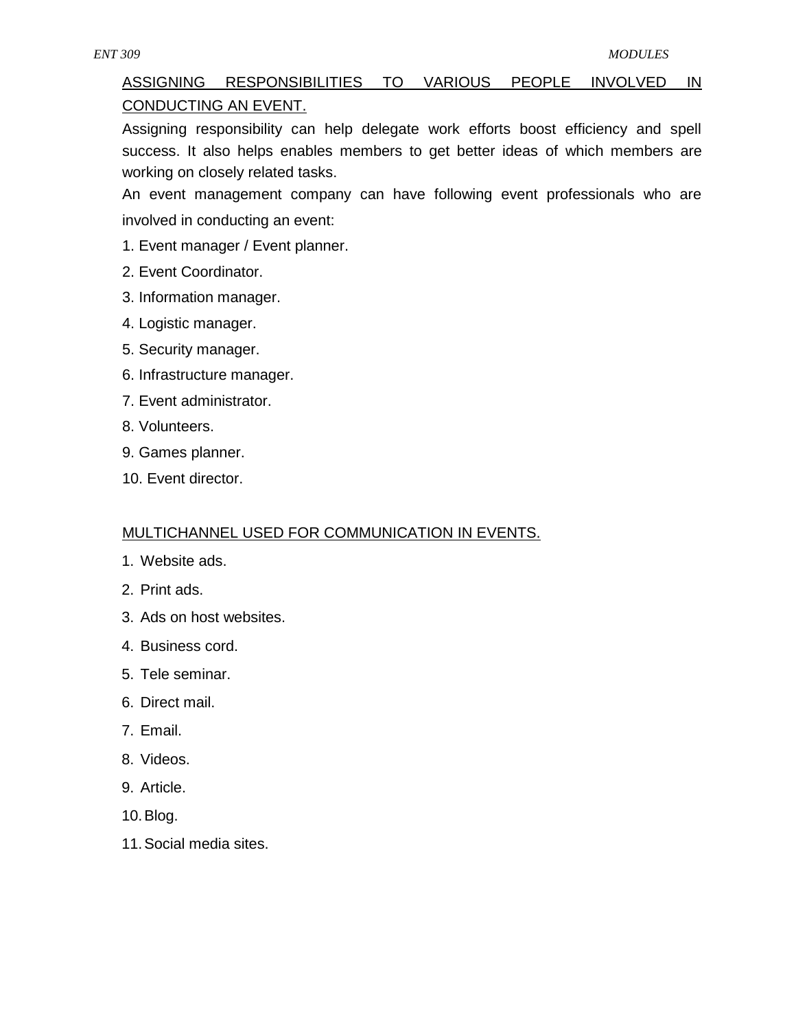## ASSIGNING RESPONSIBILITIES TO VARIOUS PEOPLE INVOLVED IN CONDUCTING AN EVENT.

Assigning responsibility can help delegate work efforts boost efficiency and spell success. It also helps enables members to get better ideas of which members are working on closely related tasks.

An event management company can have following event professionals who are involved in conducting an event:

1. Event manager / Event planner.
2. Event Coordinator.
3. Information manager.
4. Logistic manager.
5. Security manager.
6. Infrastructure manager.
7. Event administrator.
8. Volunteers.
9. Games planner.
10. Event director.

## MULTICHANNEL USED FOR COMMUNICATION IN EVENTS.

1. Website ads.
2. Print ads.
3. Ads on host websites.
4. Business cord.
5. Tele seminar.
6. Direct mail.
7. Email.
8. Videos.
9. Article.
10. Blog.
11. Social media sites.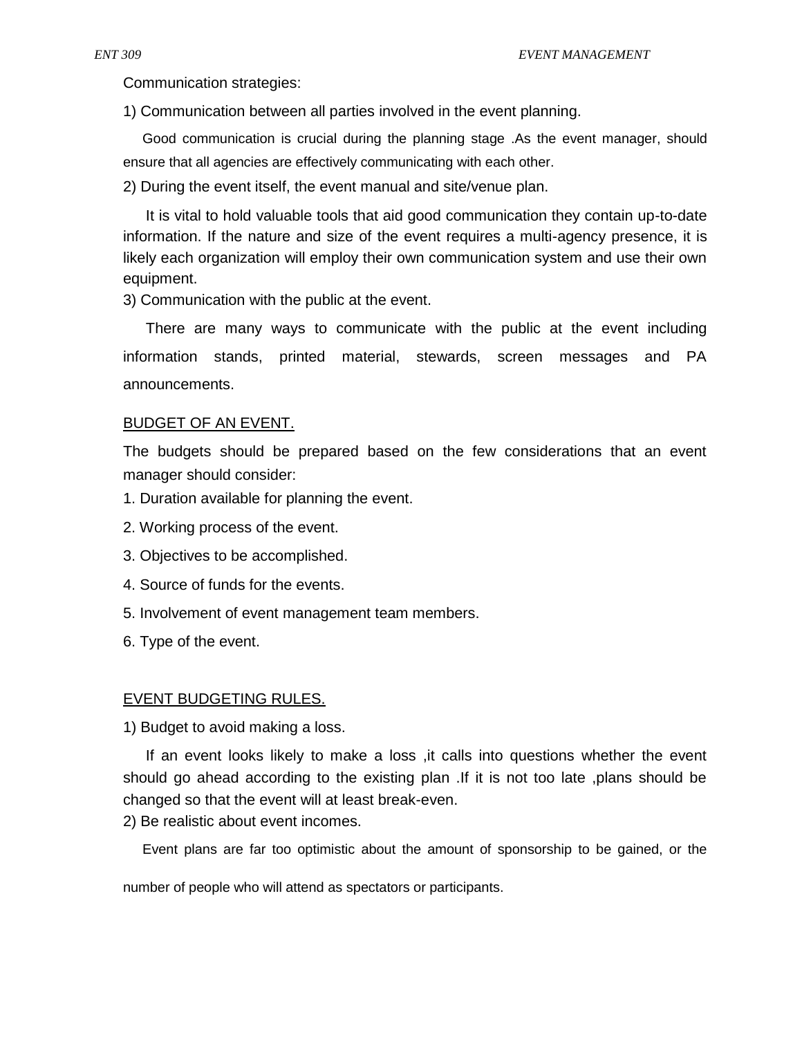Communication strategies:

1) Communication between all parties involved in the event planning.

Good communication is crucial during the planning stage .As the event manager, should ensure that all agencies are effectively communicating with each other.

2) During the event itself, the event manual and site/venue plan.

It is vital to hold valuable tools that aid good communication they contain up-to-date information. If the nature and size of the event requires a multi-agency presence, it is likely each organization will employ their own communication system and use their own equipment.

3) Communication with the public at the event.

There are many ways to communicate with the public at the event including information stands, printed material, stewards, screen messages and PA announcements.

## BUDGET OF AN EVENT.

The budgets should be prepared based on the few considerations that an event manager should consider:

1. Duration available for planning the event.
2. Working process of the event.
3. Objectives to be accomplished.
4. Source of funds for the events.
5. Involvement of event management team members.
6. Type of the event.

## EVENT BUDGETING RULES.

1) Budget to avoid making a loss.

If an event looks likely to make a loss ,it calls into questions whether the event should go ahead according to the existing plan .If it is not too late ,plans should be changed so that the event will at least break-even.

2) Be realistic about event incomes.

Event plans are far too optimistic about the amount of sponsorship to be gained, or the number of people who will attend as spectators or participants.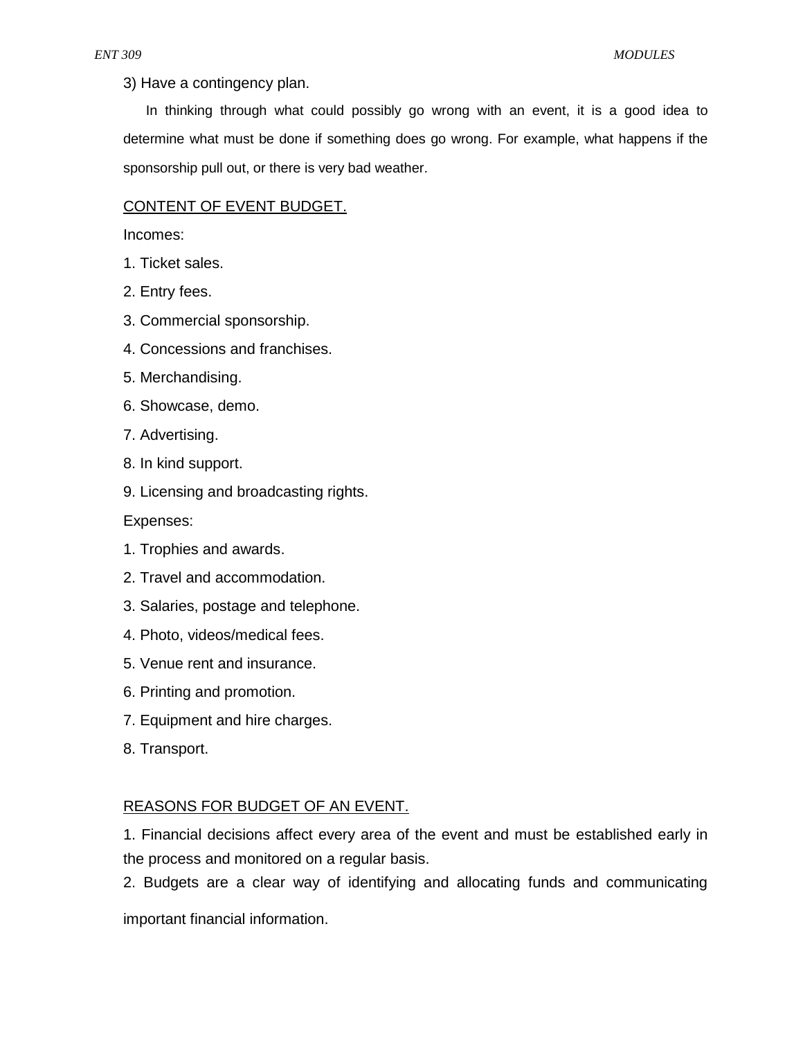3) Have a contingency plan.

In thinking through what could possibly go wrong with an event, it is a good idea to determine what must be done if something does go wrong. For example, what happens if the sponsorship pull out, or there is very bad weather.

## CONTENT OF EVENT BUDGET.

Incomes:

1. Ticket sales.
2. Entry fees.
3. Commercial sponsorship.
4. Concessions and franchises.
5. Merchandising.
6. Showcase, demo.
7. Advertising.
8. In kind support.
9. Licensing and broadcasting rights.

Expenses:

1. Trophies and awards.
2. Travel and accommodation.
3. Salaries, postage and telephone.
4. Photo, videos/medical fees.
5. Venue rent and insurance.
6. Printing and promotion.
7. Equipment and hire charges.
8. Transport.

## REASONS FOR BUDGET OF AN EVENT.

1. Financial decisions affect every area of the event and must be established early in the process and monitored on a regular basis.
2. Budgets are a clear way of identifying and allocating funds and communicating important financial information.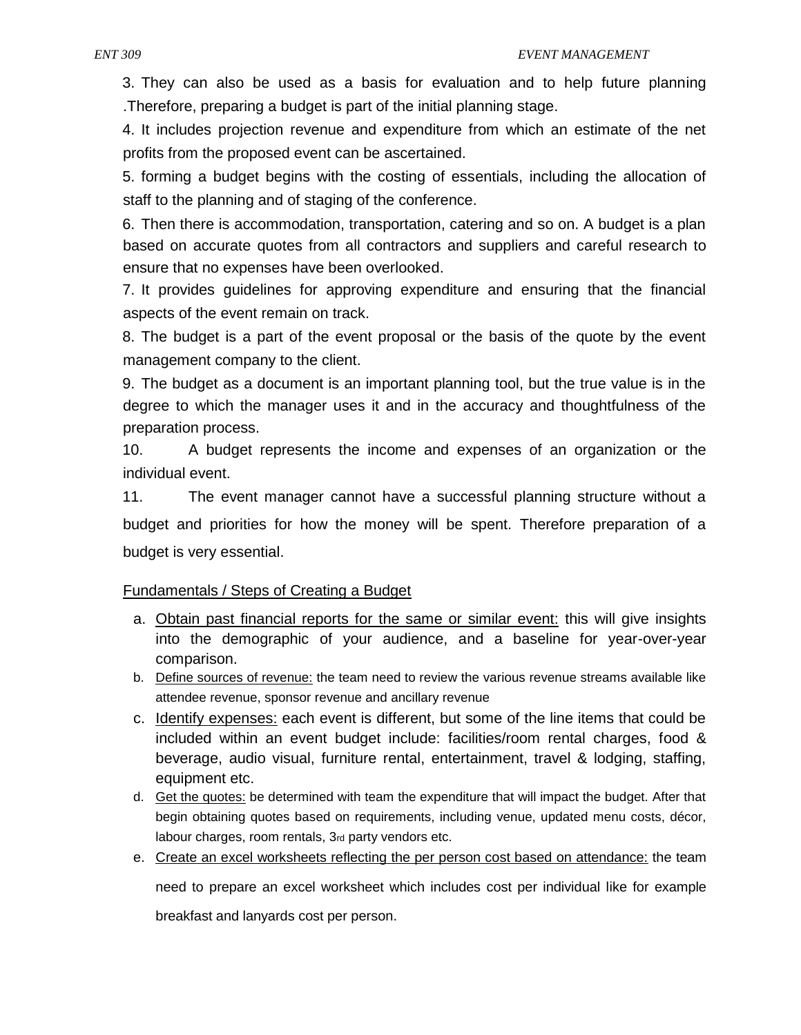3. They can also be used as a basis for evaluation and to help future planning .Therefore, preparing a budget is part of the initial planning stage.

4. It includes projection revenue and expenditure from which an estimate of the net profits from the proposed event can be ascertained.

5. forming a budget begins with the costing of essentials, including the allocation of staff to the planning and of staging of the conference.

6. Then there is accommodation, transportation, catering and so on. A budget is a plan based on accurate quotes from all contractors and suppliers and careful research to ensure that no expenses have been overlooked.

7. It provides guidelines for approving expenditure and ensuring that the financial aspects of the event remain on track.

8. The budget is a part of the event proposal or the basis of the quote by the event management company to the client.

9. The budget as a document is an important planning tool, but the true value is in the degree to which the manager uses it and in the accuracy and thoughtfulness of the preparation process.

10. A budget represents the income and expenses of an organization or the individual event.

11. The event manager cannot have a successful planning structure without a budget and priorities for how the money will be spent. Therefore preparation of a budget is very essential.

<u>Fundamentals / Steps of Creating a Budget</u>

a. <u>Obtain past financial reports for the same or similar event:</u> this will give insights into the demographic of your audience, and a baseline for year-over-year comparison.
b. <u>Define sources of revenue:</u> the team need to review the various revenue streams available like attendee revenue, sponsor revenue and ancillary revenue
c. <u>Identify expenses:</u> each event is different, but some of the line items that could be included within an event budget include: facilities/room rental charges, food & beverage, audio visual, furniture rental, entertainment, travel & lodging, staffing, equipment etc.
d. <u>Get the quotes:</u> be determined with team the expenditure that will impact the budget. After that begin obtaining quotes based on requirements, including venue, updated menu costs, décor, labour charges, room rentals, 3rd party vendors etc.
e. <u>Create an excel worksheets reflecting the per person cost based on attendance:</u> the team need to prepare an excel worksheet which includes cost per individual like for example breakfast and lanyards cost per person.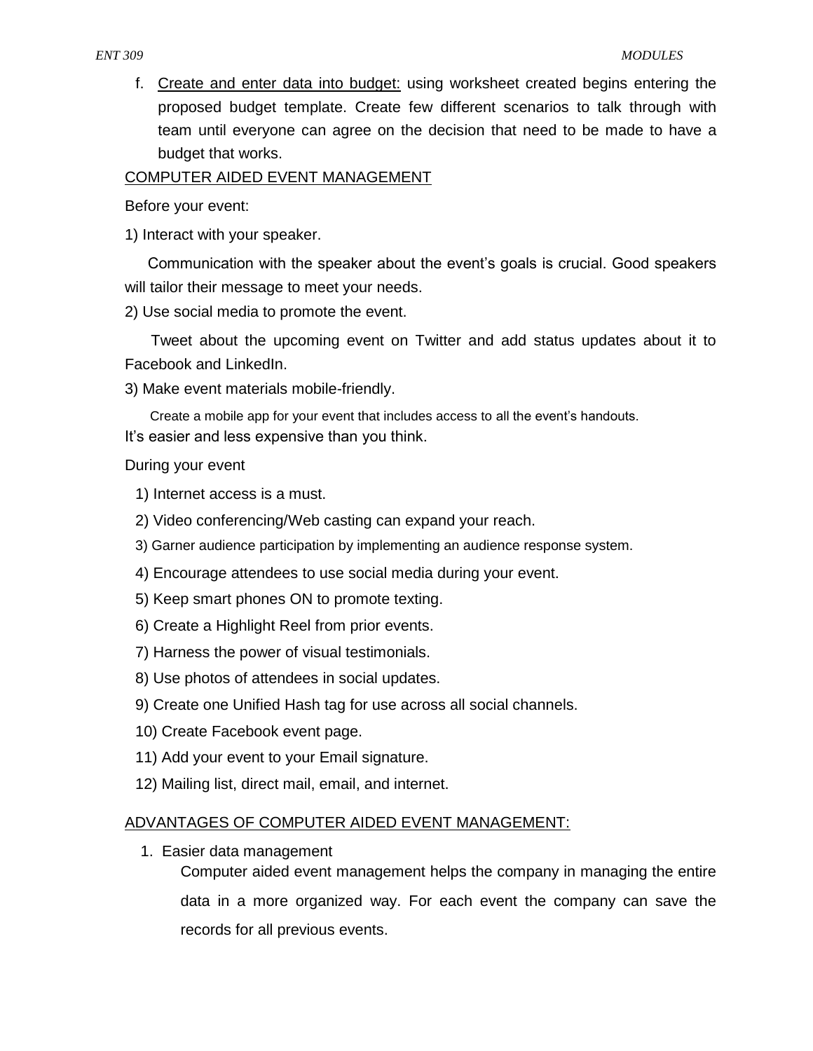f. <u>Create and enter data into budget:</u> using worksheet created begins entering the proposed budget template. Create few different scenarios to talk through with team until everyone can agree on the decision that need to be made to have a budget that works.

<u>COMPUTER AIDED EVENT MANAGEMENT</u>

Before your event:

1) Interact with your speaker.

Communication with the speaker about the event's goals is crucial. Good speakers will tailor their message to meet your needs.

2) Use social media to promote the event.

Tweet about the upcoming event on Twitter and add status updates about it to Facebook and LinkedIn.

3) Make event materials mobile-friendly.

Create a mobile app for your event that includes access to all the event's handouts. It's easier and less expensive than you think.

During your event

1) Internet access is a must.
2) Video conferencing/Web casting can expand your reach.
3) Garner audience participation by implementing an audience response system.
4) Encourage attendees to use social media during your event.
5) Keep smart phones ON to promote texting.
6) Create a Highlight Reel from prior events.
7) Harness the power of visual testimonials.
8) Use photos of attendees in social updates.
9) Create one Unified Hash tag for use across all social channels.
10) Create Facebook event page.
11) Add your event to your Email signature.
12) Mailing list, direct mail, email, and internet.

<u>ADVANTAGES OF COMPUTER AIDED EVENT MANAGEMENT:</u>

1. Easier data management

   Computer aided event management helps the company in managing the entire data in a more organized way. For each event the company can save the records for all previous events.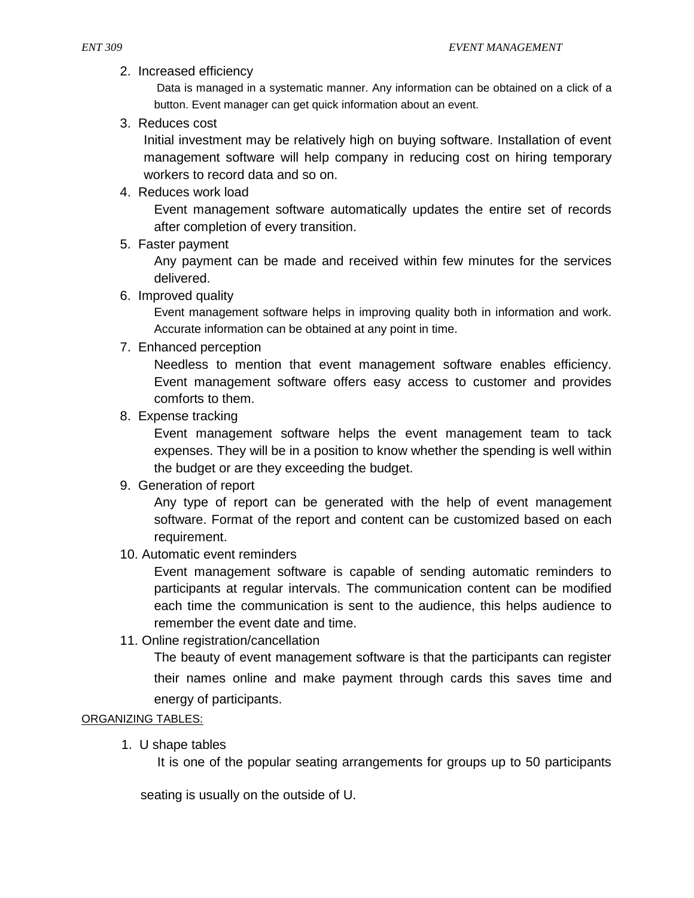2. Increased efficiency

   Data is managed in a systematic manner. Any information can be obtained on a click of a button. Event manager can get quick information about an event.

3. Reduces cost

   Initial investment may be relatively high on buying software. Installation of event management software will help company in reducing cost on hiring temporary workers to record data and so on.

4. Reduces work load

   Event management software automatically updates the entire set of records after completion of every transition.

5. Faster payment

   Any payment can be made and received within few minutes for the services delivered.

6. Improved quality

   Event management software helps in improving quality both in information and work. Accurate information can be obtained at any point in time.

7. Enhanced perception

   Needless to mention that event management software enables efficiency. Event management software offers easy access to customer and provides comforts to them.

8. Expense tracking

   Event management software helps the event management team to tack expenses. They will be in a position to know whether the spending is well within the budget or are they exceeding the budget.

9. Generation of report

   Any type of report can be generated with the help of event management software. Format of the report and content can be customized based on each requirement.

10. Automatic event reminders

    Event management software is capable of sending automatic reminders to participants at regular intervals. The communication content can be modified each time the communication is sent to the audience, this helps audience to remember the event date and time.

11. Online registration/cancellation

    The beauty of event management software is that the participants can register their names online and make payment through cards this saves time and energy of participants.

ORGANIZING TABLES:

1. U shape tables

   It is one of the popular seating arrangements for groups up to 50 participants seating is usually on the outside of U.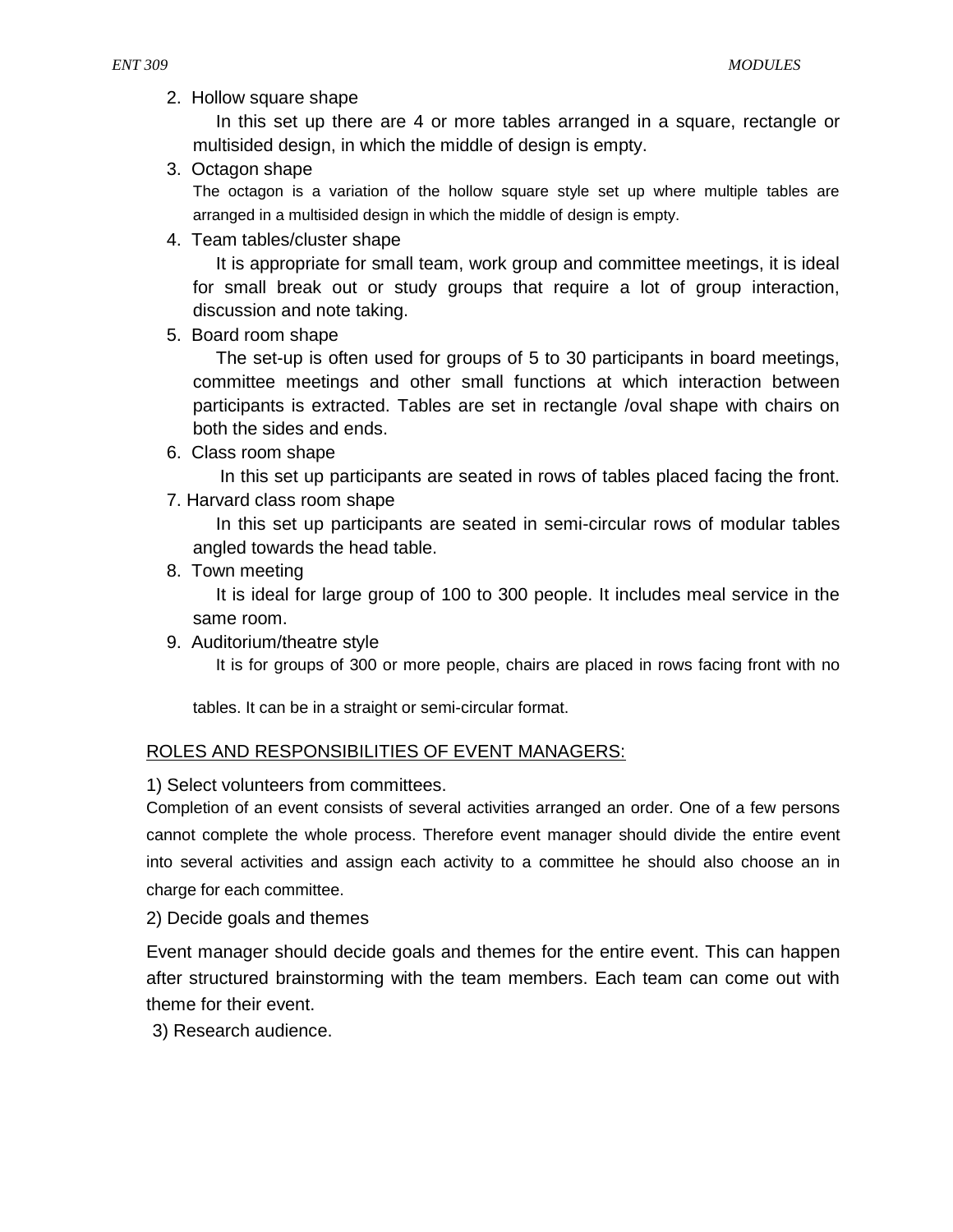2. Hollow square shape

   In this set up there are 4 or more tables arranged in a square, rectangle or multisided design, in which the middle of design is empty.

3. Octagon shape

   The octagon is a variation of the hollow square style set up where multiple tables are arranged in a multisided design in which the middle of design is empty.

4. Team tables/cluster shape

   It is appropriate for small team, work group and committee meetings, it is ideal for small break out or study groups that require a lot of group interaction, discussion and note taking.

5. Board room shape

   The set-up is often used for groups of 5 to 30 participants in board meetings, committee meetings and other small functions at which interaction between participants is extracted. Tables are set in rectangle /oval shape with chairs on both the sides and ends.

6. Class room shape

   In this set up participants are seated in rows of tables placed facing the front.

7. Harvard class room shape

   In this set up participants are seated in semi-circular rows of modular tables angled towards the head table.

8. Town meeting

   It is ideal for large group of 100 to 300 people. It includes meal service in the same room.

9. Auditorium/theatre style

   It is for groups of 300 or more people, chairs are placed in rows facing front with no tables. It can be in a straight or semi-circular format.

ROLES AND RESPONSIBILITIES OF EVENT MANAGERS:

1) Select volunteers from committees.

Completion of an event consists of several activities arranged an order. One of a few persons cannot complete the whole process. Therefore event manager should divide the entire event into several activities and assign each activity to a committee he should also choose an in charge for each committee.

2) Decide goals and themes

Event manager should decide goals and themes for the entire event. This can happen after structured brainstorming with the team members. Each team can come out with theme for their event.

3) Research audience.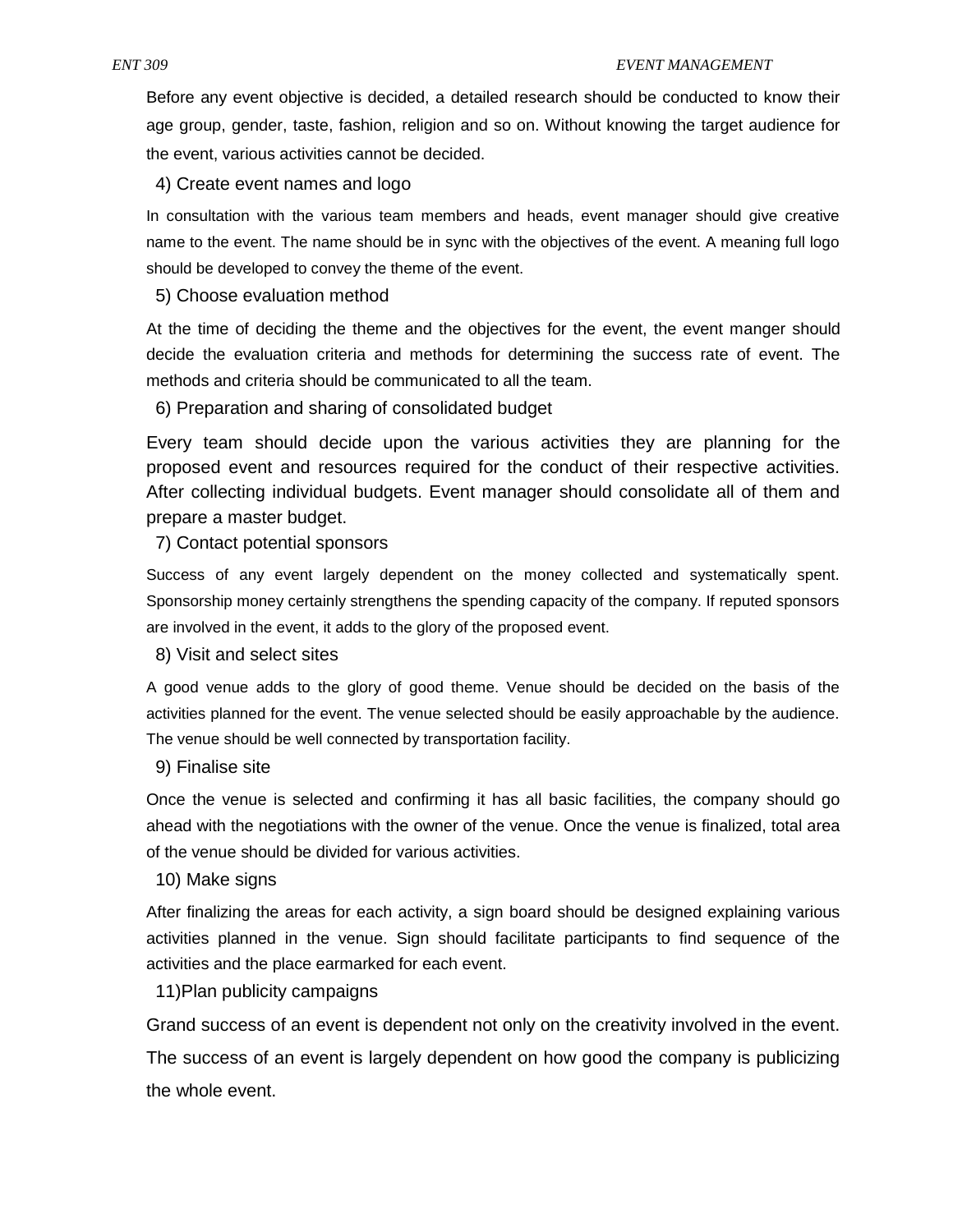Before any event objective is decided, a detailed research should be conducted to know their age group, gender, taste, fashion, religion and so on. Without knowing the target audience for the event, various activities cannot be decided.

4) Create event names and logo

In consultation with the various team members and heads, event manager should give creative name to the event. The name should be in sync with the objectives of the event. A meaning full logo should be developed to convey the theme of the event.

5) Choose evaluation method

At the time of deciding the theme and the objectives for the event, the event manger should decide the evaluation criteria and methods for determining the success rate of event. The methods and criteria should be communicated to all the team.

6) Preparation and sharing of consolidated budget

Every team should decide upon the various activities they are planning for the proposed event and resources required for the conduct of their respective activities. After collecting individual budgets. Event manager should consolidate all of them and prepare a master budget.

7) Contact potential sponsors

Success of any event largely dependent on the money collected and systematically spent. Sponsorship money certainly strengthens the spending capacity of the company. If reputed sponsors are involved in the event, it adds to the glory of the proposed event.

8) Visit and select sites

A good venue adds to the glory of good theme. Venue should be decided on the basis of the activities planned for the event. The venue selected should be easily approachable by the audience. The venue should be well connected by transportation facility.

9) Finalise site

Once the venue is selected and confirming it has all basic facilities, the company should go ahead with the negotiations with the owner of the venue. Once the venue is finalized, total area of the venue should be divided for various activities.

10) Make signs

After finalizing the areas for each activity, a sign board should be designed explaining various activities planned in the venue. Sign should facilitate participants to find sequence of the activities and the place earmarked for each event.

11)Plan publicity campaigns

Grand success of an event is dependent not only on the creativity involved in the event. The success of an event is largely dependent on how good the company is publicizing the whole event.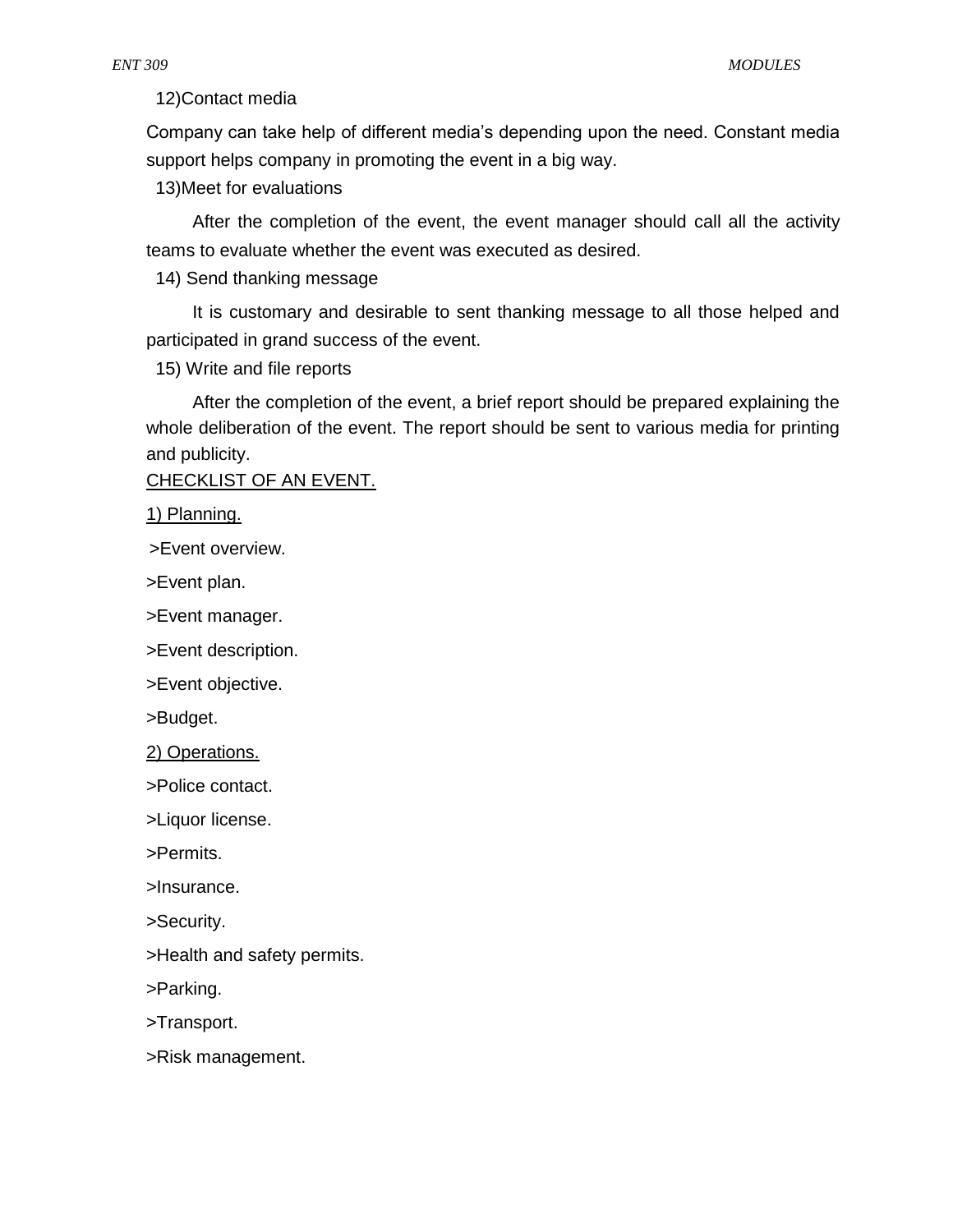12)Contact media

Company can take help of different media's depending upon the need. Constant media support helps company in promoting the event in a big way.

13)Meet for evaluations

After the completion of the event, the event manager should call all the activity teams to evaluate whether the event was executed as desired.

14) Send thanking message

It is customary and desirable to sent thanking message to all those helped and participated in grand success of the event.

15) Write and file reports

After the completion of the event, a brief report should be prepared explaining the whole deliberation of the event. The report should be sent to various media for printing and publicity.

<u>CHECKLIST OF AN EVENT.</u>

<u>1) Planning.</u>

>Event overview.

>Event plan.

>Event manager.

>Event description.

>Event objective.

>Budget.

<u>2) Operations.</u>

>Police contact.

>Liquor license.

>Permits.

>Insurance.

>Security.

>Health and safety permits.

>Parking.

>Transport.

>Risk management.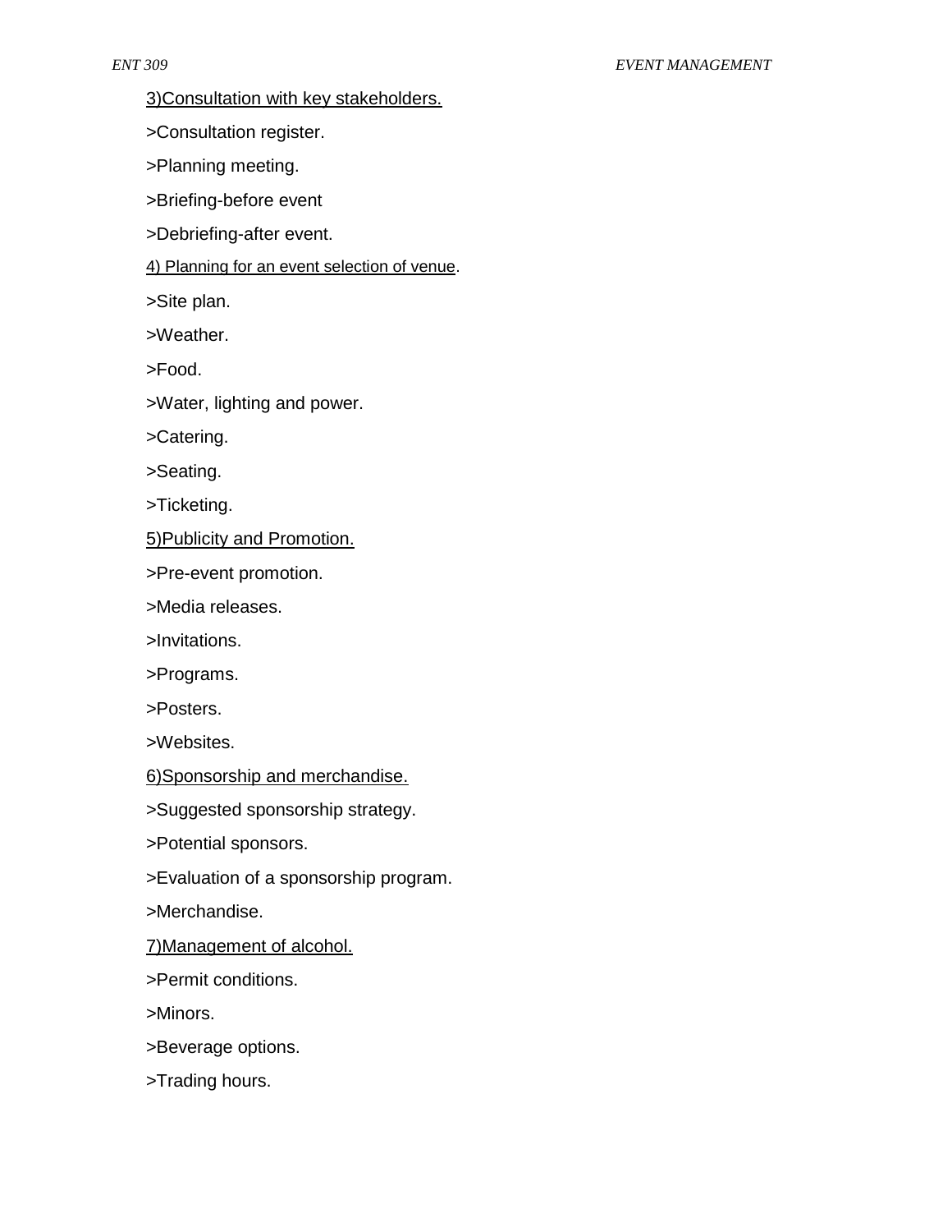3)Consultation with key stakeholders.

>Consultation register.

>Planning meeting.

>Briefing-before event

>Debriefing-after event.

4) Planning for an event selection of venue.

>Site plan.

>Weather.

>Food.

>Water, lighting and power.

>Catering.

>Seating.

>Ticketing.

5)Publicity and Promotion.

>Pre-event promotion.

>Media releases.

>Invitations.

>Programs.

>Posters.

>Websites.

6)Sponsorship and merchandise.

>Suggested sponsorship strategy.

>Potential sponsors.

>Evaluation of a sponsorship program.

>Merchandise.

7)Management of alcohol.

>Permit conditions.

>Minors.

>Beverage options.

>Trading hours.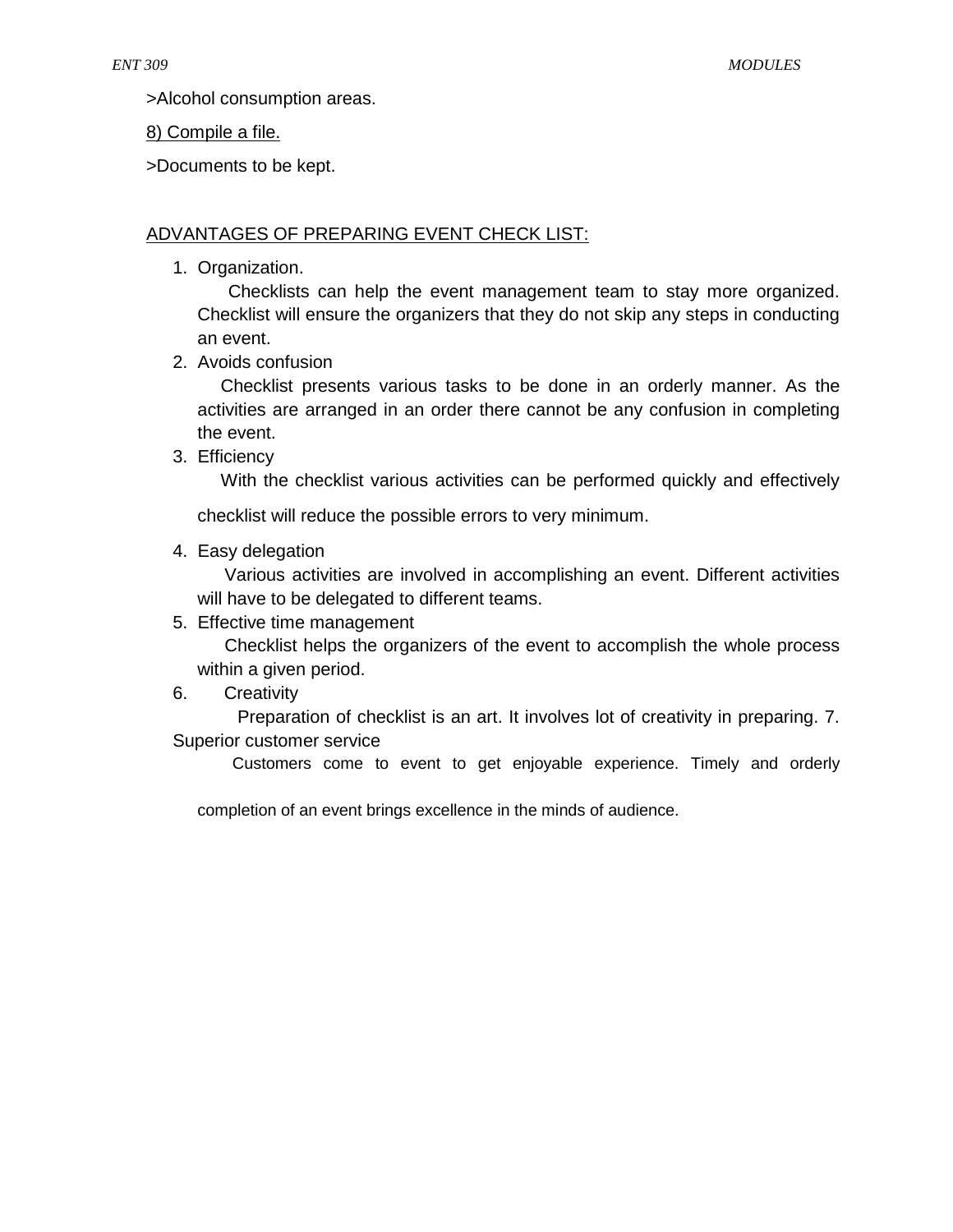>Alcohol consumption areas.

8) Compile a file.

>Documents to be kept.

ADVANTAGES OF PREPARING EVENT CHECK LIST:

1. Organization.

   Checklists can help the event management team to stay more organized. Checklist will ensure the organizers that they do not skip any steps in conducting an event.

2. Avoids confusion

   Checklist presents various tasks to be done in an orderly manner. As the activities are arranged in an order there cannot be any confusion in completing the event.

3. Efficiency

   With the checklist various activities can be performed quickly and effectively checklist will reduce the possible errors to very minimum.

4. Easy delegation

   Various activities are involved in accomplishing an event. Different activities will have to be delegated to different teams.

5. Effective time management

   Checklist helps the organizers of the event to accomplish the whole process within a given period.

6. Creativity

   Preparation of checklist is an art. It involves lot of creativity in preparing. 7. Superior customer service

   Customers come to event to get enjoyable experience. Timely and orderly completion of an event brings excellence in the minds of audience.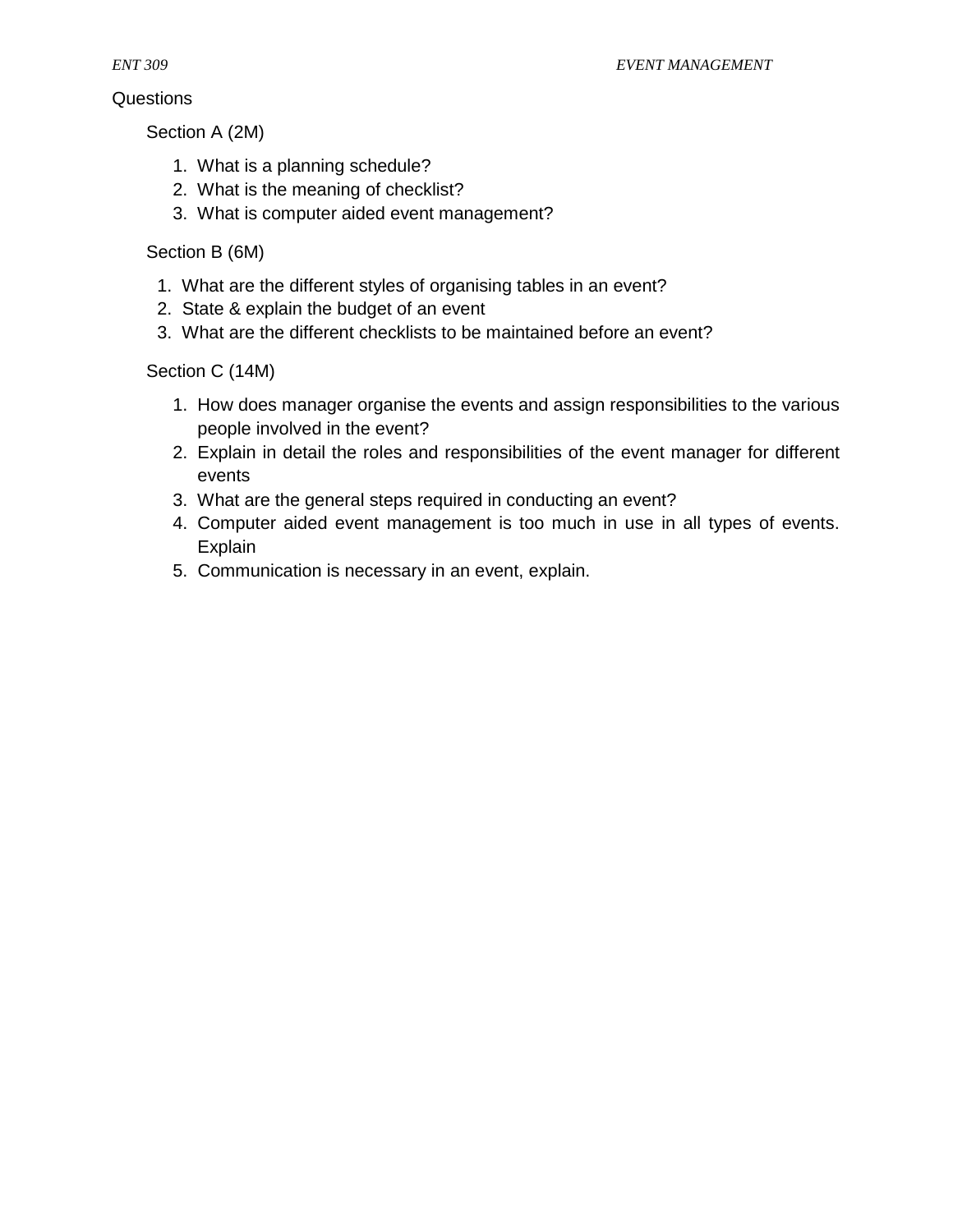Questions

Section A (2M)

1. What is a planning schedule?
2. What is the meaning of checklist?
3. What is computer aided event management?

Section B (6M)

1. What are the different styles of organising tables in an event?
2. State & explain the budget of an event
3. What are the different checklists to be maintained before an event?

Section C (14M)

1. How does manager organise the events and assign responsibilities to the various people involved in the event?
2. Explain in detail the roles and responsibilities of the event manager for different events
3. What are the general steps required in conducting an event?
4. Computer aided event management is too much in use in all types of events. Explain
5. Communication is necessary in an event, explain.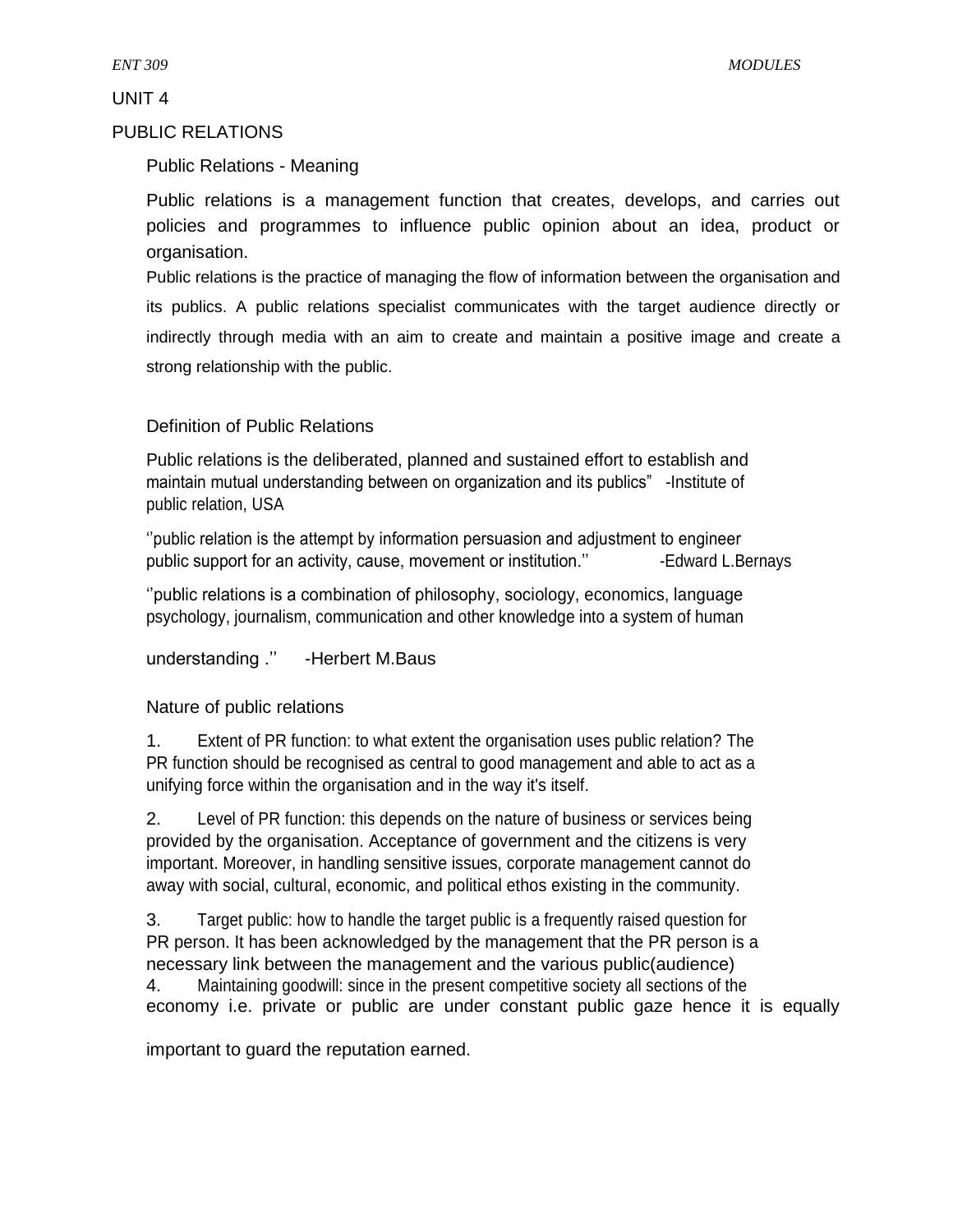## UNIT 4

## PUBLIC RELATIONS

### Public Relations - Meaning

Public relations is a management function that creates, develops, and carries out policies and programmes to influence public opinion about an idea, product or organisation.

Public relations is the practice of managing the flow of information between the organisation and its publics. A public relations specialist communicates with the target audience directly or indirectly through media with an aim to create and maintain a positive image and create a strong relationship with the public.

### Definition of Public Relations

Public relations is the deliberated, planned and sustained effort to establish and maintain mutual understanding between on organization and its publics" -Institute of public relation, USA

''public relation is the attempt by information persuasion and adjustment to engineer public support for an activity, cause, movement or institution.'' -Edward L.Bernays

''public relations is a combination of philosophy, sociology, economics, language psychology, journalism, communication and other knowledge into a system of human understanding .'' -Herbert M.Baus

### Nature of public relations

1. Extent of PR function: to what extent the organisation uses public relation? The PR function should be recognised as central to good management and able to act as a unifying force within the organisation and in the way it's itself.

2. Level of PR function: this depends on the nature of business or services being provided by the organisation. Acceptance of government and the citizens is very important. Moreover, in handling sensitive issues, corporate management cannot do away with social, cultural, economic, and political ethos existing in the community.

3. Target public: how to handle the target public is a frequently raised question for PR person. It has been acknowledged by the management that the PR person is a necessary link between the management and the various public(audience)

4. Maintaining goodwill: since in the present competitive society all sections of the economy i.e. private or public are under constant public gaze hence it is equally important to guard the reputation earned.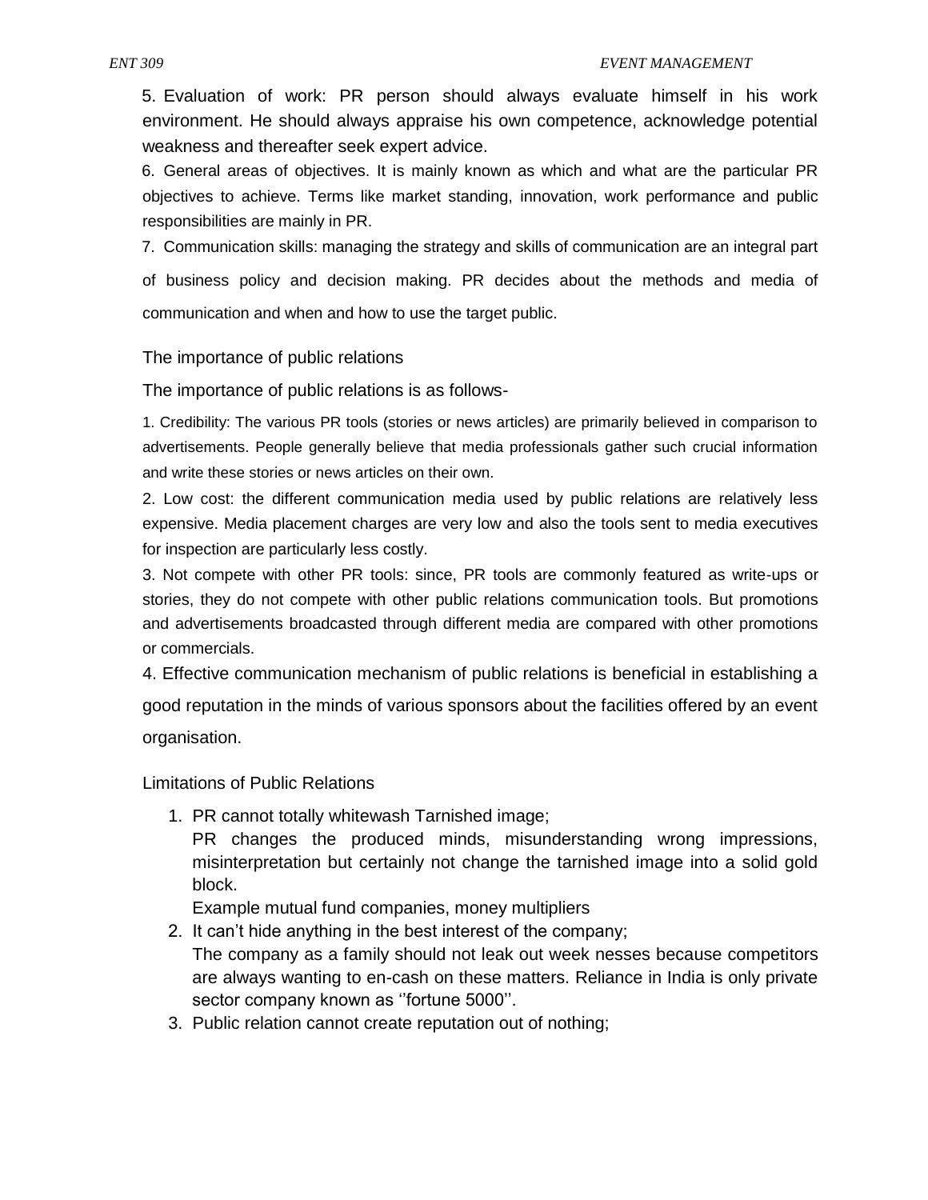5. Evaluation of work: PR person should always evaluate himself in his work environment. He should always appraise his own competence, acknowledge potential weakness and thereafter seek expert advice.

6. General areas of objectives. It is mainly known as which and what are the particular PR objectives to achieve. Terms like market standing, innovation, work performance and public responsibilities are mainly in PR.

7. Communication skills: managing the strategy and skills of communication are an integral part of business policy and decision making. PR decides about the methods and media of communication and when and how to use the target public.

## The importance of public relations

The importance of public relations is as follows-

1. Credibility: The various PR tools (stories or news articles) are primarily believed in comparison to advertisements. People generally believe that media professionals gather such crucial information and write these stories or news articles on their own.

2. Low cost: the different communication media used by public relations are relatively less expensive. Media placement charges are very low and also the tools sent to media executives for inspection are particularly less costly.

3. Not compete with other PR tools: since, PR tools are commonly featured as write-ups or stories, they do not compete with other public relations communication tools. But promotions and advertisements broadcasted through different media are compared with other promotions or commercials.

4. Effective communication mechanism of public relations is beneficial in establishing a good reputation in the minds of various sponsors about the facilities offered by an event organisation.

## Limitations of Public Relations

1. PR cannot totally whitewash Tarnished image;
   PR changes the produced minds, misunderstanding wrong impressions, misinterpretation but certainly not change the tarnished image into a solid gold block.
   Example mutual fund companies, money multipliers
2. It can't hide anything in the best interest of the company;
   The company as a family should not leak out week nesses because competitors are always wanting to en-cash on these matters. Reliance in India is only private sector company known as ''fortune 5000''.
3. Public relation cannot create reputation out of nothing;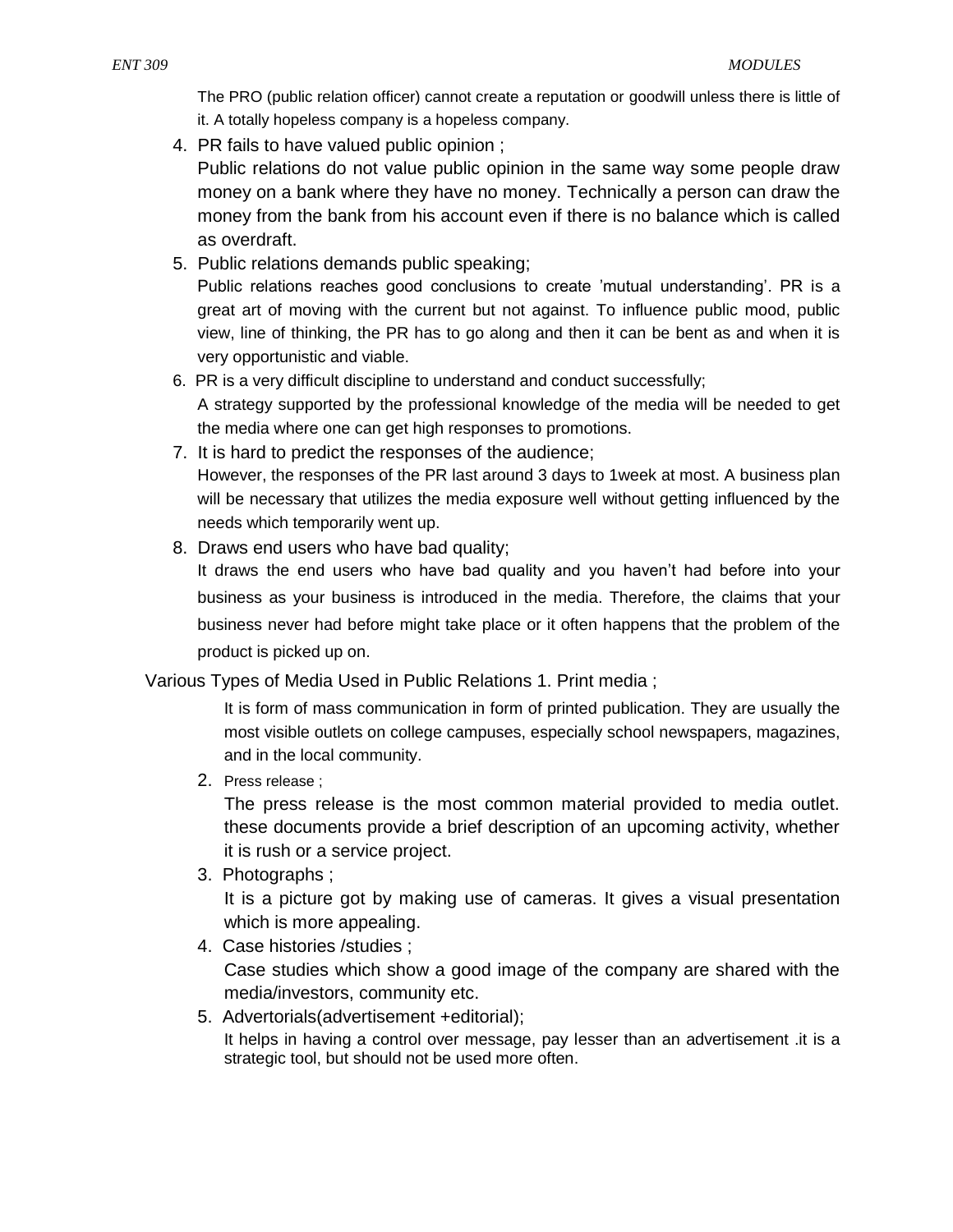The PRO (public relation officer) cannot create a reputation or goodwill unless there is little of it. A totally hopeless company is a hopeless company.

4. PR fails to have valued public opinion ;

   Public relations do not value public opinion in the same way some people draw money on a bank where they have no money. Technically a person can draw the money from the bank from his account even if there is no balance which is called as overdraft.

5. Public relations demands public speaking;

   Public relations reaches good conclusions to create 'mutual understanding'. PR is a great art of moving with the current but not against. To influence public mood, public view, line of thinking, the PR has to go along and then it can be bent as and when it is very opportunistic and viable.

6. PR is a very difficult discipline to understand and conduct successfully;

   A strategy supported by the professional knowledge of the media will be needed to get the media where one can get high responses to promotions.

7. It is hard to predict the responses of the audience;

   However, the responses of the PR last around 3 days to 1week at most. A business plan will be necessary that utilizes the media exposure well without getting influenced by the needs which temporarily went up.

8. Draws end users who have bad quality;

   It draws the end users who have bad quality and you haven't had before into your business as your business is introduced in the media. Therefore, the claims that your business never had before might take place or it often happens that the problem of the product is picked up on.

Various Types of Media Used in Public Relations 1. Print media ;

   It is form of mass communication in form of printed publication. They are usually the most visible outlets on college campuses, especially school newspapers, magazines, and in the local community.

2. Press release ;

   The press release is the most common material provided to media outlet. these documents provide a brief description of an upcoming activity, whether it is rush or a service project.

3. Photographs ;

   It is a picture got by making use of cameras. It gives a visual presentation which is more appealing.

4. Case histories /studies ;

   Case studies which show a good image of the company are shared with the media/investors, community etc.

5. Advertorials(advertisement +editorial);

   It helps in having a control over message, pay lesser than an advertisement .it is a strategic tool, but should not be used more often.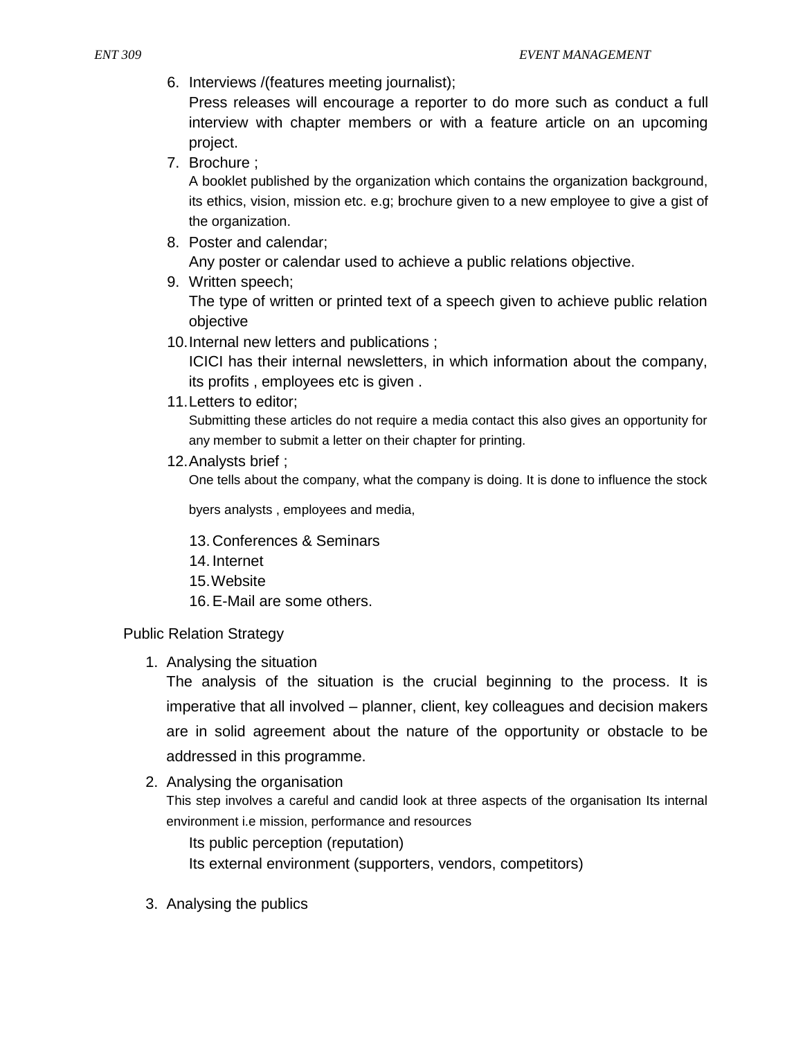6. Interviews /(features meeting journalist);
   Press releases will encourage a reporter to do more such as conduct a full interview with chapter members or with a feature article on an upcoming project.
7. Brochure ;
   A booklet published by the organization which contains the organization background, its ethics, vision, mission etc. e.g; brochure given to a new employee to give a gist of the organization.
8. Poster and calendar;
   Any poster or calendar used to achieve a public relations objective.
9. Written speech;
   The type of written or printed text of a speech given to achieve public relation objective
10. Internal new letters and publications ;
    ICICI has their internal newsletters, in which information about the company, its profits , employees etc is given .
11. Letters to editor;
    Submitting these articles do not require a media contact this also gives an opportunity for any member to submit a letter on their chapter for printing.
12. Analysts brief ;
    One tells about the company, what the company is doing. It is done to influence the stock

    byers analysts , employees and media,

    13. Conferences & Seminars
    14. Internet
    15. Website
    16. E-Mail are some others.

Public Relation Strategy

1. Analysing the situation
   The analysis of the situation is the crucial beginning to the process. It is imperative that all involved – planner, client, key colleagues and decision makers are in solid agreement about the nature of the opportunity or obstacle to be addressed in this programme.
2. Analysing the organisation
   This step involves a careful and candid look at three aspects of the organisation Its internal environment i.e mission, performance and resources

   Its public perception (reputation)

   Its external environment (supporters, vendors, competitors)

3. Analysing the publics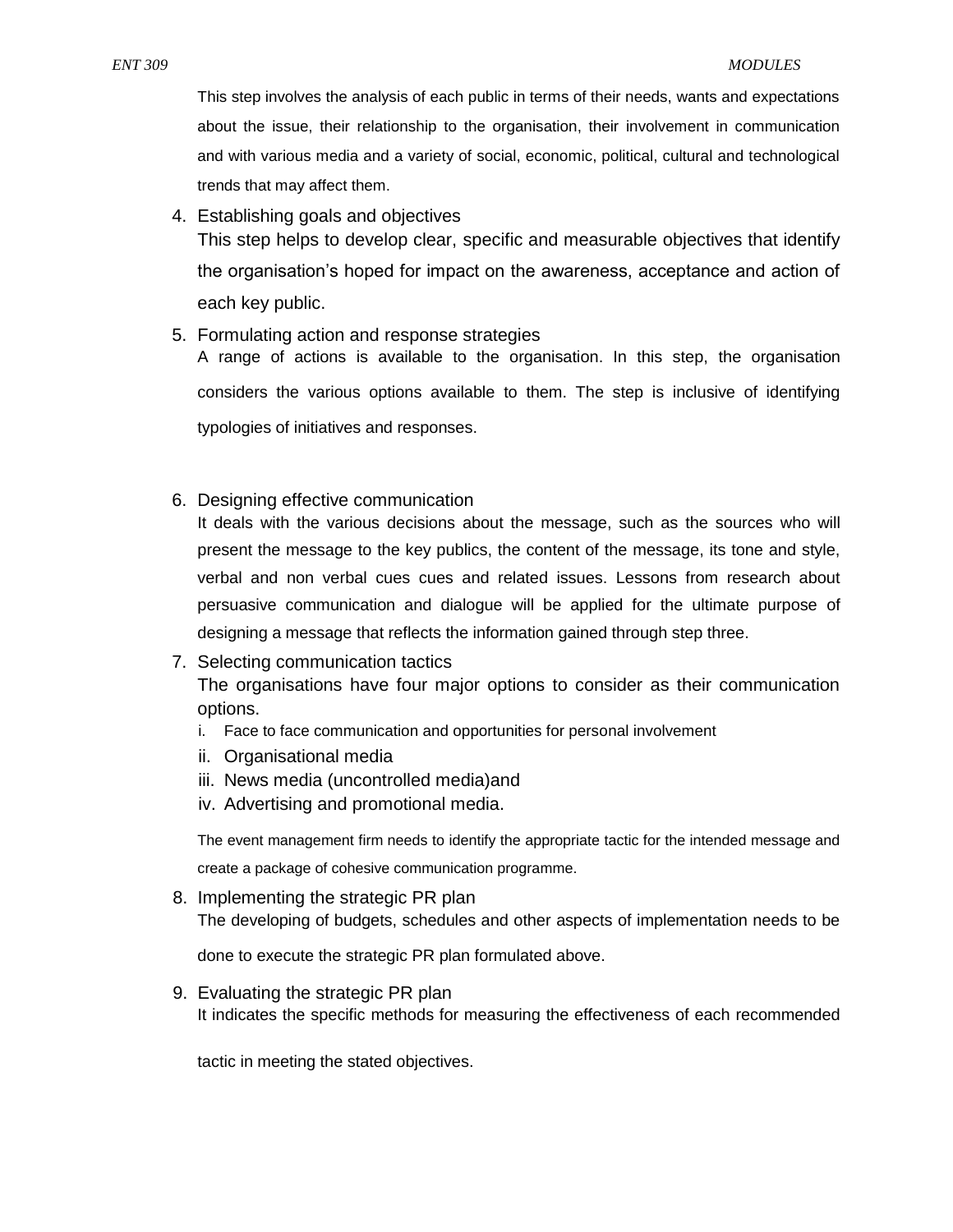This step involves the analysis of each public in terms of their needs, wants and expectations about the issue, their relationship to the organisation, their involvement in communication and with various media and a variety of social, economic, political, cultural and technological trends that may affect them.

4. Establishing goals and objectives

   This step helps to develop clear, specific and measurable objectives that identify the organisation's hoped for impact on the awareness, acceptance and action of each key public.

5. Formulating action and response strategies

   A range of actions is available to the organisation. In this step, the organisation considers the various options available to them. The step is inclusive of identifying typologies of initiatives and responses.

6. Designing effective communication

   It deals with the various decisions about the message, such as the sources who will present the message to the key publics, the content of the message, its tone and style, verbal and non verbal cues cues and related issues. Lessons from research about persuasive communication and dialogue will be applied for the ultimate purpose of designing a message that reflects the information gained through step three.

7. Selecting communication tactics

   The organisations have four major options to consider as their communication options.

   i. Face to face communication and opportunities for personal involvement
   ii. Organisational media
   iii. News media (uncontrolled media)and
   iv. Advertising and promotional media.

   The event management firm needs to identify the appropriate tactic for the intended message and create a package of cohesive communication programme.

8. Implementing the strategic PR plan

   The developing of budgets, schedules and other aspects of implementation needs to be done to execute the strategic PR plan formulated above.

9. Evaluating the strategic PR plan

   It indicates the specific methods for measuring the effectiveness of each recommended tactic in meeting the stated objectives.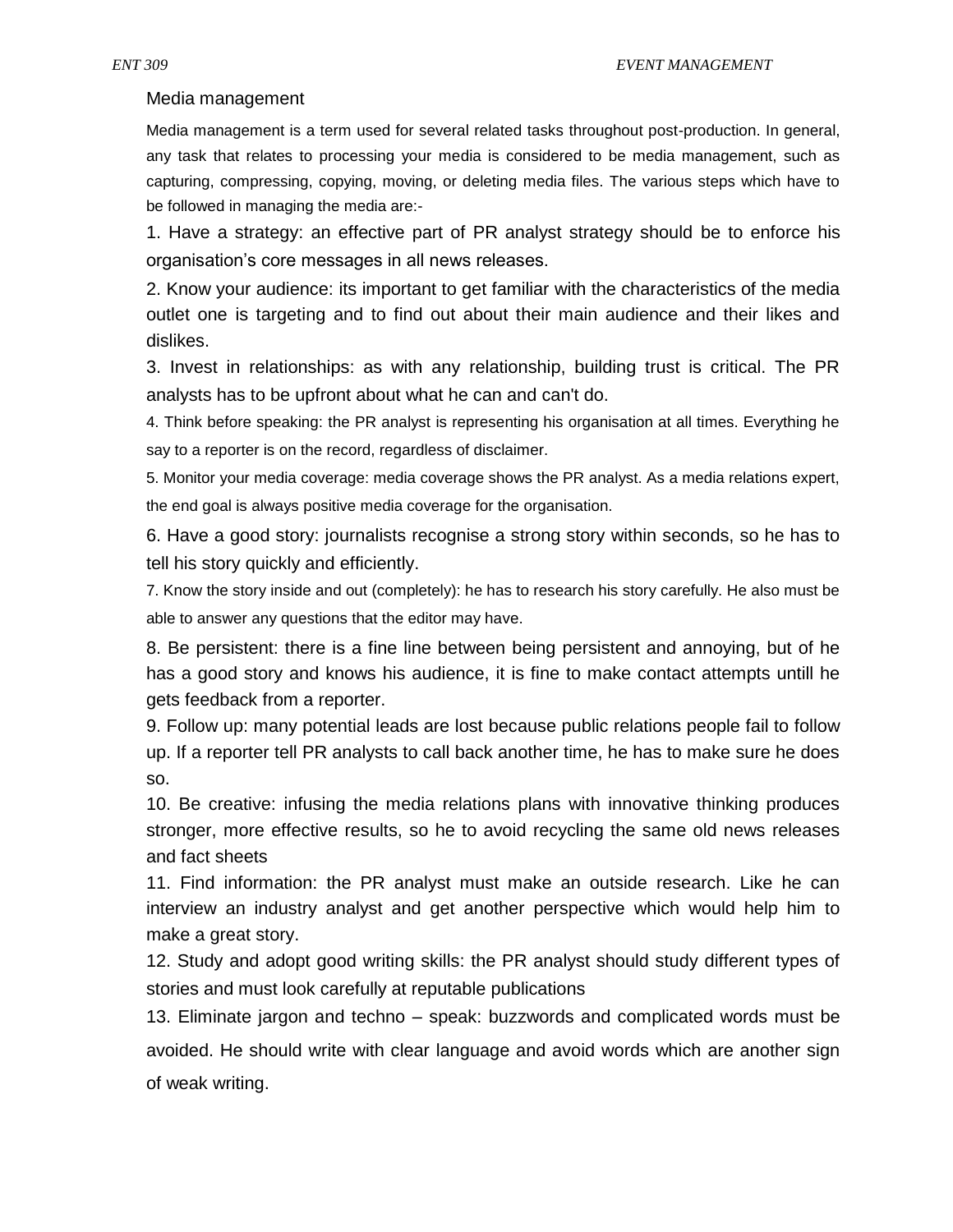## Media management

Media management is a term used for several related tasks throughout post-production. In general, any task that relates to processing your media is considered to be media management, such as capturing, compressing, copying, moving, or deleting media files. The various steps which have to be followed in managing the media are:-

1. Have a strategy: an effective part of PR analyst strategy should be to enforce his organisation's core messages in all news releases.
2. Know your audience: its important to get familiar with the characteristics of the media outlet one is targeting and to find out about their main audience and their likes and dislikes.
3. Invest in relationships: as with any relationship, building trust is critical. The PR analysts has to be upfront about what he can and can't do.
4. Think before speaking: the PR analyst is representing his organisation at all times. Everything he say to a reporter is on the record, regardless of disclaimer.
5. Monitor your media coverage: media coverage shows the PR analyst. As a media relations expert, the end goal is always positive media coverage for the organisation.
6. Have a good story: journalists recognise a strong story within seconds, so he has to tell his story quickly and efficiently.
7. Know the story inside and out (completely): he has to research his story carefully. He also must be able to answer any questions that the editor may have.
8. Be persistent: there is a fine line between being persistent and annoying, but of he has a good story and knows his audience, it is fine to make contact attempts untill he gets feedback from a reporter.
9. Follow up: many potential leads are lost because public relations people fail to follow up. If a reporter tell PR analysts to call back another time, he has to make sure he does so.
10. Be creative: infusing the media relations plans with innovative thinking produces stronger, more effective results, so he to avoid recycling the same old news releases and fact sheets
11. Find information: the PR analyst must make an outside research. Like he can interview an industry analyst and get another perspective which would help him to make a great story.
12. Study and adopt good writing skills: the PR analyst should study different types of stories and must look carefully at reputable publications
13. Eliminate jargon and techno – speak: buzzwords and complicated words must be avoided. He should write with clear language and avoid words which are another sign of weak writing.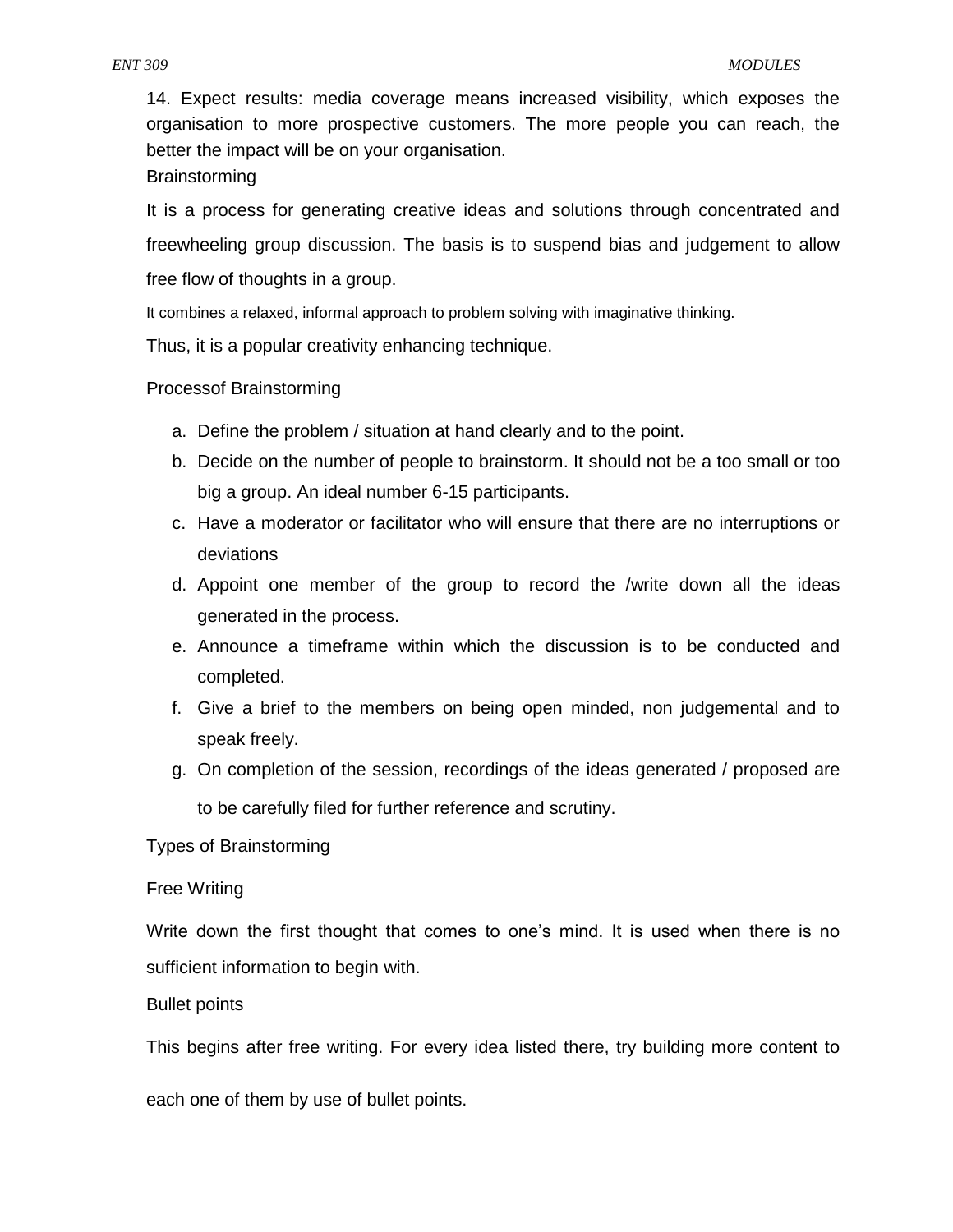14. Expect results: media coverage means increased visibility, which exposes the organisation to more prospective customers. The more people you can reach, the better the impact will be on your organisation.

## Brainstorming

It is a process for generating creative ideas and solutions through concentrated and freewheeling group discussion. The basis is to suspend bias and judgement to allow free flow of thoughts in a group.

It combines a relaxed, informal approach to problem solving with imaginative thinking.

Thus, it is a popular creativity enhancing technique.

### Processof Brainstorming

a. Define the problem / situation at hand clearly and to the point.
b. Decide on the number of people to brainstorm. It should not be a too small or too big a group. An ideal number 6-15 participants.
c. Have a moderator or facilitator who will ensure that there are no interruptions or deviations
d. Appoint one member of the group to record the /write down all the ideas generated in the process.
e. Announce a timeframe within which the discussion is to be conducted and completed.
f. Give a brief to the members on being open minded, non judgemental and to speak freely.
g. On completion of the session, recordings of the ideas generated / proposed are to be carefully filed for further reference and scrutiny.

### Types of Brainstorming

#### Free Writing

Write down the first thought that comes to one's mind. It is used when there is no sufficient information to begin with.

#### Bullet points

This begins after free writing. For every idea listed there, try building more content to each one of them by use of bullet points.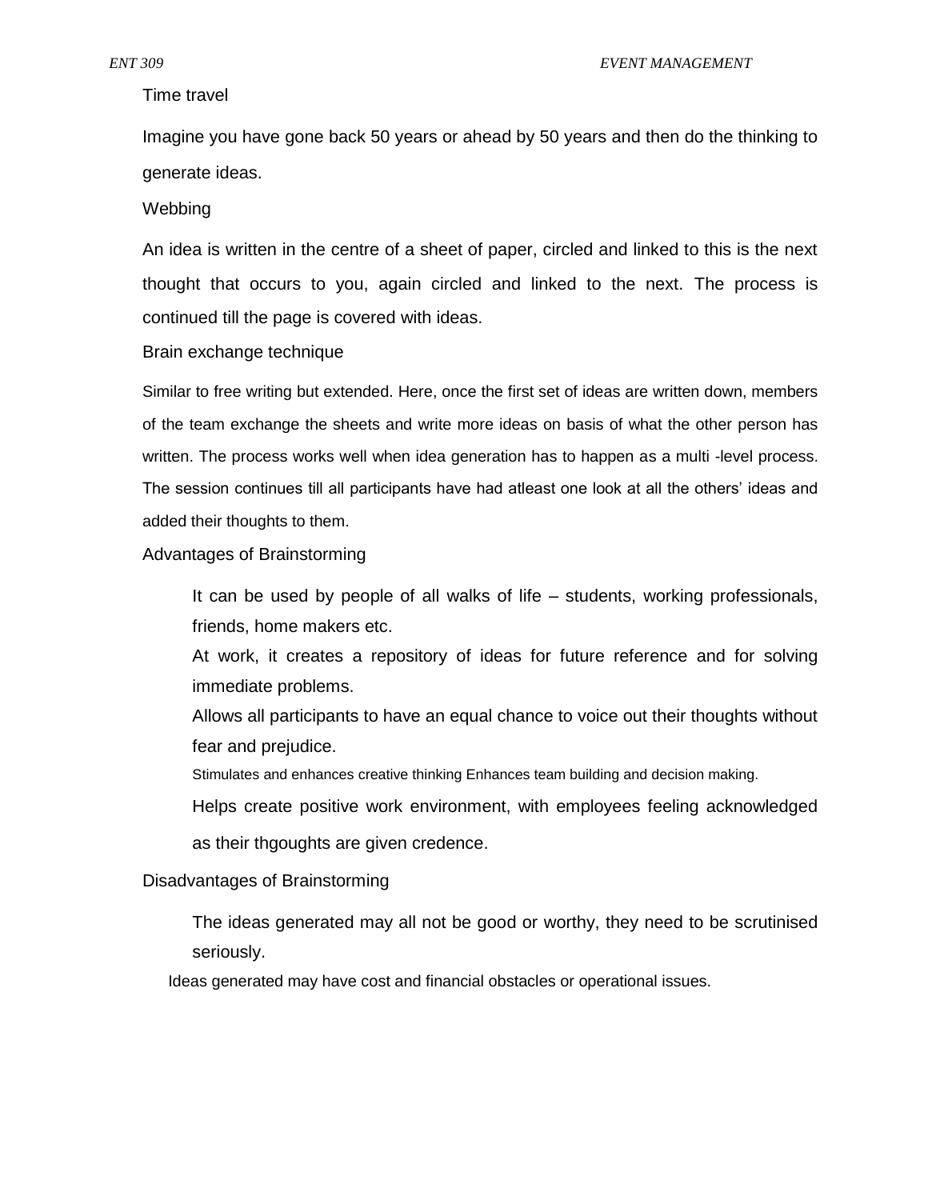Time travel

Imagine you have gone back 50 years or ahead by 50 years and then do the thinking to generate ideas.

Webbing

An idea is written in the centre of a sheet of paper, circled and linked to this is the next thought that occurs to you, again circled and linked to the next. The process is continued till the page is covered with ideas.

Brain exchange technique

Similar to free writing but extended. Here, once the first set of ideas are written down, members of the team exchange the sheets and write more ideas on basis of what the other person has written. The process works well when idea generation has to happen as a multi -level process. The session continues till all participants have had atleast one look at all the others' ideas and added their thoughts to them.

Advantages of Brainstorming

- It can be used by people of all walks of life – students, working professionals, friends, home makers etc.
- At work, it creates a repository of ideas for future reference and for solving immediate problems.
- Allows all participants to have an equal chance to voice out their thoughts without fear and prejudice.
- Stimulates and enhances creative thinking Enhances team building and decision making.
- Helps create positive work environment, with employees feeling acknowledged as their thgoughts are given credence.

Disadvantages of Brainstorming

- The ideas generated may all not be good or worthy, they need to be scrutinised seriously.
- Ideas generated may have cost and financial obstacles or operational issues.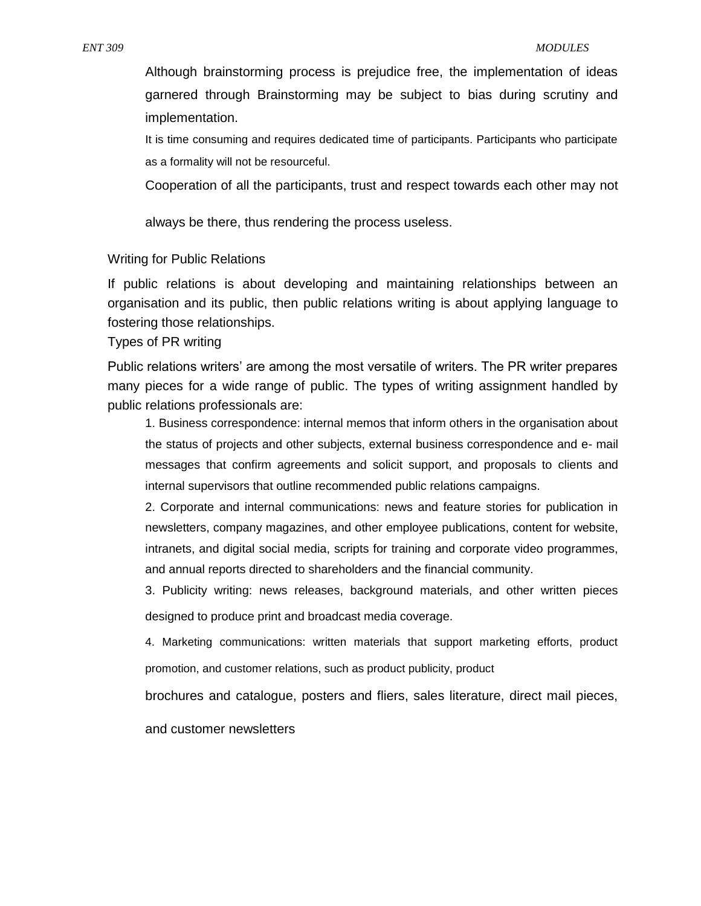Although brainstorming process is prejudice free, the implementation of ideas garnered through Brainstorming may be subject to bias during scrutiny and implementation.

It is time consuming and requires dedicated time of participants. Participants who participate as a formality will not be resourceful.

Cooperation of all the participants, trust and respect towards each other may not always be there, thus rendering the process useless.

## Writing for Public Relations

If public relations is about developing and maintaining relationships between an organisation and its public, then public relations writing is about applying language to fostering those relationships.

### Types of PR writing

Public relations writers' are among the most versatile of writers. The PR writer prepares many pieces for a wide range of public. The types of writing assignment handled by public relations professionals are:

1. Business correspondence: internal memos that inform others in the organisation about the status of projects and other subjects, external business correspondence and e- mail messages that confirm agreements and solicit support, and proposals to clients and internal supervisors that outline recommended public relations campaigns.
2. Corporate and internal communications: news and feature stories for publication in newsletters, company magazines, and other employee publications, content for website, intranets, and digital social media, scripts for training and corporate video programmes, and annual reports directed to shareholders and the financial community.
3. Publicity writing: news releases, background materials, and other written pieces designed to produce print and broadcast media coverage.
4. Marketing communications: written materials that support marketing efforts, product promotion, and customer relations, such as product publicity, product brochures and catalogue, posters and fliers, sales literature, direct mail pieces, and customer newsletters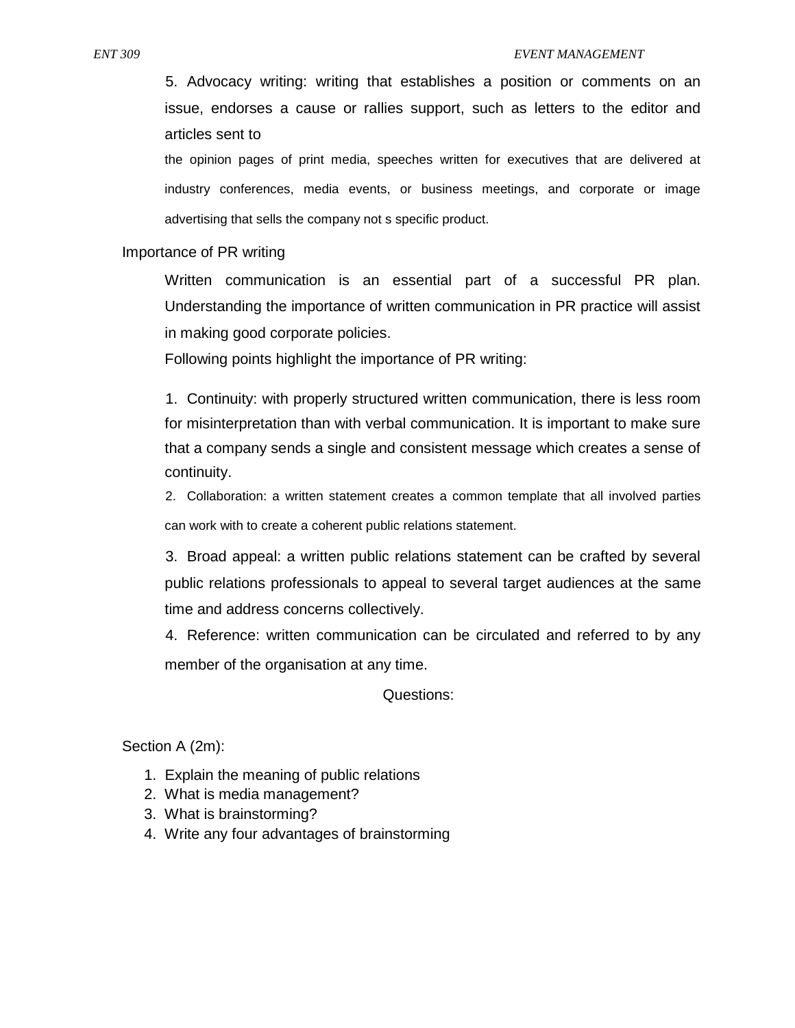5. Advocacy writing: writing that establishes a position or comments on an issue, endorses a cause or rallies support, such as letters to the editor and articles sent to the opinion pages of print media, speeches written for executives that are delivered at industry conferences, media events, or business meetings, and corporate or image advertising that sells the company not s specific product.

## Importance of PR writing

Written communication is an essential part of a successful PR plan. Understanding the importance of written communication in PR practice will assist in making good corporate policies.

Following points highlight the importance of PR writing:

1. Continuity: with properly structured written communication, there is less room for misinterpretation than with verbal communication. It is important to make sure that a company sends a single and consistent message which creates a sense of continuity.
2. Collaboration: a written statement creates a common template that all involved parties can work with to create a coherent public relations statement.
3. Broad appeal: a written public relations statement can be crafted by several public relations professionals to appeal to several target audiences at the same time and address concerns collectively.
4. Reference: written communication can be circulated and referred to by any member of the organisation at any time.

## Questions:

Section A (2m):

1. Explain the meaning of public relations
2. What is media management?
3. What is brainstorming?
4. Write any four advantages of brainstorming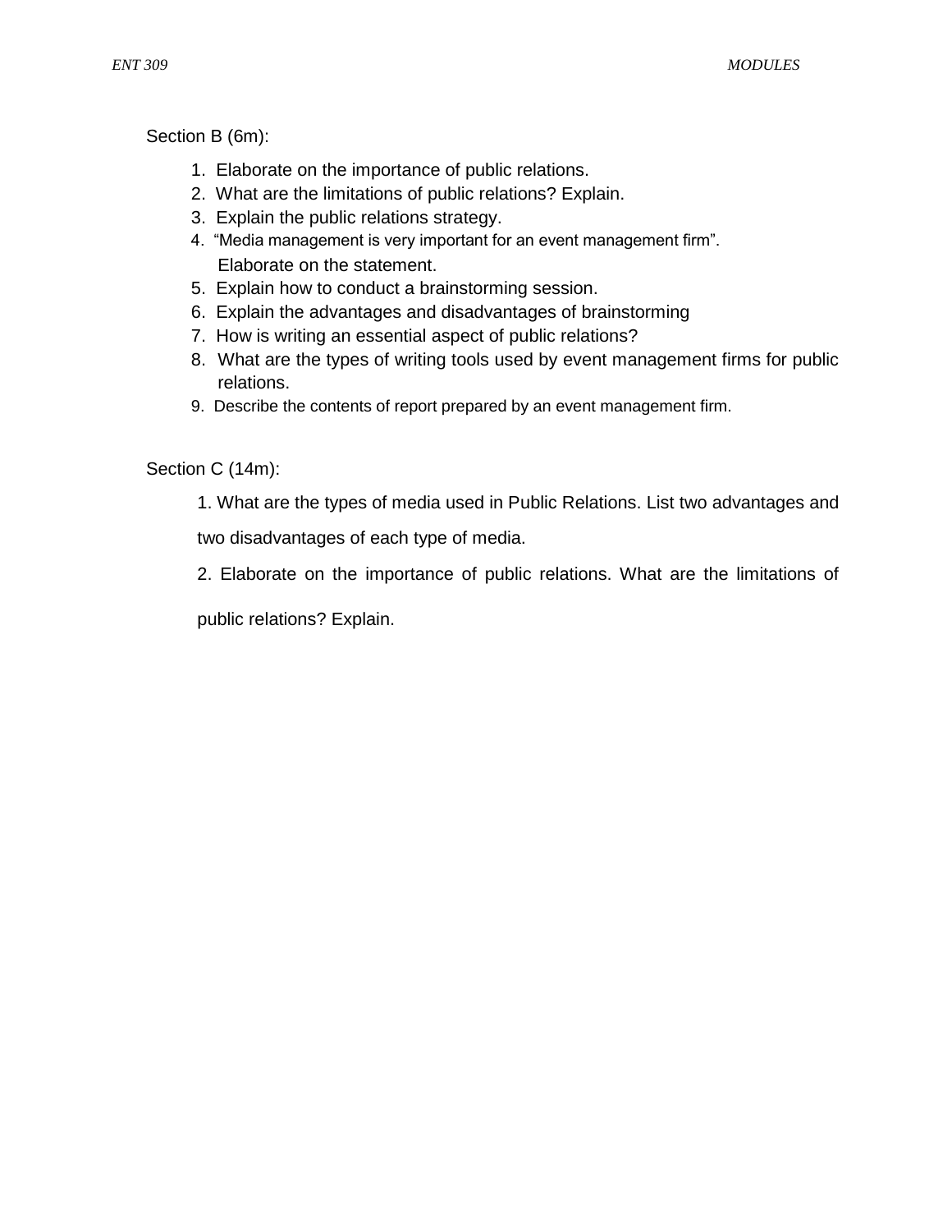Section B (6m):

1. Elaborate on the importance of public relations.
2. What are the limitations of public relations? Explain.
3. Explain the public relations strategy.
4. "Media management is very important for an event management firm". Elaborate on the statement.
5. Explain how to conduct a brainstorming session.
6. Explain the advantages and disadvantages of brainstorming
7. How is writing an essential aspect of public relations?
8. What are the types of writing tools used by event management firms for public relations.
9. Describe the contents of report prepared by an event management firm.

Section C (14m):

1. What are the types of media used in Public Relations. List two advantages and two disadvantages of each type of media.
2. Elaborate on the importance of public relations. What are the limitations of public relations? Explain.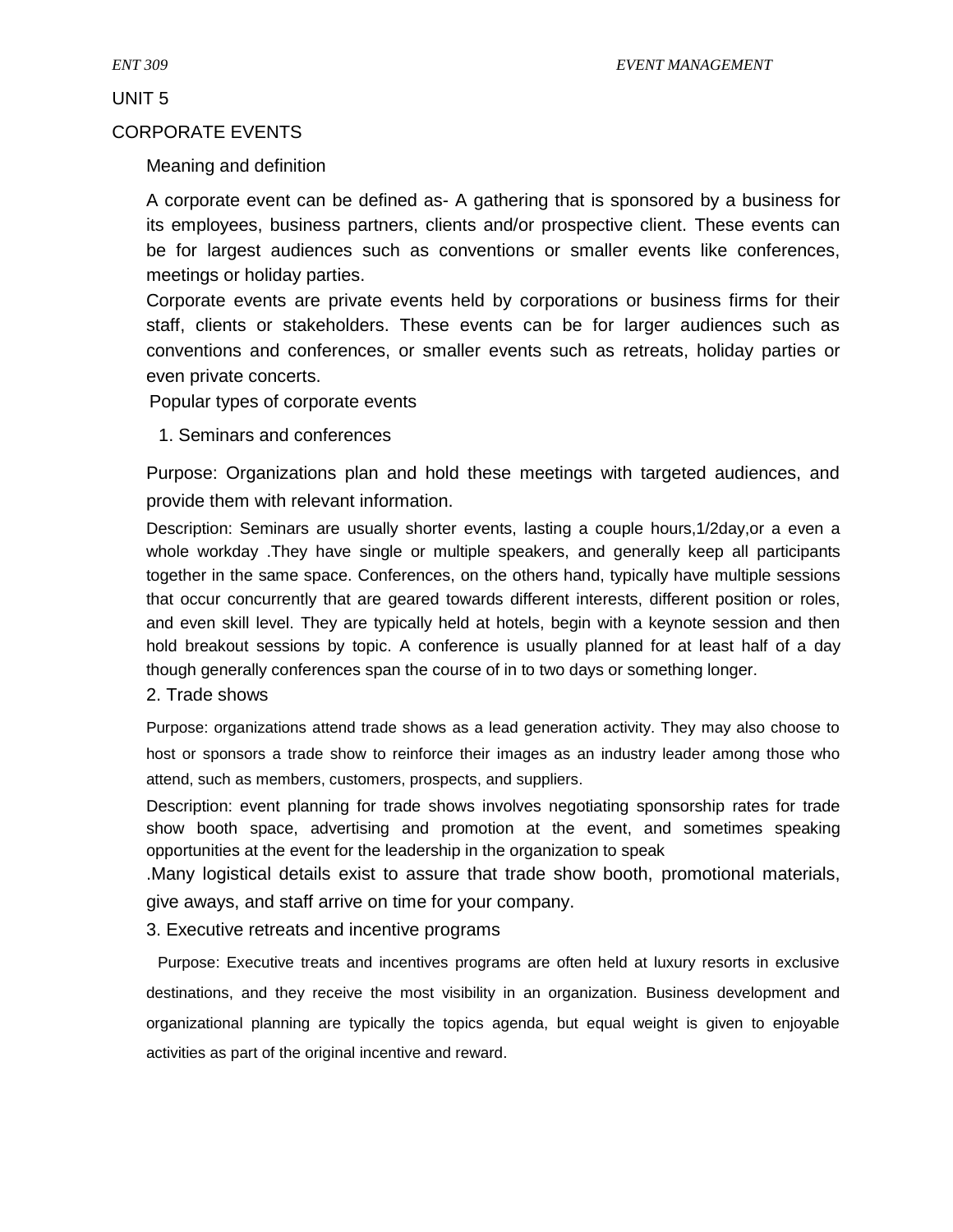## UNIT 5

## CORPORATE EVENTS

### Meaning and definition

A corporate event can be defined as- A gathering that is sponsored by a business for its employees, business partners, clients and/or prospective client. These events can be for largest audiences such as conventions or smaller events like conferences, meetings or holiday parties.

Corporate events are private events held by corporations or business firms for their staff, clients or stakeholders. These events can be for larger audiences such as conventions and conferences, or smaller events such as retreats, holiday parties or even private concerts.

### Popular types of corporate events

1. Seminars and conferences

Purpose: Organizations plan and hold these meetings with targeted audiences, and provide them with relevant information.

Description: Seminars are usually shorter events, lasting a couple hours,1/2day,or a even a whole workday .They have single or multiple speakers, and generally keep all participants together in the same space. Conferences, on the others hand, typically have multiple sessions that occur concurrently that are geared towards different interests, different position or roles, and even skill level. They are typically held at hotels, begin with a keynote session and then hold breakout sessions by topic. A conference is usually planned for at least half of a day though generally conferences span the course of in to two days or something longer.

2. Trade shows

Purpose: organizations attend trade shows as a lead generation activity. They may also choose to host or sponsors a trade show to reinforce their images as an industry leader among those who attend, such as members, customers, prospects, and suppliers.

Description: event planning for trade shows involves negotiating sponsorship rates for trade show booth space, advertising and promotion at the event, and sometimes speaking opportunities at the event for the leadership in the organization to speak

.Many logistical details exist to assure that trade show booth, promotional materials, give aways, and staff arrive on time for your company.

3. Executive retreats and incentive programs

Purpose: Executive treats and incentives programs are often held at luxury resorts in exclusive destinations, and they receive the most visibility in an organization. Business development and organizational planning are typically the topics agenda, but equal weight is given to enjoyable activities as part of the original incentive and reward.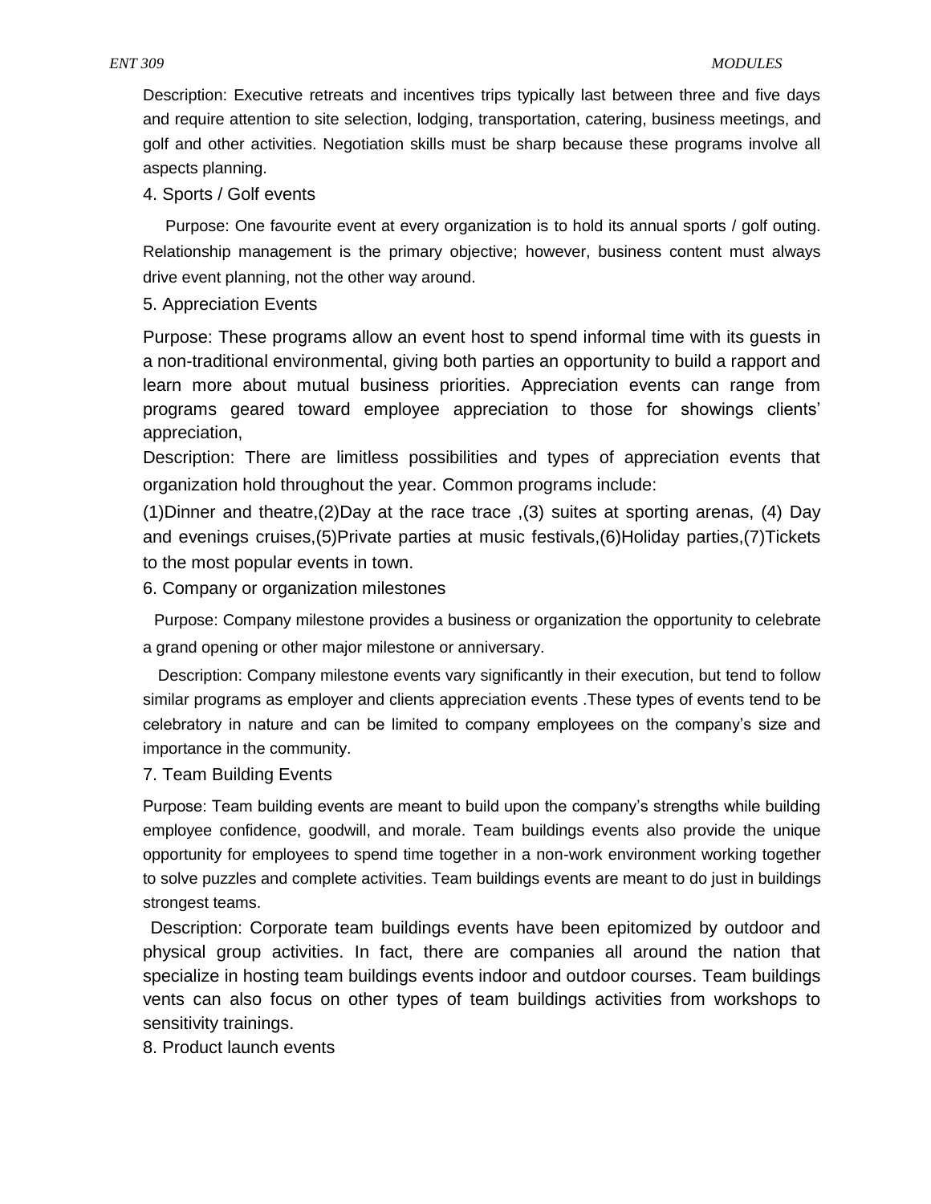Description: Executive retreats and incentives trips typically last between three and five days and require attention to site selection, lodging, transportation, catering, business meetings, and golf and other activities. Negotiation skills must be sharp because these programs involve all aspects planning.

4. Sports / Golf events

Purpose: One favourite event at every organization is to hold its annual sports / golf outing. Relationship management is the primary objective; however, business content must always drive event planning, not the other way around.

5. Appreciation Events

Purpose: These programs allow an event host to spend informal time with its guests in a non-traditional environmental, giving both parties an opportunity to build a rapport and learn more about mutual business priorities. Appreciation events can range from programs geared toward employee appreciation to those for showings clients' appreciation,

Description: There are limitless possibilities and types of appreciation events that organization hold throughout the year. Common programs include:

(1)Dinner and theatre,(2)Day at the race trace ,(3) suites at sporting arenas, (4) Day and evenings cruises,(5)Private parties at music festivals,(6)Holiday parties,(7)Tickets to the most popular events in town.

6. Company or organization milestones

Purpose: Company milestone provides a business or organization the opportunity to celebrate a grand opening or other major milestone or anniversary.

Description: Company milestone events vary significantly in their execution, but tend to follow similar programs as employer and clients appreciation events .These types of events tend to be celebratory in nature and can be limited to company employees on the company's size and importance in the community.

7. Team Building Events

Purpose: Team building events are meant to build upon the company's strengths while building employee confidence, goodwill, and morale. Team buildings events also provide the unique opportunity for employees to spend time together in a non-work environment working together to solve puzzles and complete activities. Team buildings events are meant to do just in buildings strongest teams.

Description: Corporate team buildings events have been epitomized by outdoor and physical group activities. In fact, there are companies all around the nation that specialize in hosting team buildings events indoor and outdoor courses. Team buildings vents can also focus on other types of team buildings activities from workshops to sensitivity trainings.

8. Product launch events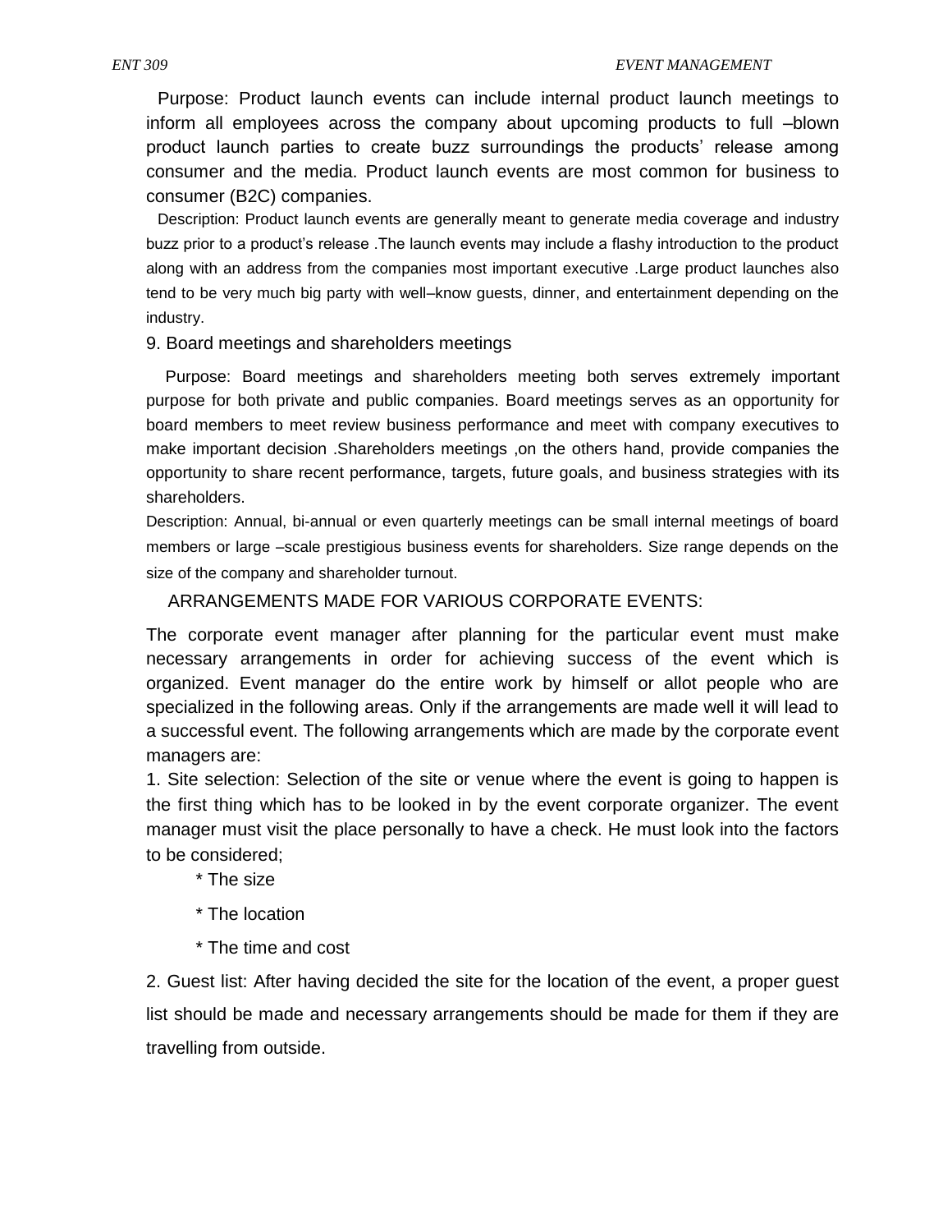Purpose: Product launch events can include internal product launch meetings to inform all employees across the company about upcoming products to full –blown product launch parties to create buzz surroundings the products' release among consumer and the media. Product launch events are most common for business to consumer (B2C) companies.

Description: Product launch events are generally meant to generate media coverage and industry buzz prior to a product's release .The launch events may include a flashy introduction to the product along with an address from the companies most important executive .Large product launches also tend to be very much big party with well–know guests, dinner, and entertainment depending on the industry.

9. Board meetings and shareholders meetings

Purpose: Board meetings and shareholders meeting both serves extremely important purpose for both private and public companies. Board meetings serves as an opportunity for board members to meet review business performance and meet with company executives to make important decision .Shareholders meetings ,on the others hand, provide companies the opportunity to share recent performance, targets, future goals, and business strategies with its shareholders.

Description: Annual, bi-annual or even quarterly meetings can be small internal meetings of board members or large –scale prestigious business events for shareholders. Size range depends on the size of the company and shareholder turnout.

ARRANGEMENTS MADE FOR VARIOUS CORPORATE EVENTS:

The corporate event manager after planning for the particular event must make necessary arrangements in order for achieving success of the event which is organized. Event manager do the entire work by himself or allot people who are specialized in the following areas. Only if the arrangements are made well it will lead to a successful event. The following arrangements which are made by the corporate event managers are:

1. Site selection: Selection of the site or venue where the event is going to happen is the first thing which has to be looked in by the event corporate organizer. The event manager must visit the place personally to have a check. He must look into the factors to be considered;

* The size
* The location
* The time and cost

2. Guest list: After having decided the site for the location of the event, a proper guest list should be made and necessary arrangements should be made for them if they are travelling from outside.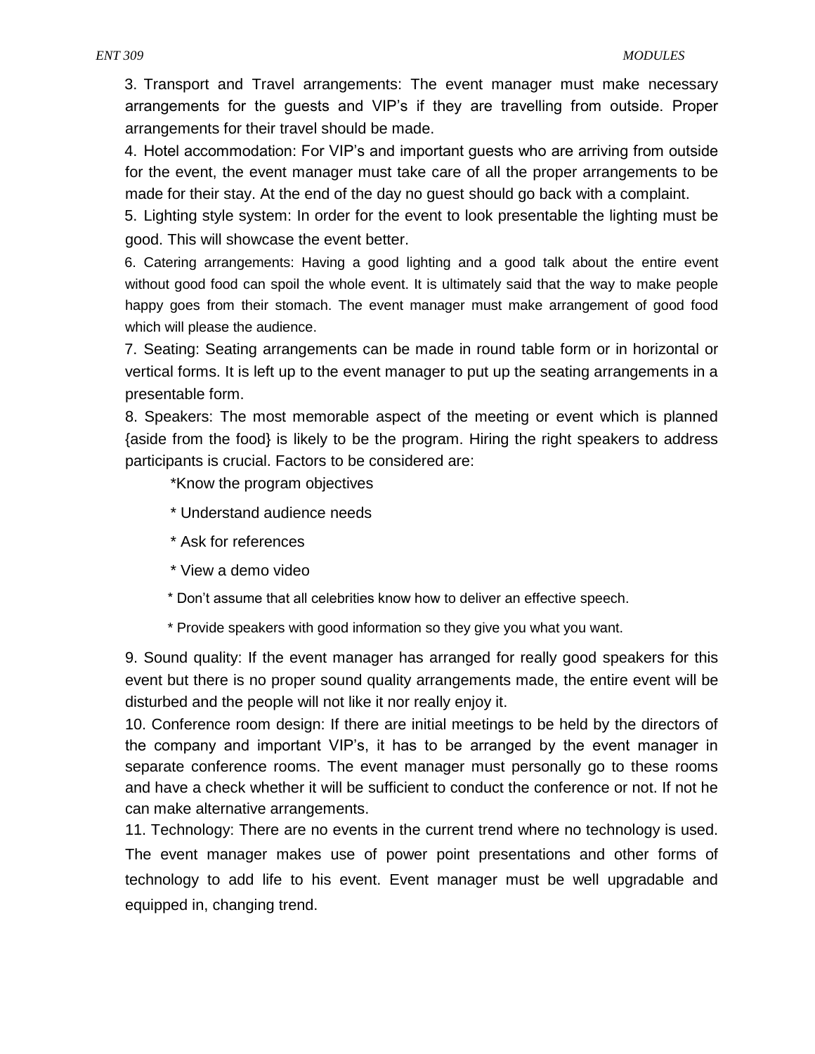3. Transport and Travel arrangements: The event manager must make necessary arrangements for the guests and VIP's if they are travelling from outside. Proper arrangements for their travel should be made.

4. Hotel accommodation: For VIP's and important guests who are arriving from outside for the event, the event manager must take care of all the proper arrangements to be made for their stay. At the end of the day no guest should go back with a complaint.

5. Lighting style system: In order for the event to look presentable the lighting must be good. This will showcase the event better.

6. Catering arrangements: Having a good lighting and a good talk about the entire event without good food can spoil the whole event. It is ultimately said that the way to make people happy goes from their stomach. The event manager must make arrangement of good food which will please the audience.

7. Seating: Seating arrangements can be made in round table form or in horizontal or vertical forms. It is left up to the event manager to put up the seating arrangements in a presentable form.

8. Speakers: The most memorable aspect of the meeting or event which is planned {aside from the food} is likely to be the program. Hiring the right speakers to address participants is crucial. Factors to be considered are:

*Know the program objectives

* Understand audience needs

* Ask for references

* View a demo video

* Don't assume that all celebrities know how to deliver an effective speech.

* Provide speakers with good information so they give you what you want.

9. Sound quality: If the event manager has arranged for really good speakers for this event but there is no proper sound quality arrangements made, the entire event will be disturbed and the people will not like it nor really enjoy it.

10. Conference room design: If there are initial meetings to be held by the directors of the company and important VIP's, it has to be arranged by the event manager in separate conference rooms. The event manager must personally go to these rooms and have a check whether it will be sufficient to conduct the conference or not. If not he can make alternative arrangements.

11. Technology: There are no events in the current trend where no technology is used. The event manager makes use of power point presentations and other forms of technology to add life to his event. Event manager must be well upgradable and equipped in, changing trend.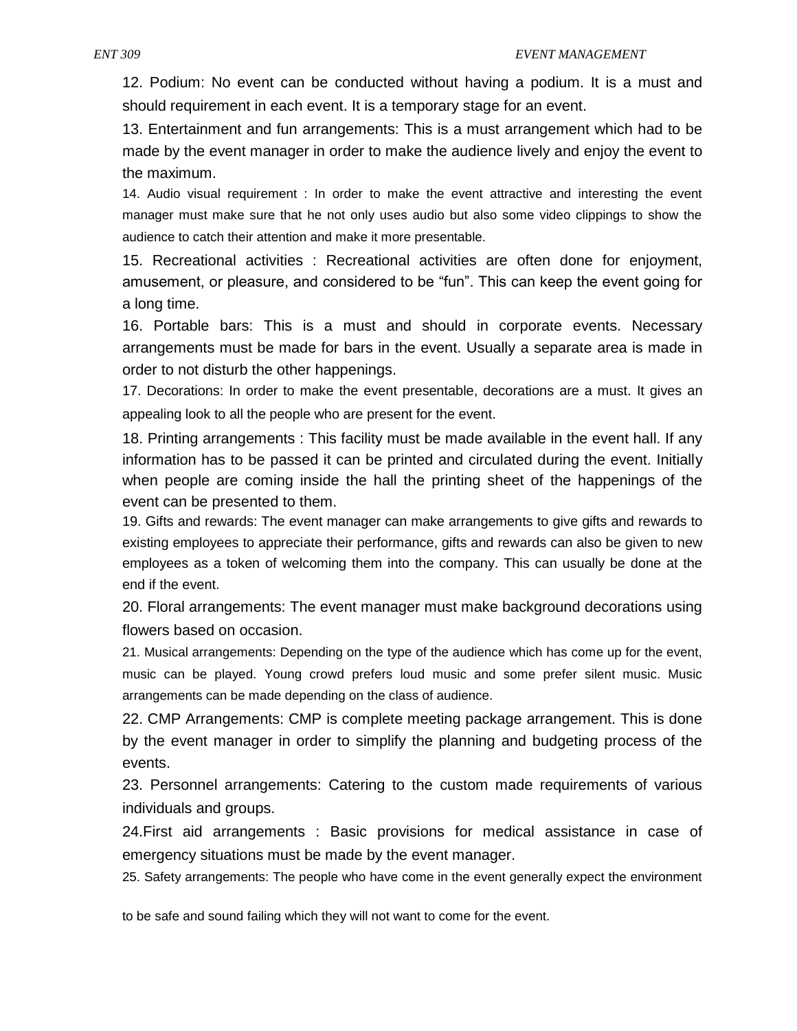12. Podium: No event can be conducted without having a podium. It is a must and should requirement in each event. It is a temporary stage for an event.

13. Entertainment and fun arrangements: This is a must arrangement which had to be made by the event manager in order to make the audience lively and enjoy the event to the maximum.

14. Audio visual requirement : In order to make the event attractive and interesting the event manager must make sure that he not only uses audio but also some video clippings to show the audience to catch their attention and make it more presentable.

15. Recreational activities : Recreational activities are often done for enjoyment, amusement, or pleasure, and considered to be "fun". This can keep the event going for a long time.

16. Portable bars: This is a must and should in corporate events. Necessary arrangements must be made for bars in the event. Usually a separate area is made in order to not disturb the other happenings.

17. Decorations: In order to make the event presentable, decorations are a must. It gives an appealing look to all the people who are present for the event.

18. Printing arrangements : This facility must be made available in the event hall. If any information has to be passed it can be printed and circulated during the event. Initially when people are coming inside the hall the printing sheet of the happenings of the event can be presented to them.

19. Gifts and rewards: The event manager can make arrangements to give gifts and rewards to existing employees to appreciate their performance, gifts and rewards can also be given to new employees as a token of welcoming them into the company. This can usually be done at the end if the event.

20. Floral arrangements: The event manager must make background decorations using flowers based on occasion.

21. Musical arrangements: Depending on the type of the audience which has come up for the event, music can be played. Young crowd prefers loud music and some prefer silent music. Music arrangements can be made depending on the class of audience.

22. CMP Arrangements: CMP is complete meeting package arrangement. This is done by the event manager in order to simplify the planning and budgeting process of the events.

23. Personnel arrangements: Catering to the custom made requirements of various individuals and groups.

24.First aid arrangements : Basic provisions for medical assistance in case of emergency situations must be made by the event manager.

25. Safety arrangements: The people who have come in the event generally expect the environment to be safe and sound failing which they will not want to come for the event.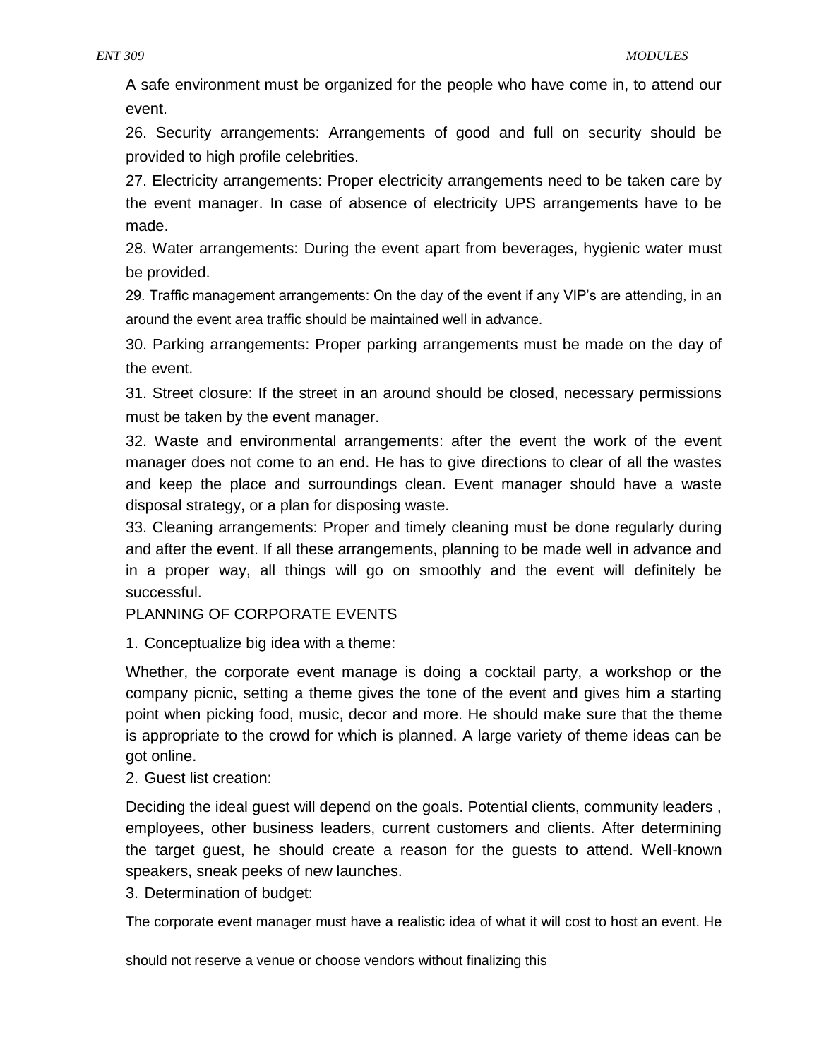A safe environment must be organized for the people who have come in, to attend our event.

26. Security arrangements: Arrangements of good and full on security should be provided to high profile celebrities.

27. Electricity arrangements: Proper electricity arrangements need to be taken care by the event manager. In case of absence of electricity UPS arrangements have to be made.

28. Water arrangements: During the event apart from beverages, hygienic water must be provided.

29. Traffic management arrangements: On the day of the event if any VIP's are attending, in an around the event area traffic should be maintained well in advance.

30. Parking arrangements: Proper parking arrangements must be made on the day of the event.

31. Street closure: If the street in an around should be closed, necessary permissions must be taken by the event manager.

32. Waste and environmental arrangements: after the event the work of the event manager does not come to an end. He has to give directions to clear of all the wastes and keep the place and surroundings clean. Event manager should have a waste disposal strategy, or a plan for disposing waste.

33. Cleaning arrangements: Proper and timely cleaning must be done regularly during and after the event. If all these arrangements, planning to be made well in advance and in a proper way, all things will go on smoothly and the event will definitely be successful.

PLANNING OF CORPORATE EVENTS

1. Conceptualize big idea with a theme:

Whether, the corporate event manage is doing a cocktail party, a workshop or the company picnic, setting a theme gives the tone of the event and gives him a starting point when picking food, music, decor and more. He should make sure that the theme is appropriate to the crowd for which is planned. A large variety of theme ideas can be got online.

2. Guest list creation:

Deciding the ideal guest will depend on the goals. Potential clients, community leaders , employees, other business leaders, current customers and clients. After determining the target guest, he should create a reason for the guests to attend. Well-known speakers, sneak peeks of new launches.

3. Determination of budget:

The corporate event manager must have a realistic idea of what it will cost to host an event. He should not reserve a venue or choose vendors without finalizing this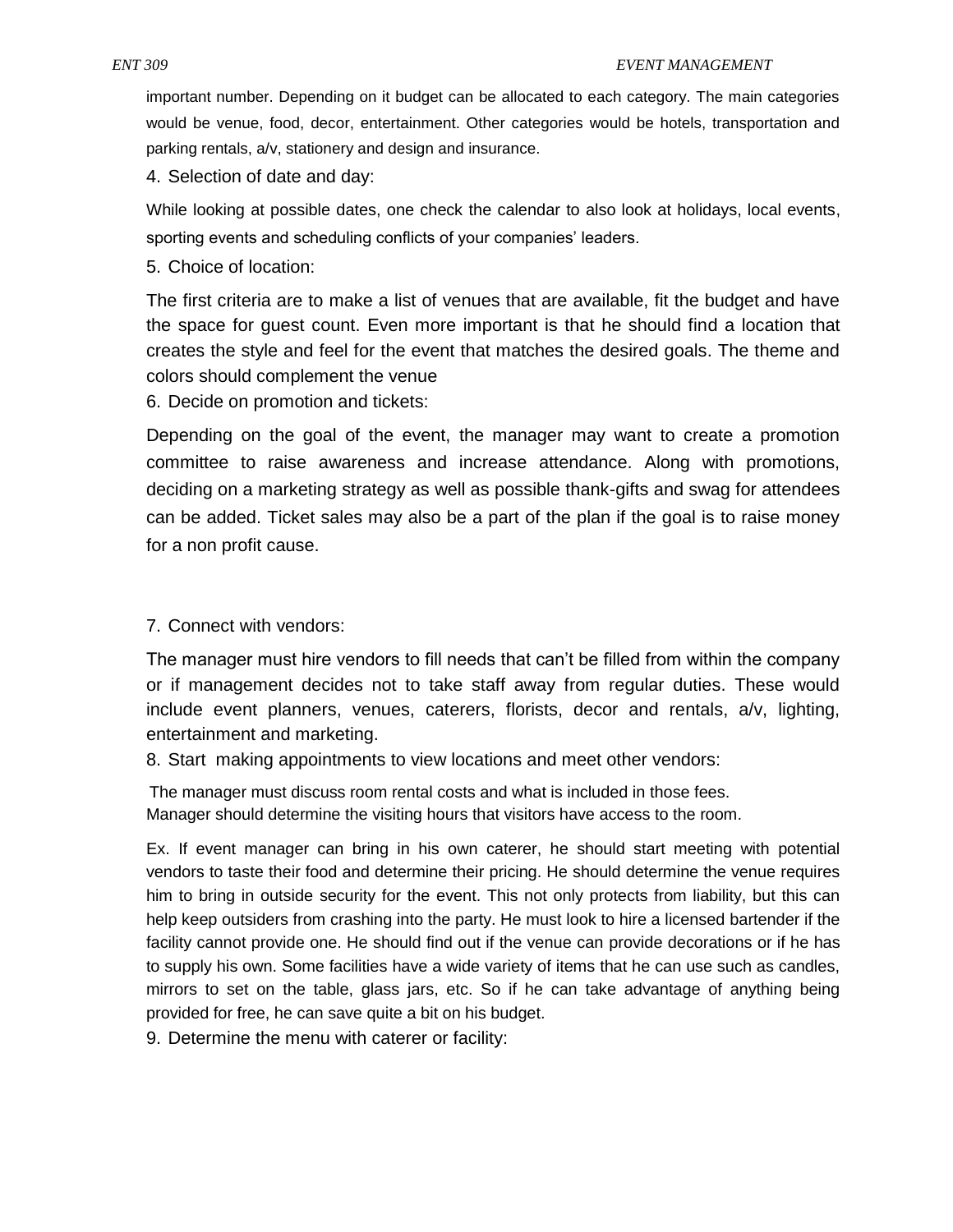important number. Depending on it budget can be allocated to each category. The main categories would be venue, food, decor, entertainment. Other categories would be hotels, transportation and parking rentals, a/v, stationery and design and insurance.

4. Selection of date and day:

While looking at possible dates, one check the calendar to also look at holidays, local events, sporting events and scheduling conflicts of your companies' leaders.

5. Choice of location:

The first criteria are to make a list of venues that are available, fit the budget and have the space for guest count. Even more important is that he should find a location that creates the style and feel for the event that matches the desired goals. The theme and colors should complement the venue

6. Decide on promotion and tickets:

Depending on the goal of the event, the manager may want to create a promotion committee to raise awareness and increase attendance. Along with promotions, deciding on a marketing strategy as well as possible thank-gifts and swag for attendees can be added. Ticket sales may also be a part of the plan if the goal is to raise money for a non profit cause.

7. Connect with vendors:

The manager must hire vendors to fill needs that can't be filled from within the company or if management decides not to take staff away from regular duties. These would include event planners, venues, caterers, florists, decor and rentals, a/v, lighting, entertainment and marketing.

8. Start making appointments to view locations and meet other vendors:

The manager must discuss room rental costs and what is included in those fees.
Manager should determine the visiting hours that visitors have access to the room.

Ex. If event manager can bring in his own caterer, he should start meeting with potential vendors to taste their food and determine their pricing. He should determine the venue requires him to bring in outside security for the event. This not only protects from liability, but this can help keep outsiders from crashing into the party. He must look to hire a licensed bartender if the facility cannot provide one. He should find out if the venue can provide decorations or if he has to supply his own. Some facilities have a wide variety of items that he can use such as candles, mirrors to set on the table, glass jars, etc. So if he can take advantage of anything being provided for free, he can save quite a bit on his budget.

9. Determine the menu with caterer or facility: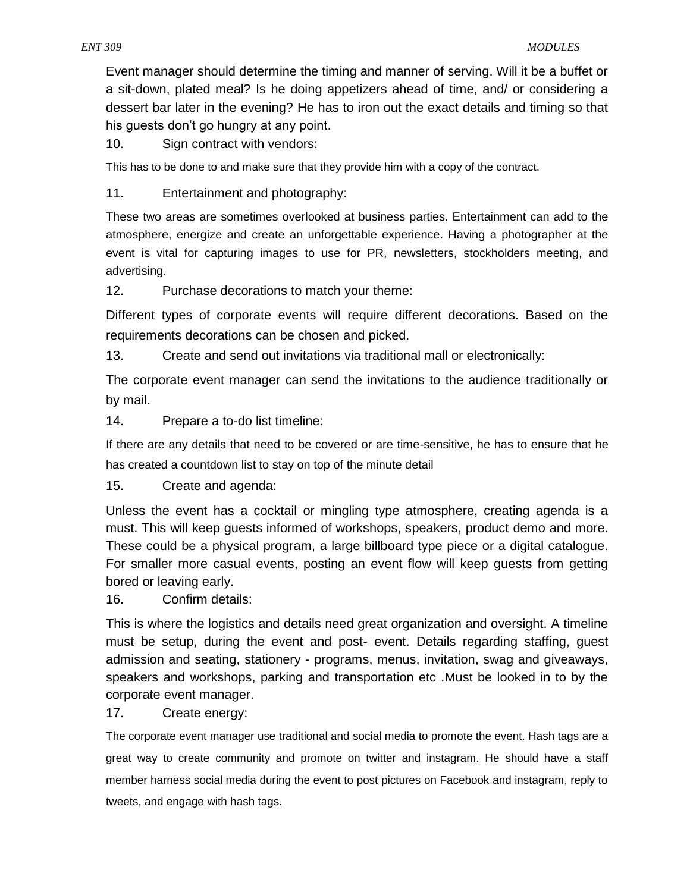Event manager should determine the timing and manner of serving. Will it be a buffet or a sit-down, plated meal? Is he doing appetizers ahead of time, and/ or considering a dessert bar later in the evening? He has to iron out the exact details and timing so that his guests don't go hungry at any point.

10. Sign contract with vendors:

This has to be done to and make sure that they provide him with a copy of the contract.

11. Entertainment and photography:

These two areas are sometimes overlooked at business parties. Entertainment can add to the atmosphere, energize and create an unforgettable experience. Having a photographer at the event is vital for capturing images to use for PR, newsletters, stockholders meeting, and advertising.

12. Purchase decorations to match your theme:

Different types of corporate events will require different decorations. Based on the requirements decorations can be chosen and picked.

13. Create and send out invitations via traditional mall or electronically:

The corporate event manager can send the invitations to the audience traditionally or by mail.

14. Prepare a to-do list timeline:

If there are any details that need to be covered or are time-sensitive, he has to ensure that he has created a countdown list to stay on top of the minute detail

15. Create and agenda:

Unless the event has a cocktail or mingling type atmosphere, creating agenda is a must. This will keep guests informed of workshops, speakers, product demo and more. These could be a physical program, a large billboard type piece or a digital catalogue. For smaller more casual events, posting an event flow will keep guests from getting bored or leaving early.

16. Confirm details:

This is where the logistics and details need great organization and oversight. A timeline must be setup, during the event and post- event. Details regarding staffing, guest admission and seating, stationery - programs, menus, invitation, swag and giveaways, speakers and workshops, parking and transportation etc .Must be looked in to by the corporate event manager.

17. Create energy:

The corporate event manager use traditional and social media to promote the event. Hash tags are a great way to create community and promote on twitter and instagram. He should have a staff member harness social media during the event to post pictures on Facebook and instagram, reply to tweets, and engage with hash tags.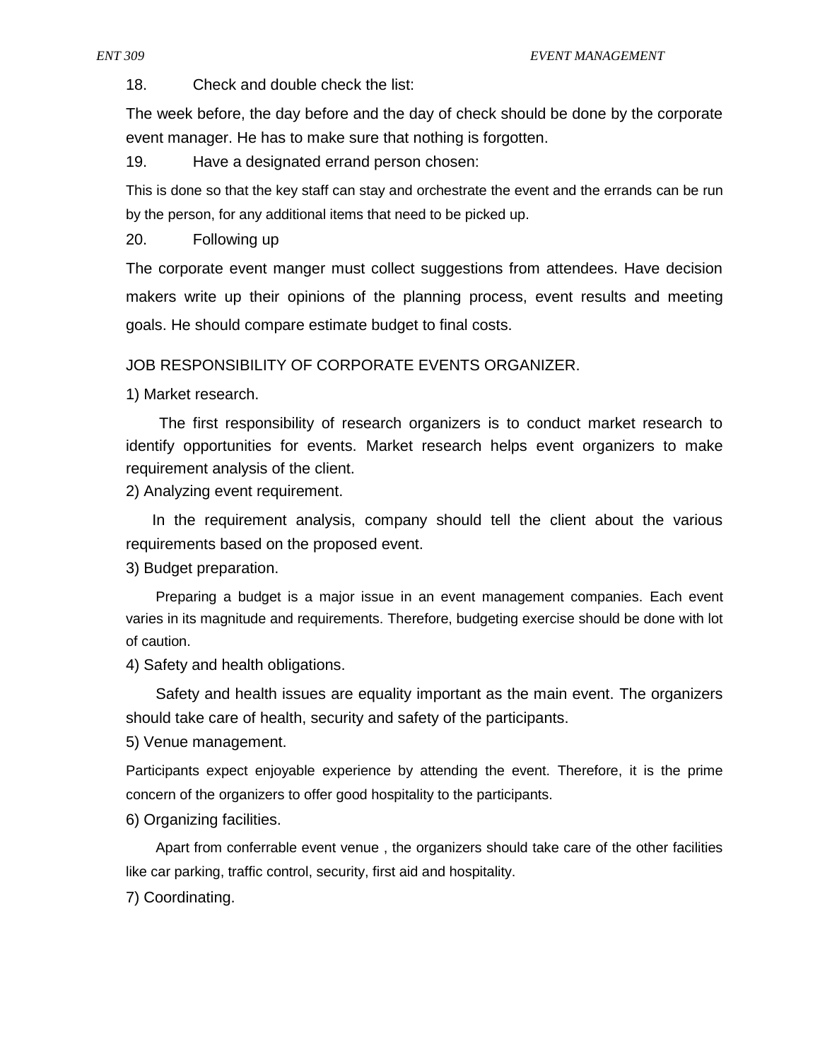18. Check and double check the list:

The week before, the day before and the day of check should be done by the corporate event manager. He has to make sure that nothing is forgotten.

19. Have a designated errand person chosen:

This is done so that the key staff can stay and orchestrate the event and the errands can be run by the person, for any additional items that need to be picked up.

20. Following up

The corporate event manger must collect suggestions from attendees. Have decision makers write up their opinions of the planning process, event results and meeting goals. He should compare estimate budget to final costs.

JOB RESPONSIBILITY OF CORPORATE EVENTS ORGANIZER.

1) Market research.

The first responsibility of research organizers is to conduct market research to identify opportunities for events. Market research helps event organizers to make requirement analysis of the client.

2) Analyzing event requirement.

In the requirement analysis, company should tell the client about the various requirements based on the proposed event.

3) Budget preparation.

Preparing a budget is a major issue in an event management companies. Each event varies in its magnitude and requirements. Therefore, budgeting exercise should be done with lot of caution.

4) Safety and health obligations.

Safety and health issues are equality important as the main event. The organizers should take care of health, security and safety of the participants.

5) Venue management.

Participants expect enjoyable experience by attending the event. Therefore, it is the prime concern of the organizers to offer good hospitality to the participants.

6) Organizing facilities.

Apart from conferrable event venue , the organizers should take care of the other facilities like car parking, traffic control, security, first aid and hospitality.

7) Coordinating.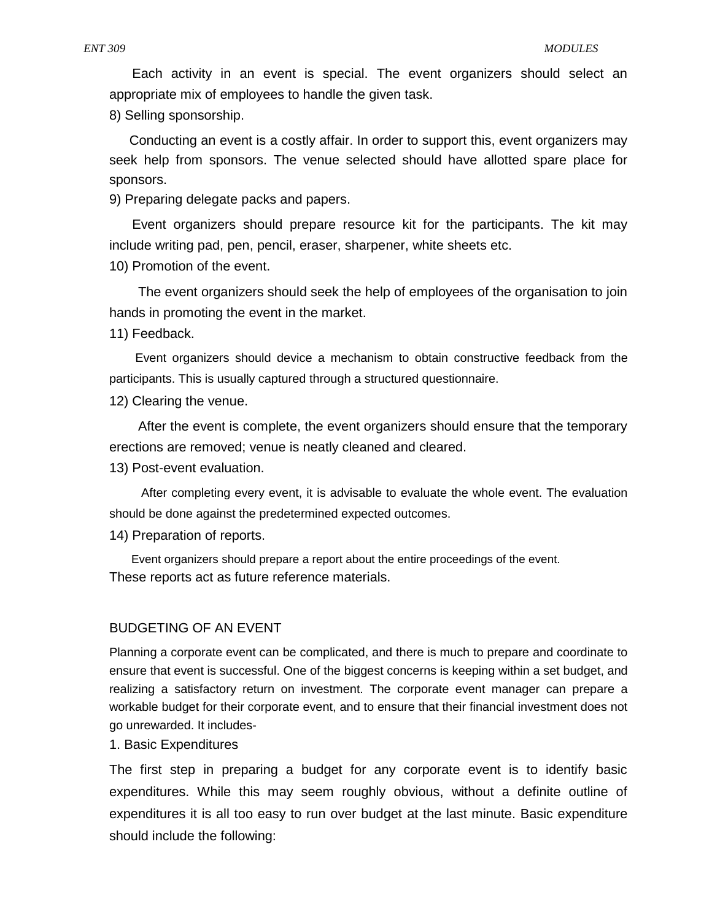Each activity in an event is special. The event organizers should select an appropriate mix of employees to handle the given task.

8) Selling sponsorship.

Conducting an event is a costly affair. In order to support this, event organizers may seek help from sponsors. The venue selected should have allotted spare place for sponsors.

9) Preparing delegate packs and papers.

Event organizers should prepare resource kit for the participants. The kit may include writing pad, pen, pencil, eraser, sharpener, white sheets etc.

10) Promotion of the event.

The event organizers should seek the help of employees of the organisation to join hands in promoting the event in the market.

11) Feedback.

Event organizers should device a mechanism to obtain constructive feedback from the participants. This is usually captured through a structured questionnaire.

12) Clearing the venue.

After the event is complete, the event organizers should ensure that the temporary erections are removed; venue is neatly cleaned and cleared.

13) Post-event evaluation.

After completing every event, it is advisable to evaluate the whole event. The evaluation should be done against the predetermined expected outcomes.

14) Preparation of reports.

Event organizers should prepare a report about the entire proceedings of the event. These reports act as future reference materials.

## BUDGETING OF AN EVENT

Planning a corporate event can be complicated, and there is much to prepare and coordinate to ensure that event is successful. One of the biggest concerns is keeping within a set budget, and realizing a satisfactory return on investment. The corporate event manager can prepare a workable budget for their corporate event, and to ensure that their financial investment does not go unrewarded. It includes-

1. Basic Expenditures

The first step in preparing a budget for any corporate event is to identify basic expenditures. While this may seem roughly obvious, without a definite outline of expenditures it is all too easy to run over budget at the last minute. Basic expenditure should include the following: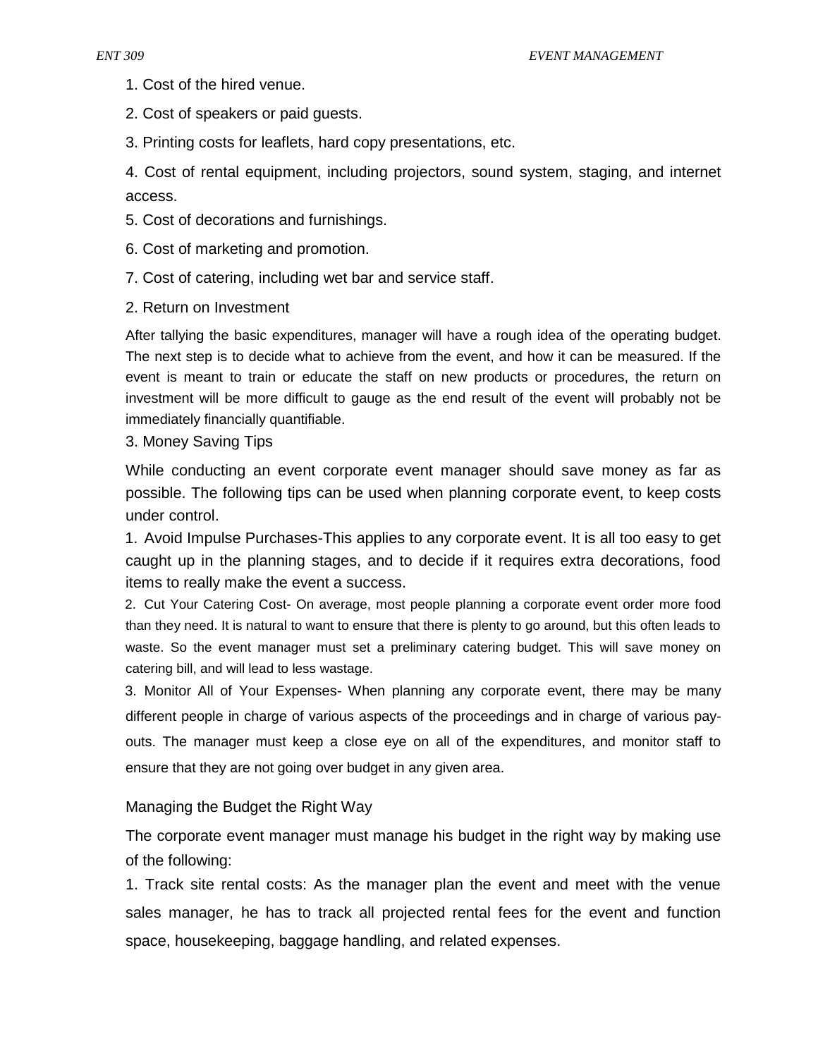1. Cost of the hired venue.

2. Cost of speakers or paid guests.

3. Printing costs for leaflets, hard copy presentations, etc.

4. Cost of rental equipment, including projectors, sound system, staging, and internet access.

5. Cost of decorations and furnishings.

6. Cost of marketing and promotion.

7. Cost of catering, including wet bar and service staff.

2. Return on Investment

After tallying the basic expenditures, manager will have a rough idea of the operating budget. The next step is to decide what to achieve from the event, and how it can be measured. If the event is meant to train or educate the staff on new products or procedures, the return on investment will be more difficult to gauge as the end result of the event will probably not be immediately financially quantifiable.

3. Money Saving Tips

While conducting an event corporate event manager should save money as far as possible. The following tips can be used when planning corporate event, to keep costs under control.

1. Avoid Impulse Purchases-This applies to any corporate event. It is all too easy to get caught up in the planning stages, and to decide if it requires extra decorations, food items to really make the event a success.

2. Cut Your Catering Cost- On average, most people planning a corporate event order more food than they need. It is natural to want to ensure that there is plenty to go around, but this often leads to waste. So the event manager must set a preliminary catering budget. This will save money on catering bill, and will lead to less wastage.

3. Monitor All of Your Expenses- When planning any corporate event, there may be many different people in charge of various aspects of the proceedings and in charge of various pay-outs. The manager must keep a close eye on all of the expenditures, and monitor staff to ensure that they are not going over budget in any given area.

Managing the Budget the Right Way

The corporate event manager must manage his budget in the right way by making use of the following:

1. Track site rental costs: As the manager plan the event and meet with the venue sales manager, he has to track all projected rental fees for the event and function space, housekeeping, baggage handling, and related expenses.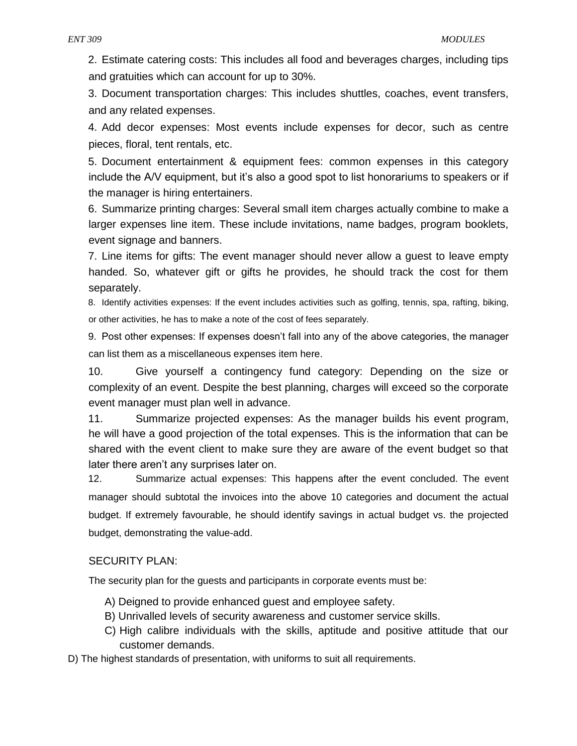2. Estimate catering costs: This includes all food and beverages charges, including tips and gratuities which can account for up to 30%.

3. Document transportation charges: This includes shuttles, coaches, event transfers, and any related expenses.

4. Add decor expenses: Most events include expenses for decor, such as centre pieces, floral, tent rentals, etc.

5. Document entertainment & equipment fees: common expenses in this category include the A/V equipment, but it's also a good spot to list honorariums to speakers or if the manager is hiring entertainers.

6. Summarize printing charges: Several small item charges actually combine to make a larger expenses line item. These include invitations, name badges, program booklets, event signage and banners.

7. Line items for gifts: The event manager should never allow a guest to leave empty handed. So, whatever gift or gifts he provides, he should track the cost for them separately.

8. Identify activities expenses: If the event includes activities such as golfing, tennis, spa, rafting, biking, or other activities, he has to make a note of the cost of fees separately.

9. Post other expenses: If expenses doesn't fall into any of the above categories, the manager can list them as a miscellaneous expenses item here.

10. Give yourself a contingency fund category: Depending on the size or complexity of an event. Despite the best planning, charges will exceed so the corporate event manager must plan well in advance.

11. Summarize projected expenses: As the manager builds his event program, he will have a good projection of the total expenses. This is the information that can be shared with the event client to make sure they are aware of the event budget so that later there aren't any surprises later on.

12. Summarize actual expenses: This happens after the event concluded. The event manager should subtotal the invoices into the above 10 categories and document the actual budget. If extremely favourable, he should identify savings in actual budget vs. the projected budget, demonstrating the value-add.

SECURITY PLAN:

The security plan for the guests and participants in corporate events must be:

A) Deigned to provide enhanced guest and employee safety.

B) Unrivalled levels of security awareness and customer service skills.

C) High calibre individuals with the skills, aptitude and positive attitude that our customer demands.

D) The highest standards of presentation, with uniforms to suit all requirements.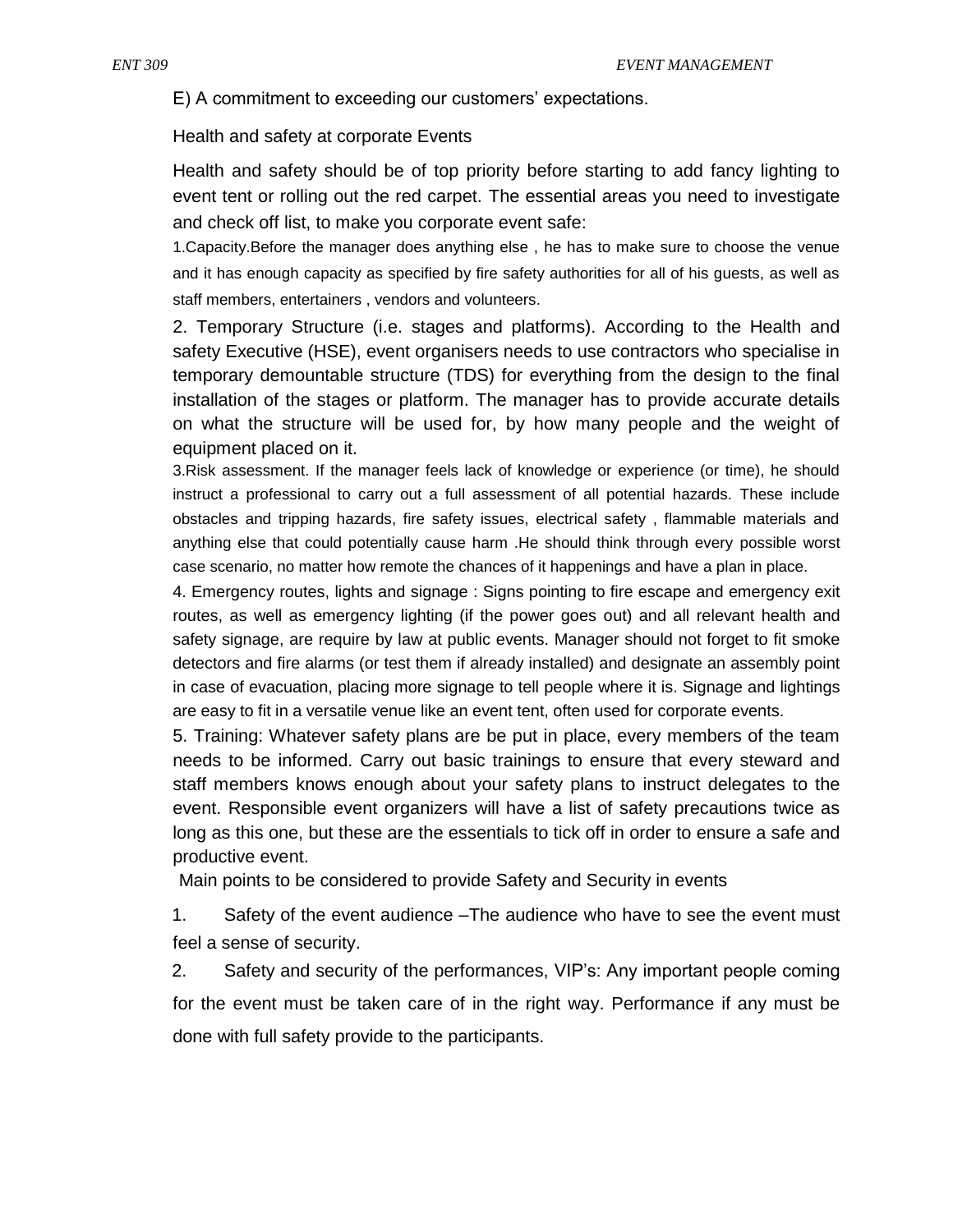E) A commitment to exceeding our customers' expectations.

Health and safety at corporate Events

Health and safety should be of top priority before starting to add fancy lighting to event tent or rolling out the red carpet. The essential areas you need to investigate and check off list, to make you corporate event safe:

1.Capacity.Before the manager does anything else , he has to make sure to choose the venue and it has enough capacity as specified by fire safety authorities for all of his guests, as well as staff members, entertainers , vendors and volunteers.

2. Temporary Structure (i.e. stages and platforms). According to the Health and safety Executive (HSE), event organisers needs to use contractors who specialise in temporary demountable structure (TDS) for everything from the design to the final installation of the stages or platform. The manager has to provide accurate details on what the structure will be used for, by how many people and the weight of equipment placed on it.

3.Risk assessment. If the manager feels lack of knowledge or experience (or time), he should instruct a professional to carry out a full assessment of all potential hazards. These include obstacles and tripping hazards, fire safety issues, electrical safety , flammable materials and anything else that could potentially cause harm .He should think through every possible worst case scenario, no matter how remote the chances of it happenings and have a plan in place.

4. Emergency routes, lights and signage : Signs pointing to fire escape and emergency exit routes, as well as emergency lighting (if the power goes out) and all relevant health and safety signage, are require by law at public events. Manager should not forget to fit smoke detectors and fire alarms (or test them if already installed) and designate an assembly point in case of evacuation, placing more signage to tell people where it is. Signage and lightings are easy to fit in a versatile venue like an event tent, often used for corporate events.

5. Training: Whatever safety plans are be put in place, every members of the team needs to be informed. Carry out basic trainings to ensure that every steward and staff members knows enough about your safety plans to instruct delegates to the event. Responsible event organizers will have a list of safety precautions twice as long as this one, but these are the essentials to tick off in order to ensure a safe and productive event.

Main points to be considered to provide Safety and Security in events

1. Safety of the event audience –The audience who have to see the event must feel a sense of security.
2. Safety and security of the performances, VIP's: Any important people coming for the event must be taken care of in the right way. Performance if any must be done with full safety provide to the participants.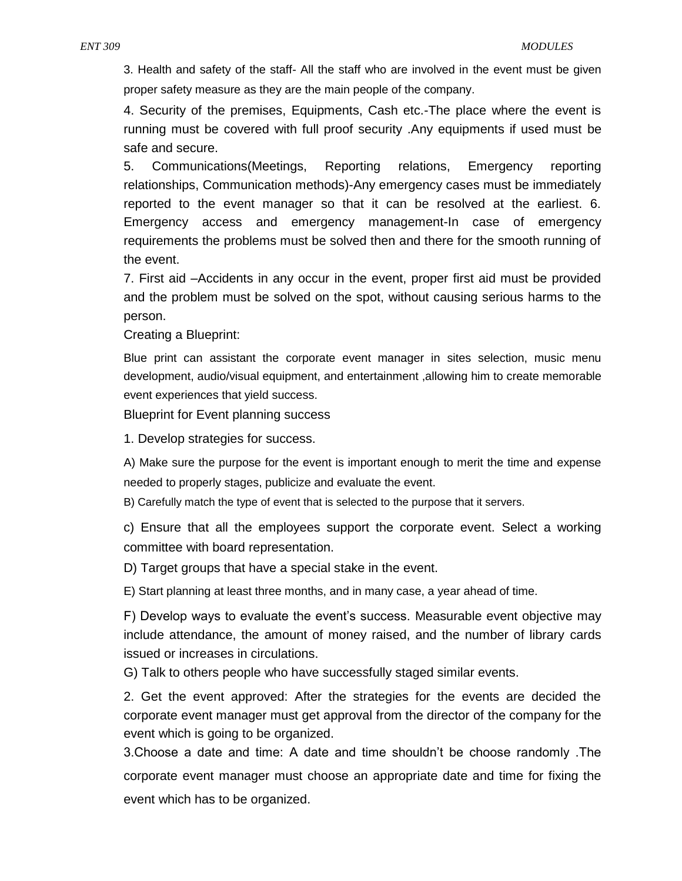3. Health and safety of the staff- All the staff who are involved in the event must be given proper safety measure as they are the main people of the company.

4. Security of the premises, Equipments, Cash etc.-The place where the event is running must be covered with full proof security .Any equipments if used must be safe and secure.

5. Communications(Meetings, Reporting relations, Emergency reporting relationships, Communication methods)-Any emergency cases must be immediately reported to the event manager so that it can be resolved at the earliest. 6. Emergency access and emergency management-In case of emergency requirements the problems must be solved then and there for the smooth running of the event.

7. First aid –Accidents in any occur in the event, proper first aid must be provided and the problem must be solved on the spot, without causing serious harms to the person.

Creating a Blueprint:

Blue print can assistant the corporate event manager in sites selection, music menu development, audio/visual equipment, and entertainment ,allowing him to create memorable event experiences that yield success.

Blueprint for Event planning success

1. Develop strategies for success.

A) Make sure the purpose for the event is important enough to merit the time and expense needed to properly stages, publicize and evaluate the event.

B) Carefully match the type of event that is selected to the purpose that it servers.

c) Ensure that all the employees support the corporate event. Select a working committee with board representation.

D) Target groups that have a special stake in the event.

E) Start planning at least three months, and in many case, a year ahead of time.

F) Develop ways to evaluate the event's success. Measurable event objective may include attendance, the amount of money raised, and the number of library cards issued or increases in circulations.

G) Talk to others people who have successfully staged similar events.

2. Get the event approved: After the strategies for the events are decided the corporate event manager must get approval from the director of the company for the event which is going to be organized.

3.Choose a date and time: A date and time shouldn't be choose randomly .The corporate event manager must choose an appropriate date and time for fixing the event which has to be organized.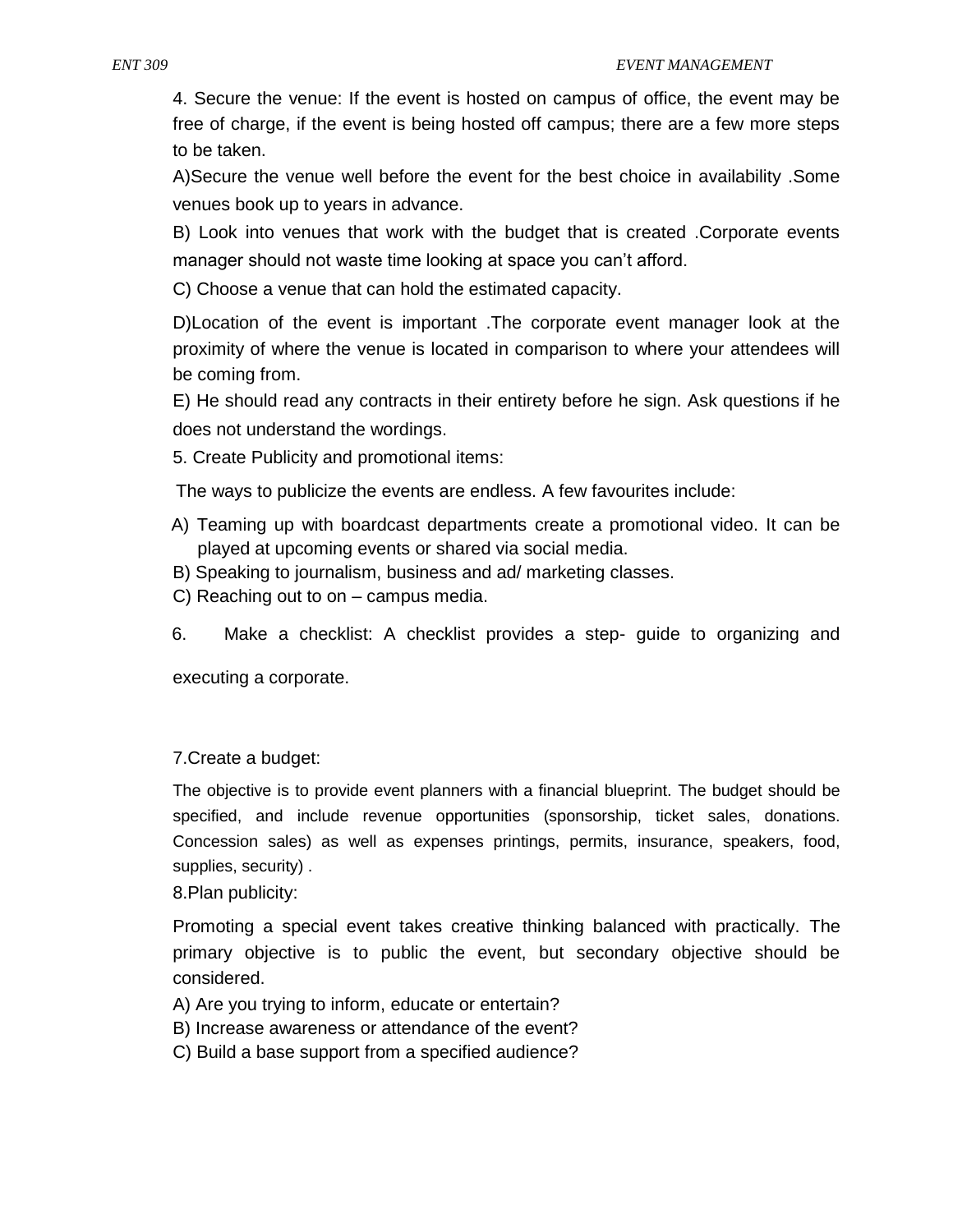4. Secure the venue: If the event is hosted on campus of office, the event may be free of charge, if the event is being hosted off campus; there are a few more steps to be taken.

A)Secure the venue well before the event for the best choice in availability .Some venues book up to years in advance.

B) Look into venues that work with the budget that is created .Corporate events manager should not waste time looking at space you can't afford.

C) Choose a venue that can hold the estimated capacity.

D)Location of the event is important .The corporate event manager look at the proximity of where the venue is located in comparison to where your attendees will be coming from.

E) He should read any contracts in their entirety before he sign. Ask questions if he does not understand the wordings.

5. Create Publicity and promotional items:

The ways to publicize the events are endless. A few favourites include:

A) Teaming up with boardcast departments create a promotional video. It can be played at upcoming events or shared via social media.
B) Speaking to journalism, business and ad/ marketing classes.
C) Reaching out to on – campus media.

6. Make a checklist: A checklist provides a step- guide to organizing and executing a corporate.

7.Create a budget:

The objective is to provide event planners with a financial blueprint. The budget should be specified, and include revenue opportunities (sponsorship, ticket sales, donations. Concession sales) as well as expenses printings, permits, insurance, speakers, food, supplies, security) .

8.Plan publicity:

Promoting a special event takes creative thinking balanced with practically. The primary objective is to public the event, but secondary objective should be considered.

A) Are you trying to inform, educate or entertain?
B) Increase awareness or attendance of the event?
C) Build a base support from a specified audience?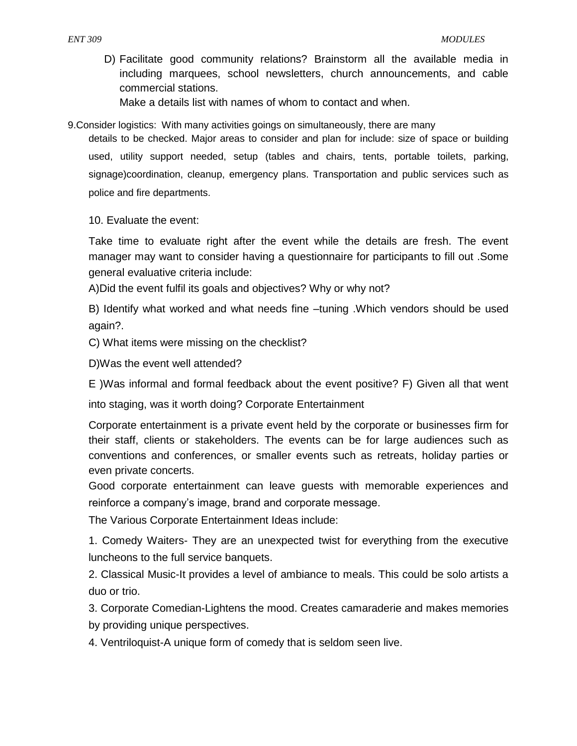D) Facilitate good community relations? Brainstorm all the available media in including marquees, school newsletters, church announcements, and cable commercial stations.

Make a details list with names of whom to contact and when.

9.Consider logistics: With many activities goings on simultaneously, there are many details to be checked. Major areas to consider and plan for include: size of space or building used, utility support needed, setup (tables and chairs, tents, portable toilets, parking, signage)coordination, cleanup, emergency plans. Transportation and public services such as police and fire departments.

10. Evaluate the event:

Take time to evaluate right after the event while the details are fresh. The event manager may want to consider having a questionnaire for participants to fill out .Some general evaluative criteria include:

A)Did the event fulfil its goals and objectives? Why or why not?

B) Identify what worked and what needs fine –tuning .Which vendors should be used again?.

C) What items were missing on the checklist?

D)Was the event well attended?

E )Was informal and formal feedback about the event positive? F) Given all that went into staging, was it worth doing? Corporate Entertainment

Corporate entertainment is a private event held by the corporate or businesses firm for their staff, clients or stakeholders. The events can be for large audiences such as conventions and conferences, or smaller events such as retreats, holiday parties or even private concerts.

Good corporate entertainment can leave guests with memorable experiences and reinforce a company's image, brand and corporate message.

The Various Corporate Entertainment Ideas include:

1. Comedy Waiters- They are an unexpected twist for everything from the executive luncheons to the full service banquets.
2. Classical Music-It provides a level of ambiance to meals. This could be solo artists a duo or trio.
3. Corporate Comedian-Lightens the mood. Creates camaraderie and makes memories by providing unique perspectives.
4. Ventriloquist-A unique form of comedy that is seldom seen live.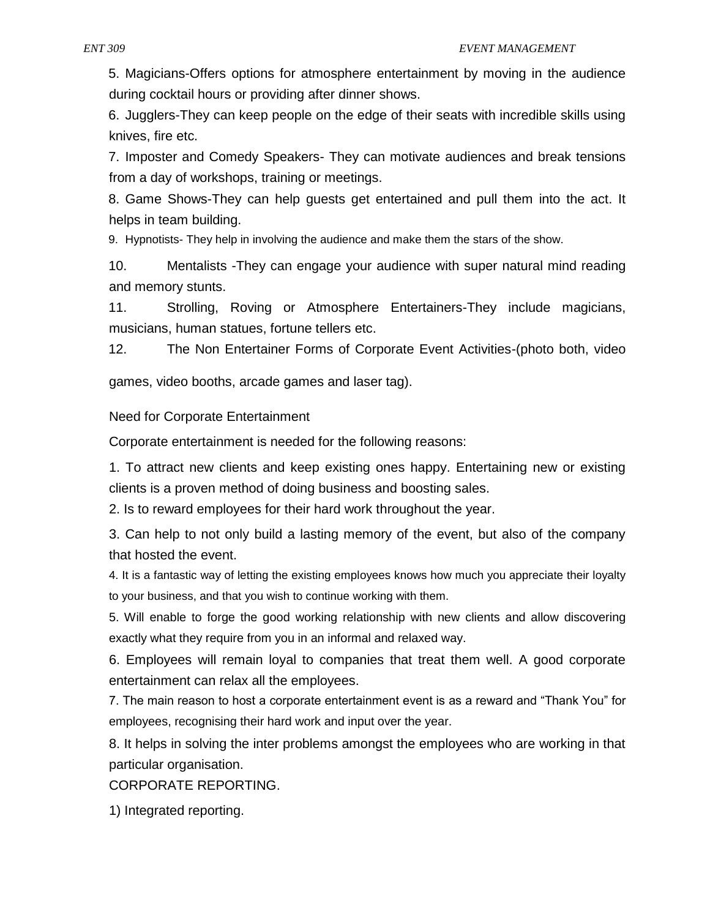5. Magicians-Offers options for atmosphere entertainment by moving in the audience during cocktail hours or providing after dinner shows.

6. Jugglers-They can keep people on the edge of their seats with incredible skills using knives, fire etc.

7. Imposter and Comedy Speakers- They can motivate audiences and break tensions from a day of workshops, training or meetings.

8. Game Shows-They can help guests get entertained and pull them into the act. It helps in team building.

9. Hypnotists- They help in involving the audience and make them the stars of the show.

10. Mentalists -They can engage your audience with super natural mind reading and memory stunts.

11. Strolling, Roving or Atmosphere Entertainers-They include magicians, musicians, human statues, fortune tellers etc.

12. The Non Entertainer Forms of Corporate Event Activities-(photo both, video games, video booths, arcade games and laser tag).

Need for Corporate Entertainment

Corporate entertainment is needed for the following reasons:

1. To attract new clients and keep existing ones happy. Entertaining new or existing clients is a proven method of doing business and boosting sales.

2. Is to reward employees for their hard work throughout the year.

3. Can help to not only build a lasting memory of the event, but also of the company that hosted the event.

4. It is a fantastic way of letting the existing employees knows how much you appreciate their loyalty to your business, and that you wish to continue working with them.

5. Will enable to forge the good working relationship with new clients and allow discovering exactly what they require from you in an informal and relaxed way.

6. Employees will remain loyal to companies that treat them well. A good corporate entertainment can relax all the employees.

7. The main reason to host a corporate entertainment event is as a reward and "Thank You" for employees, recognising their hard work and input over the year.

8. It helps in solving the inter problems amongst the employees who are working in that particular organisation.

CORPORATE REPORTING.

1) Integrated reporting.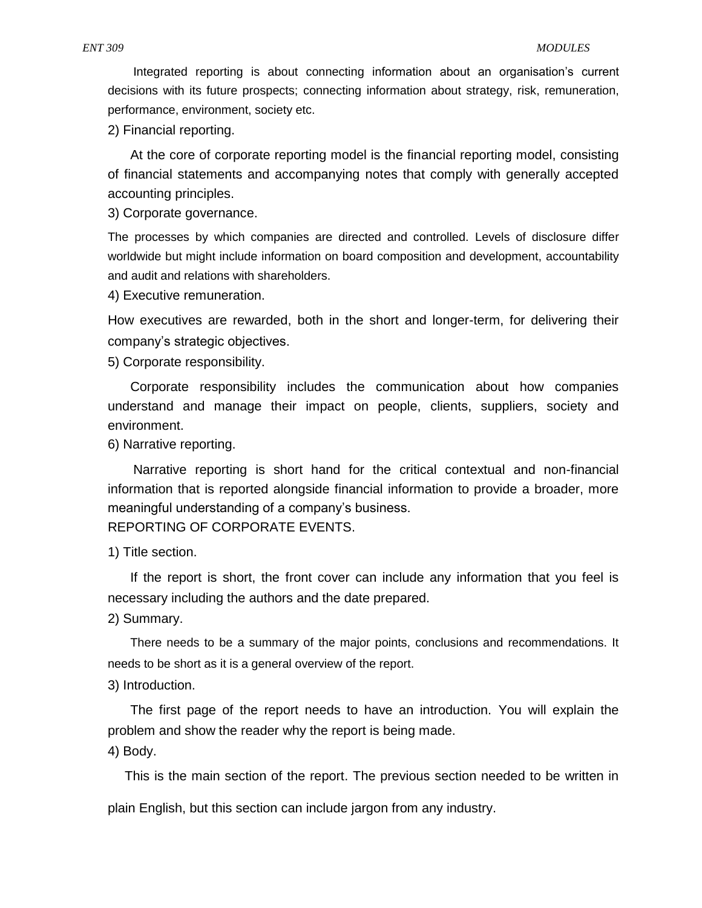Integrated reporting is about connecting information about an organisation's current decisions with its future prospects; connecting information about strategy, risk, remuneration, performance, environment, society etc.

2) Financial reporting.

At the core of corporate reporting model is the financial reporting model, consisting of financial statements and accompanying notes that comply with generally accepted accounting principles.

3) Corporate governance.

The processes by which companies are directed and controlled. Levels of disclosure differ worldwide but might include information on board composition and development, accountability and audit and relations with shareholders.

4) Executive remuneration.

How executives are rewarded, both in the short and longer-term, for delivering their company's strategic objectives.

5) Corporate responsibility.

Corporate responsibility includes the communication about how companies understand and manage their impact on people, clients, suppliers, society and environment.

6) Narrative reporting.

Narrative reporting is short hand for the critical contextual and non-financial information that is reported alongside financial information to provide a broader, more meaningful understanding of a company's business.

REPORTING OF CORPORATE EVENTS.

1) Title section.

If the report is short, the front cover can include any information that you feel is necessary including the authors and the date prepared.

2) Summary.

There needs to be a summary of the major points, conclusions and recommendations. It needs to be short as it is a general overview of the report.

3) Introduction.

The first page of the report needs to have an introduction. You will explain the problem and show the reader why the report is being made.

4) Body.

This is the main section of the report. The previous section needed to be written in plain English, but this section can include jargon from any industry.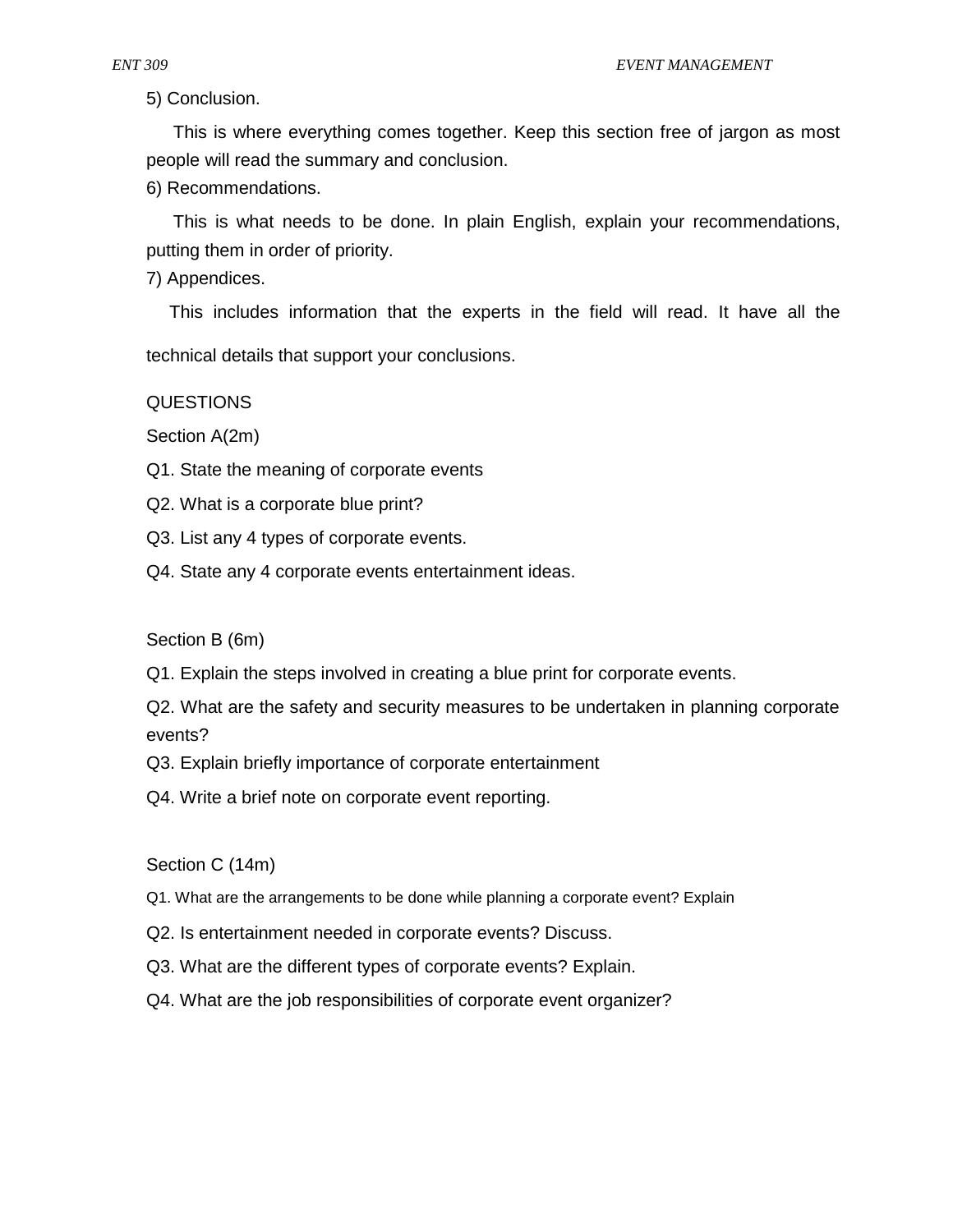5) Conclusion.

This is where everything comes together. Keep this section free of jargon as most people will read the summary and conclusion.

6) Recommendations.

This is what needs to be done. In plain English, explain your recommendations, putting them in order of priority.

7) Appendices.

This includes information that the experts in the field will read. It have all the technical details that support your conclusions.

QUESTIONS

Section A(2m)

Q1. State the meaning of corporate events

Q2. What is a corporate blue print?

Q3. List any 4 types of corporate events.

Q4. State any 4 corporate events entertainment ideas.

Section B (6m)

Q1. Explain the steps involved in creating a blue print for corporate events.

Q2. What are the safety and security measures to be undertaken in planning corporate events?

Q3. Explain briefly importance of corporate entertainment

Q4. Write a brief note on corporate event reporting.

Section C (14m)

Q1. What are the arrangements to be done while planning a corporate event? Explain

Q2. Is entertainment needed in corporate events? Discuss.

Q3. What are the different types of corporate events? Explain.

Q4. What are the job responsibilities of corporate event organizer?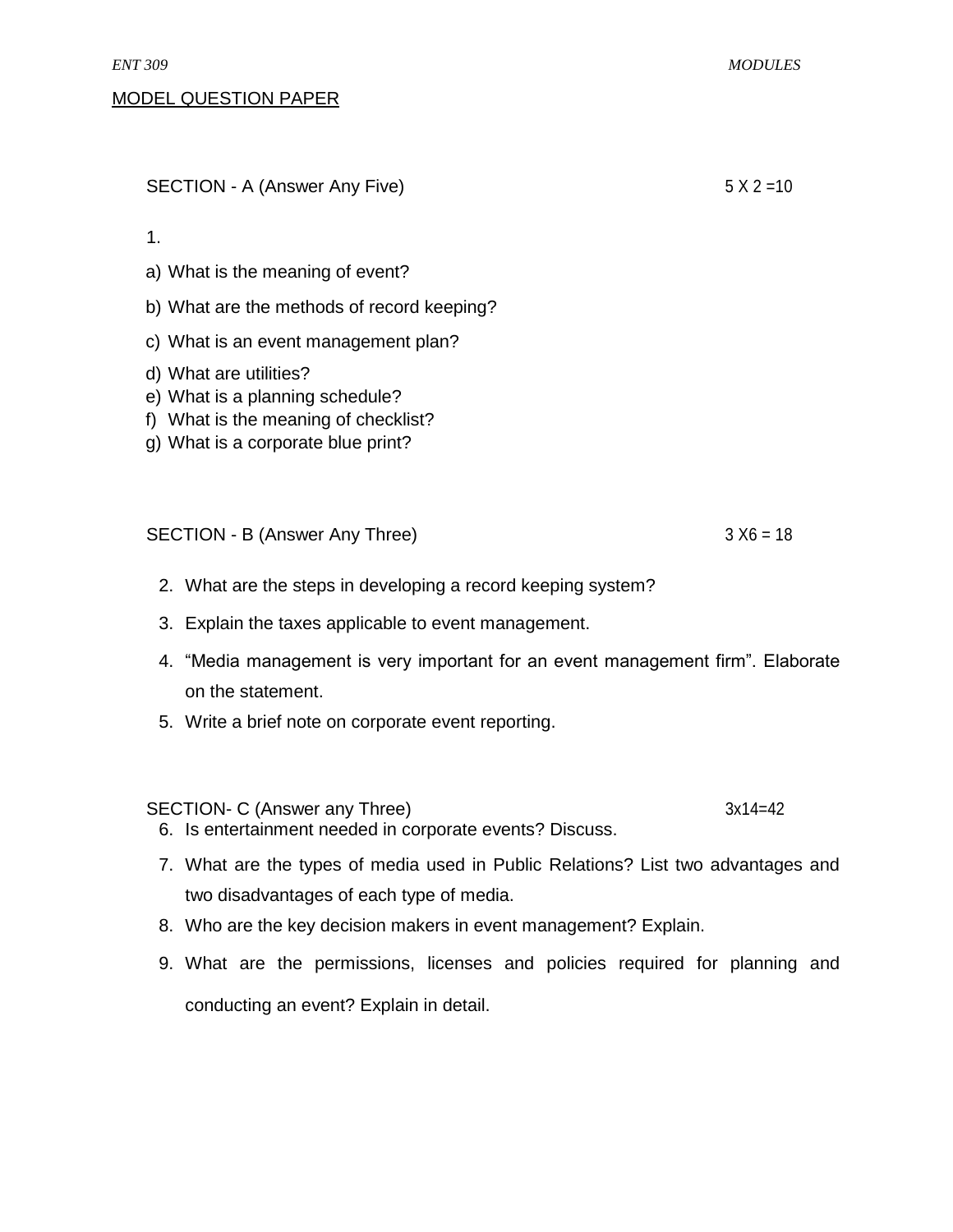## MODEL QUESTION PAPER

SECTION - A (Answer Any Five) 5 X 2 =10

1.

a) What is the meaning of event?

b) What are the methods of record keeping?

c) What is an event management plan?

d) What are utilities?

e) What is a planning schedule?

f) What is the meaning of checklist?

g) What is a corporate blue print?

SECTION - B (Answer Any Three) 3 X6 = 18

2. What are the steps in developing a record keeping system?
3. Explain the taxes applicable to event management.
4. "Media management is very important for an event management firm". Elaborate on the statement.
5. Write a brief note on corporate event reporting.

SECTION- C (Answer any Three) 3x14=42

6. Is entertainment needed in corporate events? Discuss.
7. What are the types of media used in Public Relations? List two advantages and two disadvantages of each type of media.
8. Who are the key decision makers in event management? Explain.
9. What are the permissions, licenses and policies required for planning and conducting an event? Explain in detail.